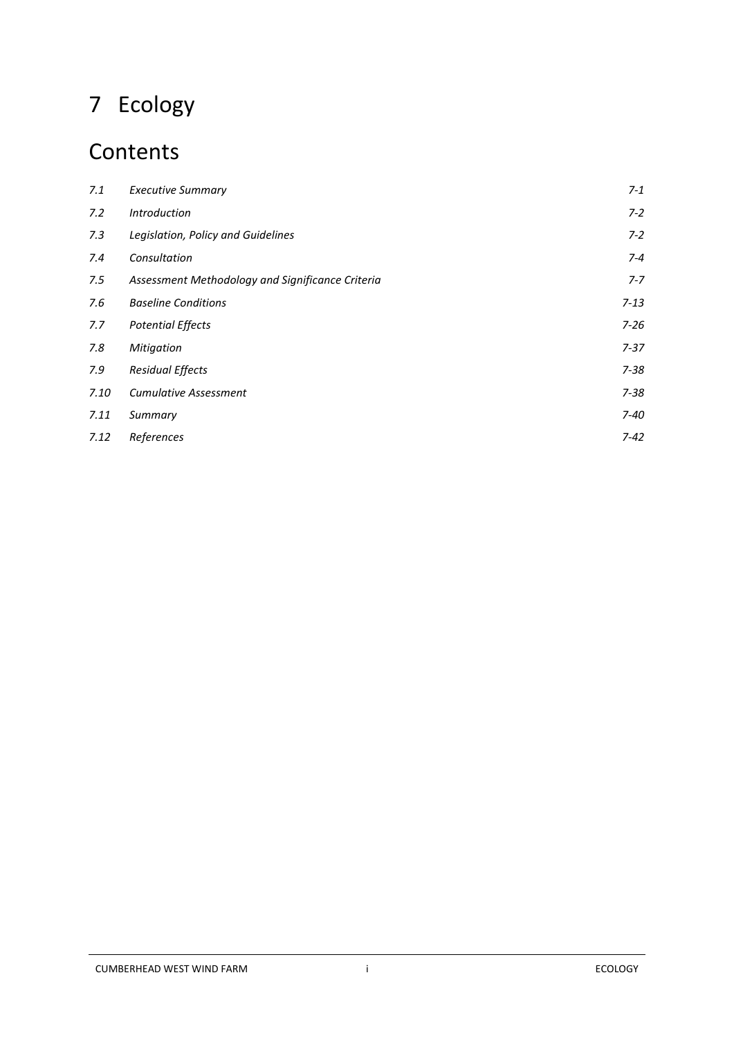# 7 Ecology

## Contents

| | | |
|---|---|---|
| *7.1* | *Executive Summary* | *7-1* |
| *7.2* | *Introduction* | *7-2* |
| *7.3* | *Legislation, Policy and Guidelines* | *7-2* |
| *7.4* | *Consultation* | *7-4* |
| *7.5* | *Assessment Methodology and Significance Criteria* | *7-7* |
| *7.6* | *Baseline Conditions* | *7-13* |
| *7.7* | *Potential Effects* | *7-26* |
| *7.8* | *Mitigation* | *7-37* |
| *7.9* | *Residual Effects* | *7-38* |
| *7.10* | *Cumulative Assessment* | *7-38* |
| *7.11* | *Summary* | *7-40* |
| *7.12* | *References* | *7-42* |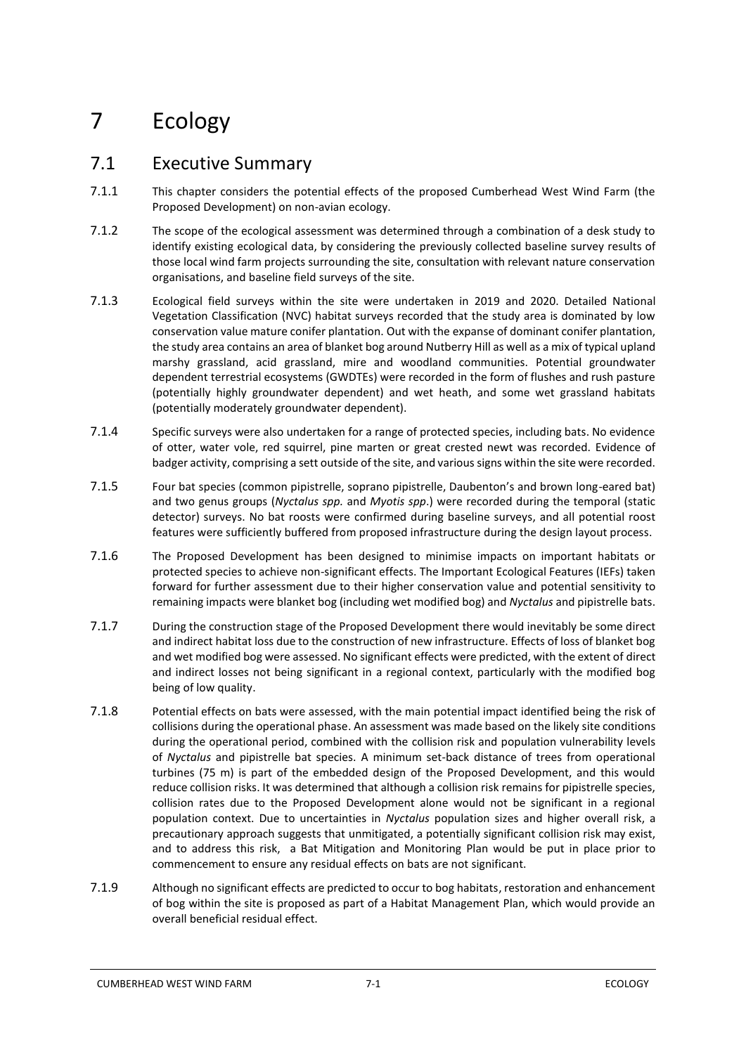# 7 Ecology

## 7.1 Executive Summary

7.1.1 This chapter considers the potential effects of the proposed Cumberhead West Wind Farm (the Proposed Development) on non-avian ecology.

7.1.2 The scope of the ecological assessment was determined through a combination of a desk study to identify existing ecological data, by considering the previously collected baseline survey results of those local wind farm projects surrounding the site, consultation with relevant nature conservation organisations, and baseline field surveys of the site.

7.1.3 Ecological field surveys within the site were undertaken in 2019 and 2020. Detailed National Vegetation Classification (NVC) habitat surveys recorded that the study area is dominated by low conservation value mature conifer plantation. Out with the expanse of dominant conifer plantation, the study area contains an area of blanket bog around Nutberry Hill as well as a mix of typical upland marshy grassland, acid grassland, mire and woodland communities. Potential groundwater dependent terrestrial ecosystems (GWDTEs) were recorded in the form of flushes and rush pasture (potentially highly groundwater dependent) and wet heath, and some wet grassland habitats (potentially moderately groundwater dependent).

7.1.4 Specific surveys were also undertaken for a range of protected species, including bats. No evidence of otter, water vole, red squirrel, pine marten or great crested newt was recorded. Evidence of badger activity, comprising a sett outside of the site, and various signs within the site were recorded.

7.1.5 Four bat species (common pipistrelle, soprano pipistrelle, Daubenton's and brown long-eared bat) and two genus groups (*Nyctalus spp.* and *Myotis spp*.) were recorded during the temporal (static detector) surveys. No bat roosts were confirmed during baseline surveys, and all potential roost features were sufficiently buffered from proposed infrastructure during the design layout process.

7.1.6 The Proposed Development has been designed to minimise impacts on important habitats or protected species to achieve non-significant effects. The Important Ecological Features (IEFs) taken forward for further assessment due to their higher conservation value and potential sensitivity to remaining impacts were blanket bog (including wet modified bog) and *Nyctalus* and pipistrelle bats.

7.1.7 During the construction stage of the Proposed Development there would inevitably be some direct and indirect habitat loss due to the construction of new infrastructure. Effects of loss of blanket bog and wet modified bog were assessed. No significant effects were predicted, with the extent of direct and indirect losses not being significant in a regional context, particularly with the modified bog being of low quality.

7.1.8 Potential effects on bats were assessed, with the main potential impact identified being the risk of collisions during the operational phase. An assessment was made based on the likely site conditions during the operational period, combined with the collision risk and population vulnerability levels of *Nyctalus* and pipistrelle bat species. A minimum set-back distance of trees from operational turbines (75 m) is part of the embedded design of the Proposed Development, and this would reduce collision risks. It was determined that although a collision risk remains for pipistrelle species, collision rates due to the Proposed Development alone would not be significant in a regional population context. Due to uncertainties in *Nyctalus* population sizes and higher overall risk, a precautionary approach suggests that unmitigated, a potentially significant collision risk may exist, and to address this risk, a Bat Mitigation and Monitoring Plan would be put in place prior to commencement to ensure any residual effects on bats are not significant.

7.1.9 Although no significant effects are predicted to occur to bog habitats, restoration and enhancement of bog within the site is proposed as part of a Habitat Management Plan, which would provide an overall beneficial residual effect.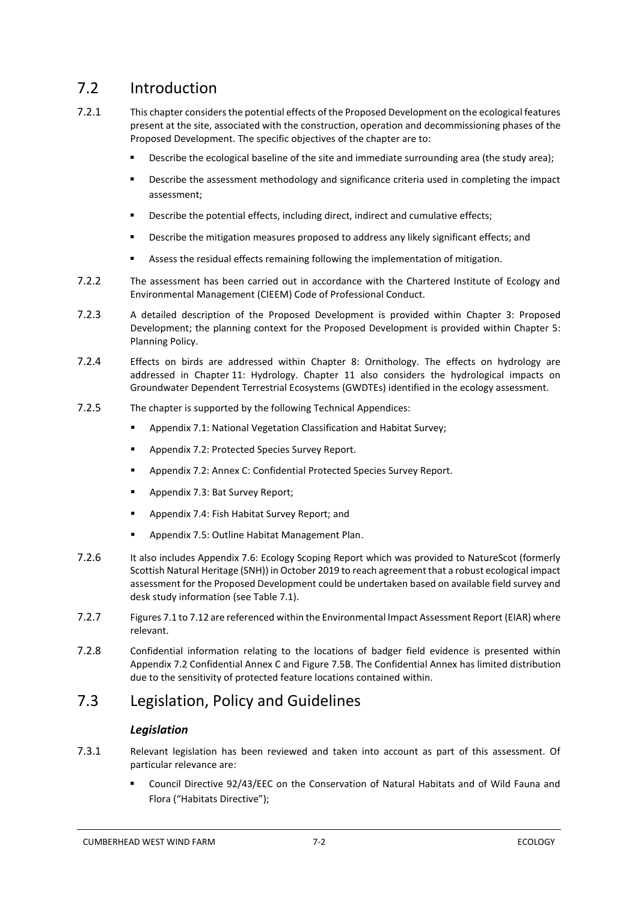## 7.2 Introduction

7.2.1 This chapter considers the potential effects of the Proposed Development on the ecological features present at the site, associated with the construction, operation and decommissioning phases of the Proposed Development. The specific objectives of the chapter are to:

- Describe the ecological baseline of the site and immediate surrounding area (the study area);
- Describe the assessment methodology and significance criteria used in completing the impact assessment;
- Describe the potential effects, including direct, indirect and cumulative effects;
- Describe the mitigation measures proposed to address any likely significant effects; and
- Assess the residual effects remaining following the implementation of mitigation.

7.2.2 The assessment has been carried out in accordance with the Chartered Institute of Ecology and Environmental Management (CIEEM) Code of Professional Conduct.

7.2.3 A detailed description of the Proposed Development is provided within Chapter 3: Proposed Development; the planning context for the Proposed Development is provided within Chapter 5: Planning Policy.

7.2.4 Effects on birds are addressed within Chapter 8: Ornithology. The effects on hydrology are addressed in Chapter 11: Hydrology. Chapter 11 also considers the hydrological impacts on Groundwater Dependent Terrestrial Ecosystems (GWDTEs) identified in the ecology assessment.

7.2.5 The chapter is supported by the following Technical Appendices:

- Appendix 7.1: National Vegetation Classification and Habitat Survey;
- Appendix 7.2: Protected Species Survey Report.
- Appendix 7.2: Annex C: Confidential Protected Species Survey Report.
- Appendix 7.3: Bat Survey Report;
- Appendix 7.4: Fish Habitat Survey Report; and
- Appendix 7.5: Outline Habitat Management Plan.

7.2.6 It also includes Appendix 7.6: Ecology Scoping Report which was provided to NatureScot (formerly Scottish Natural Heritage (SNH)) in October 2019 to reach agreement that a robust ecological impact assessment for the Proposed Development could be undertaken based on available field survey and desk study information (see Table 7.1).

7.2.7 Figures 7.1 to 7.12 are referenced within the Environmental Impact Assessment Report (EIAR) where relevant.

7.2.8 Confidential information relating to the locations of badger field evidence is presented within Appendix 7.2 Confidential Annex C and Figure 7.5B. The Confidential Annex has limited distribution due to the sensitivity of protected feature locations contained within.

## 7.3 Legislation, Policy and Guidelines

### *Legislation*

7.3.1 Relevant legislation has been reviewed and taken into account as part of this assessment. Of particular relevance are:

- Council Directive 92/43/EEC on the Conservation of Natural Habitats and of Wild Fauna and Flora ("Habitats Directive");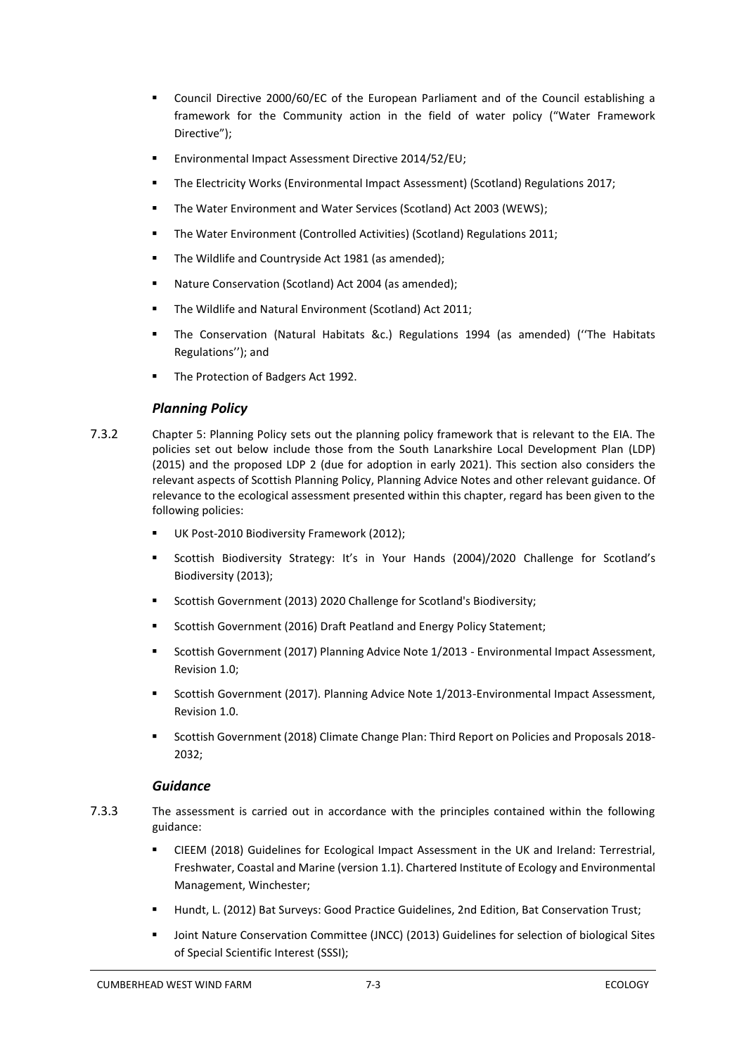- Council Directive 2000/60/EC of the European Parliament and of the Council establishing a framework for the Community action in the field of water policy ("Water Framework Directive");
- Environmental Impact Assessment Directive 2014/52/EU;
- The Electricity Works (Environmental Impact Assessment) (Scotland) Regulations 2017;
- The Water Environment and Water Services (Scotland) Act 2003 (WEWS);
- The Water Environment (Controlled Activities) (Scotland) Regulations 2011;
- The Wildlife and Countryside Act 1981 (as amended);
- Nature Conservation (Scotland) Act 2004 (as amended);
- The Wildlife and Natural Environment (Scotland) Act 2011;
- The Conservation (Natural Habitats &c.) Regulations 1994 (as amended) (''The Habitats Regulations''); and
- The Protection of Badgers Act 1992.

### *Planning Policy*

7.3.2 Chapter 5: Planning Policy sets out the planning policy framework that is relevant to the EIA. The policies set out below include those from the South Lanarkshire Local Development Plan (LDP) (2015) and the proposed LDP 2 (due for adoption in early 2021). This section also considers the relevant aspects of Scottish Planning Policy, Planning Advice Notes and other relevant guidance. Of relevance to the ecological assessment presented within this chapter, regard has been given to the following policies:

- UK Post-2010 Biodiversity Framework (2012);
- Scottish Biodiversity Strategy: It's in Your Hands (2004)/2020 Challenge for Scotland's Biodiversity (2013);
- Scottish Government (2013) 2020 Challenge for Scotland's Biodiversity;
- Scottish Government (2016) Draft Peatland and Energy Policy Statement;
- Scottish Government (2017) Planning Advice Note 1/2013 - Environmental Impact Assessment, Revision 1.0;
- Scottish Government (2017). Planning Advice Note 1/2013-Environmental Impact Assessment, Revision 1.0.
- Scottish Government (2018) Climate Change Plan: Third Report on Policies and Proposals 2018-2032;

### *Guidance*

7.3.3 The assessment is carried out in accordance with the principles contained within the following guidance:

- CIEEM (2018) Guidelines for Ecological Impact Assessment in the UK and Ireland: Terrestrial, Freshwater, Coastal and Marine (version 1.1). Chartered Institute of Ecology and Environmental Management, Winchester;
- Hundt, L. (2012) Bat Surveys: Good Practice Guidelines, 2nd Edition, Bat Conservation Trust;
- Joint Nature Conservation Committee (JNCC) (2013) Guidelines for selection of biological Sites of Special Scientific Interest (SSSI);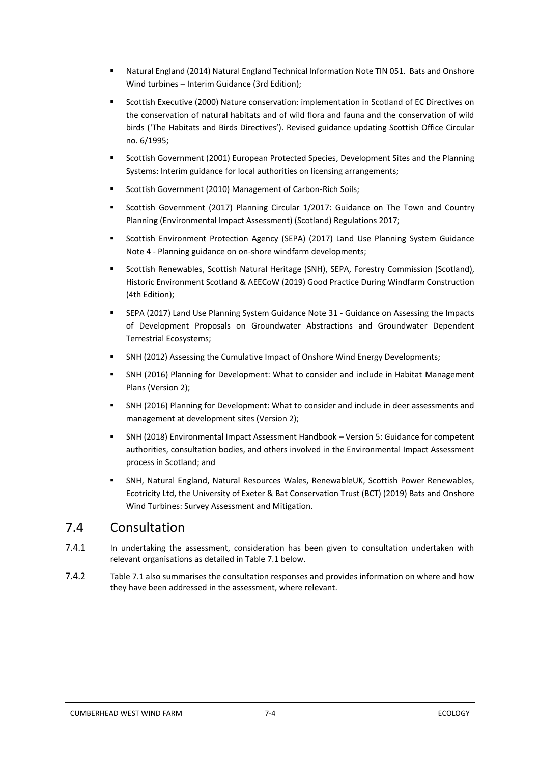- Natural England (2014) Natural England Technical Information Note TIN 051. Bats and Onshore Wind turbines – Interim Guidance (3rd Edition);
- Scottish Executive (2000) Nature conservation: implementation in Scotland of EC Directives on the conservation of natural habitats and of wild flora and fauna and the conservation of wild birds ('The Habitats and Birds Directives'). Revised guidance updating Scottish Office Circular no. 6/1995;
- Scottish Government (2001) European Protected Species, Development Sites and the Planning Systems: Interim guidance for local authorities on licensing arrangements;
- Scottish Government (2010) Management of Carbon-Rich Soils;
- Scottish Government (2017) Planning Circular 1/2017: Guidance on The Town and Country Planning (Environmental Impact Assessment) (Scotland) Regulations 2017;
- Scottish Environment Protection Agency (SEPA) (2017) Land Use Planning System Guidance Note 4 - Planning guidance on on-shore windfarm developments;
- Scottish Renewables, Scottish Natural Heritage (SNH), SEPA, Forestry Commission (Scotland), Historic Environment Scotland & AEECoW (2019) Good Practice During Windfarm Construction (4th Edition);
- SEPA (2017) Land Use Planning System Guidance Note 31 - Guidance on Assessing the Impacts of Development Proposals on Groundwater Abstractions and Groundwater Dependent Terrestrial Ecosystems;
- SNH (2012) Assessing the Cumulative Impact of Onshore Wind Energy Developments;
- SNH (2016) Planning for Development: What to consider and include in Habitat Management Plans (Version 2);
- SNH (2016) Planning for Development: What to consider and include in deer assessments and management at development sites (Version 2);
- SNH (2018) Environmental Impact Assessment Handbook – Version 5: Guidance for competent authorities, consultation bodies, and others involved in the Environmental Impact Assessment process in Scotland; and
- SNH, Natural England, Natural Resources Wales, RenewableUK, Scottish Power Renewables, Ecotricity Ltd, the University of Exeter & Bat Conservation Trust (BCT) (2019) Bats and Onshore Wind Turbines: Survey Assessment and Mitigation.

## 7.4 Consultation

7.4.1 In undertaking the assessment, consideration has been given to consultation undertaken with relevant organisations as detailed in Table 7.1 below.

7.4.2 Table 7.1 also summarises the consultation responses and provides information on where and how they have been addressed in the assessment, where relevant.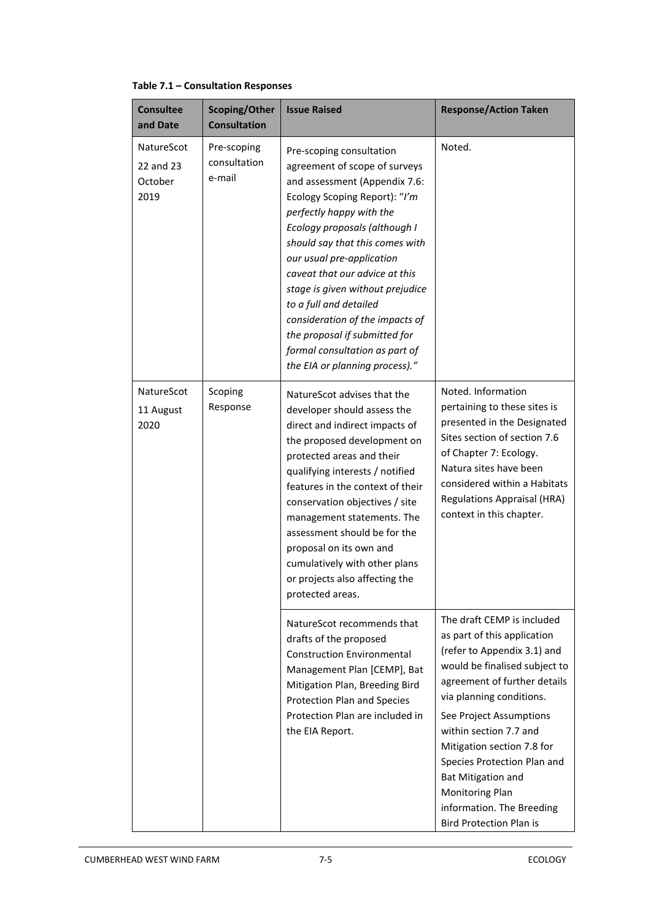**Table 7.1 – Consultation Responses**

| Consultee and Date | Scoping/Other Consultation | Issue Raised | Response/Action Taken |
|---|---|---|---|
| NatureScot 22 and 23 October 2019 | Pre-scoping consultation e-mail | Pre-scoping consultation agreement of scope of surveys and assessment (Appendix 7.6: Ecology Scoping Report): "*I'm perfectly happy with the Ecology proposals (although I should say that this comes with our usual pre-application caveat that our advice at this stage is given without prejudice to a full and detailed consideration of the impacts of the proposal if submitted for formal consultation as part of the EIA or planning process).*" | Noted. |
| NatureScot 11 August 2020 | Scoping Response | NatureScot advises that the developer should assess the direct and indirect impacts of the proposed development on protected areas and their qualifying interests / notified features in the context of their conservation objectives / site management statements. The assessment should be for the proposal on its own and cumulatively with other plans or projects also affecting the protected areas. | Noted. Information pertaining to these sites is presented in the Designated Sites section of section 7.6 of Chapter 7: Ecology. Natura sites have been considered within a Habitats Regulations Appraisal (HRA) context in this chapter. |
| | | NatureScot recommends that drafts of the proposed Construction Environmental Management Plan [CEMP], Bat Mitigation Plan, Breeding Bird Protection Plan and Species Protection Plan are included in the EIA Report. | The draft CEMP is included as part of this application (refer to Appendix 3.1) and would be finalised subject to agreement of further details via planning conditions.<br><br>See Project Assumptions within section 7.7 and Mitigation section 7.8 for Species Protection Plan and Bat Mitigation and Monitoring Plan information. The Breeding Bird Protection Plan is |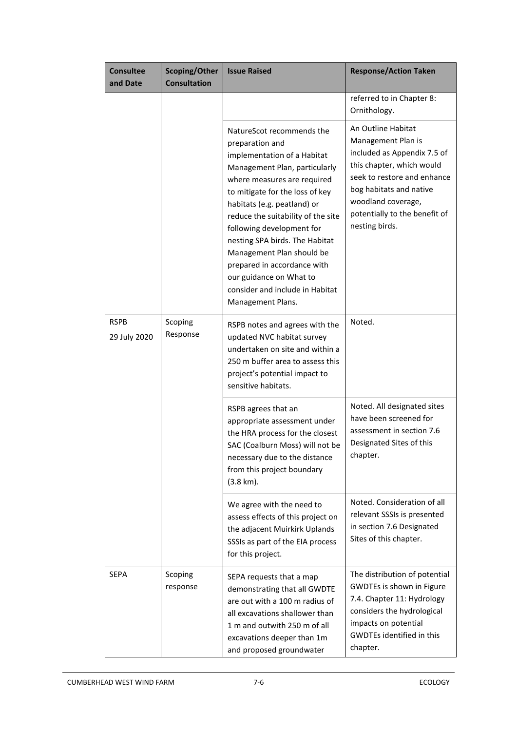| Consultee and Date | Scoping/Other Consultation | Issue Raised | Response/Action Taken |
|---|---|---|---|
| | | | referred to in Chapter 8: Ornithology. |
| | | NatureScot recommends the preparation and implementation of a Habitat Management Plan, particularly where measures are required to mitigate for the loss of key habitats (e.g. peatland) or reduce the suitability of the site following development for nesting SPA birds. The Habitat Management Plan should be prepared in accordance with our guidance on What to consider and include in Habitat Management Plans. | An Outline Habitat Management Plan is included as Appendix 7.5 of this chapter, which would seek to restore and enhance bog habitats and native woodland coverage, potentially to the benefit of nesting birds. |
| RSPB 29 July 2020 | Scoping Response | RSPB notes and agrees with the updated NVC habitat survey undertaken on site and within a 250 m buffer area to assess this project's potential impact to sensitive habitats. | Noted. |
| | | RSPB agrees that an appropriate assessment under the HRA process for the closest SAC (Coalburn Moss) will not be necessary due to the distance from this project boundary (3.8 km). | Noted. All designated sites have been screened for assessment in section 7.6 Designated Sites of this chapter. |
| | | We agree with the need to assess effects of this project on the adjacent Muirkirk Uplands SSSIs as part of the EIA process for this project. | Noted. Consideration of all relevant SSSIs is presented in section 7.6 Designated Sites of this chapter. |
| SEPA | Scoping response | SEPA requests that a map demonstrating that all GWDTE are out with a 100 m radius of all excavations shallower than 1 m and outwith 250 m of all excavations deeper than 1m and proposed groundwater | The distribution of potential GWDTEs is shown in Figure 7.4. Chapter 11: Hydrology considers the hydrological impacts on potential GWDTEs identified in this chapter. |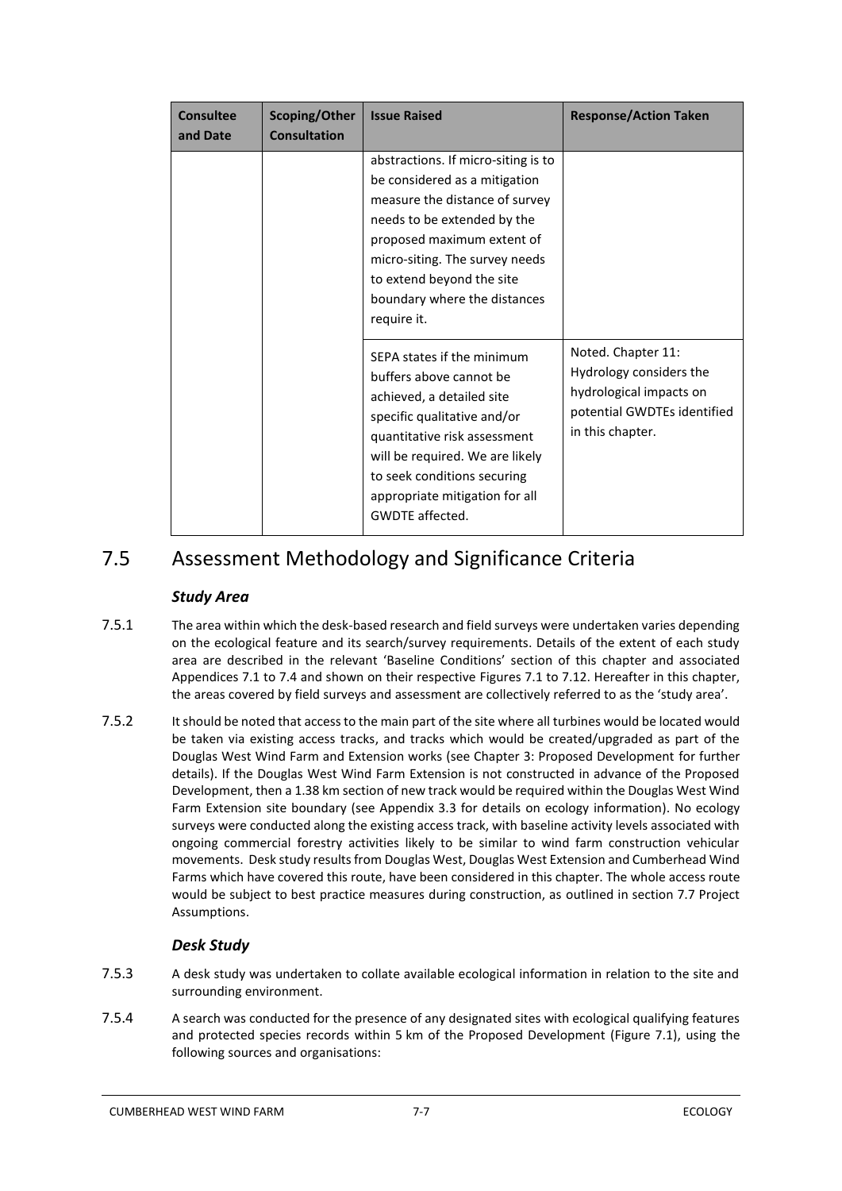| Consultee and Date | Scoping/Other Consultation | Issue Raised | Response/Action Taken |
|---|---|---|---|
| | | abstractions. If micro-siting is to be considered as a mitigation measure the distance of survey needs to be extended by the proposed maximum extent of micro-siting. The survey needs to extend beyond the site boundary where the distances require it. | |
| | | SEPA states if the minimum buffers above cannot be achieved, a detailed site specific qualitative and/or quantitative risk assessment will be required. We are likely to seek conditions securing appropriate mitigation for all GWDTE affected. | Noted. Chapter 11: Hydrology considers the hydrological impacts on potential GWDTEs identified in this chapter. |

## 7.5 Assessment Methodology and Significance Criteria

### *Study Area*

7.5.1 The area within which the desk-based research and field surveys were undertaken varies depending on the ecological feature and its search/survey requirements. Details of the extent of each study area are described in the relevant 'Baseline Conditions' section of this chapter and associated Appendices 7.1 to 7.4 and shown on their respective Figures 7.1 to 7.12. Hereafter in this chapter, the areas covered by field surveys and assessment are collectively referred to as the 'study area'.

7.5.2 It should be noted that access to the main part of the site where all turbines would be located would be taken via existing access tracks, and tracks which would be created/upgraded as part of the Douglas West Wind Farm and Extension works (see Chapter 3: Proposed Development for further details). If the Douglas West Wind Farm Extension is not constructed in advance of the Proposed Development, then a 1.38 km section of new track would be required within the Douglas West Wind Farm Extension site boundary (see Appendix 3.3 for details on ecology information). No ecology surveys were conducted along the existing access track, with baseline activity levels associated with ongoing commercial forestry activities likely to be similar to wind farm construction vehicular movements. Desk study results from Douglas West, Douglas West Extension and Cumberhead Wind Farms which have covered this route, have been considered in this chapter. The whole access route would be subject to best practice measures during construction, as outlined in section 7.7 Project Assumptions.

### *Desk Study*

7.5.3 A desk study was undertaken to collate available ecological information in relation to the site and surrounding environment.

7.5.4 A search was conducted for the presence of any designated sites with ecological qualifying features and protected species records within 5 km of the Proposed Development (Figure 7.1), using the following sources and organisations: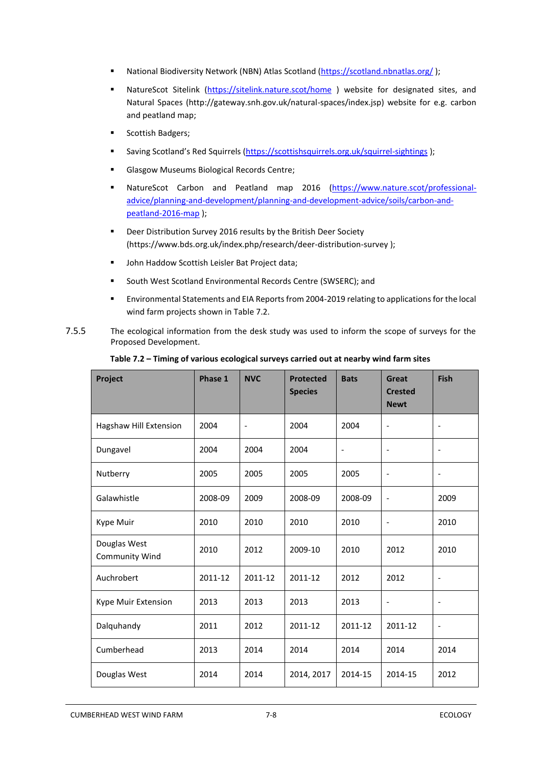- National Biodiversity Network (NBN) Atlas Scotland (https://scotland.nbnatlas.org/ );
- NatureScot Sitelink (https://sitelink.nature.scot/home ) website for designated sites, and Natural Spaces (http://gateway.snh.gov.uk/natural-spaces/index.jsp) website for e.g. carbon and peatland map;
- Scottish Badgers;
- Saving Scotland's Red Squirrels (https://scottishsquirrels.org.uk/squirrel-sightings );
- Glasgow Museums Biological Records Centre;
- NatureScot Carbon and Peatland map 2016 (https://www.nature.scot/professional-advice/planning-and-development/planning-and-development-advice/soils/carbon-and-peatland-2016-map );
- Deer Distribution Survey 2016 results by the British Deer Society (https://www.bds.org.uk/index.php/research/deer-distribution-survey );
- John Haddow Scottish Leisler Bat Project data;
- South West Scotland Environmental Records Centre (SWSERC); and
- Environmental Statements and EIA Reports from 2004-2019 relating to applications for the local wind farm projects shown in Table 7.2.

7.5.5 The ecological information from the desk study was used to inform the scope of surveys for the Proposed Development.

**Table 7.2 – Timing of various ecological surveys carried out at nearby wind farm sites**

| Project | Phase 1 | NVC | Protected Species | Bats | Great Crested Newt | Fish |
|---|---|---|---|---|---|---|
| Hagshaw Hill Extension | 2004 | - | 2004 | 2004 | - | - |
| Dungavel | 2004 | 2004 | 2004 | - | - | - |
| Nutberry | 2005 | 2005 | 2005 | 2005 | - | - |
| Galawhistle | 2008-09 | 2009 | 2008-09 | 2008-09 | - | 2009 |
| Kype Muir | 2010 | 2010 | 2010 | 2010 | - | 2010 |
| Douglas West Community Wind | 2010 | 2012 | 2009-10 | 2010 | 2012 | 2010 |
| Auchrobert | 2011-12 | 2011-12 | 2011-12 | 2012 | 2012 | - |
| Kype Muir Extension | 2013 | 2013 | 2013 | 2013 | - | - |
| Dalquhandy | 2011 | 2012 | 2011-12 | 2011-12 | 2011-12 | - |
| Cumberhead | 2013 | 2014 | 2014 | 2014 | 2014 | 2014 |
| Douglas West | 2014 | 2014 | 2014, 2017 | 2014-15 | 2014-15 | 2012 |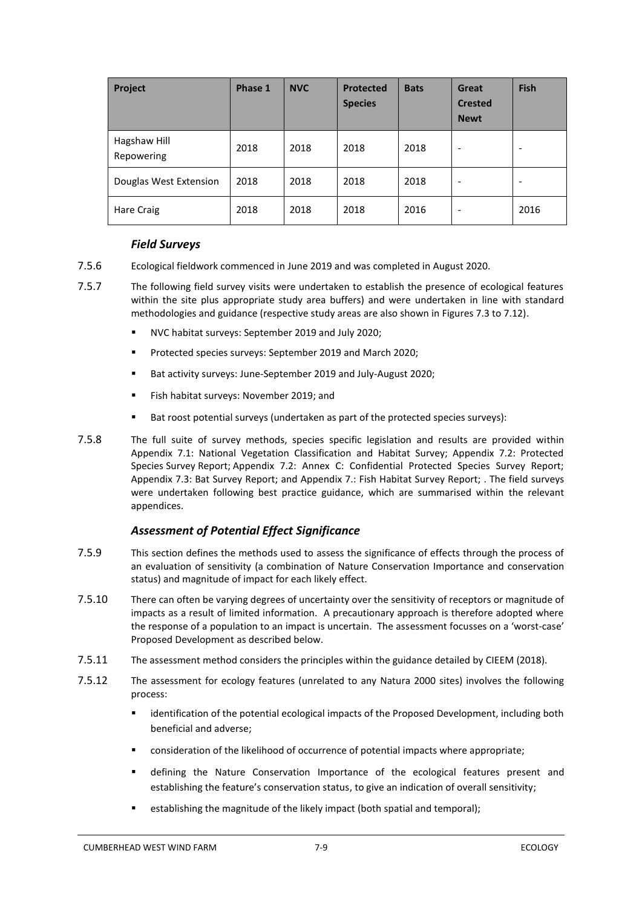| Project | Phase 1 | NVC | Protected Species | Bats | Great Crested Newt | Fish |
|---|---|---|---|---|---|---|
| Hagshaw Hill Repowering | 2018 | 2018 | 2018 | 2018 | - | - |
| Douglas West Extension | 2018 | 2018 | 2018 | 2018 | - | - |
| Hare Craig | 2018 | 2018 | 2018 | 2016 | - | 2016 |

### *Field Surveys*

7.5.6 Ecological fieldwork commenced in June 2019 and was completed in August 2020.

7.5.7 The following field survey visits were undertaken to establish the presence of ecological features within the site plus appropriate study area buffers) and were undertaken in line with standard methodologies and guidance (respective study areas are also shown in Figures 7.3 to 7.12).

- NVC habitat surveys: September 2019 and July 2020;
- Protected species surveys: September 2019 and March 2020;
- Bat activity surveys: June-September 2019 and July-August 2020;
- Fish habitat surveys: November 2019; and
- Bat roost potential surveys (undertaken as part of the protected species surveys):

7.5.8 The full suite of survey methods, species specific legislation and results are provided within Appendix 7.1: National Vegetation Classification and Habitat Survey; Appendix 7.2: Protected Species Survey Report; Appendix 7.2: Annex C: Confidential Protected Species Survey Report; Appendix 7.3: Bat Survey Report; and Appendix 7.: Fish Habitat Survey Report; . The field surveys were undertaken following best practice guidance, which are summarised within the relevant appendices.

### *Assessment of Potential Effect Significance*

7.5.9 This section defines the methods used to assess the significance of effects through the process of an evaluation of sensitivity (a combination of Nature Conservation Importance and conservation status) and magnitude of impact for each likely effect.

7.5.10 There can often be varying degrees of uncertainty over the sensitivity of receptors or magnitude of impacts as a result of limited information. A precautionary approach is therefore adopted where the response of a population to an impact is uncertain. The assessment focusses on a 'worst-case' Proposed Development as described below.

7.5.11 The assessment method considers the principles within the guidance detailed by CIEEM (2018).

7.5.12 The assessment for ecology features (unrelated to any Natura 2000 sites) involves the following process:

- identification of the potential ecological impacts of the Proposed Development, including both beneficial and adverse;
- consideration of the likelihood of occurrence of potential impacts where appropriate;
- defining the Nature Conservation Importance of the ecological features present and establishing the feature's conservation status, to give an indication of overall sensitivity;
- establishing the magnitude of the likely impact (both spatial and temporal);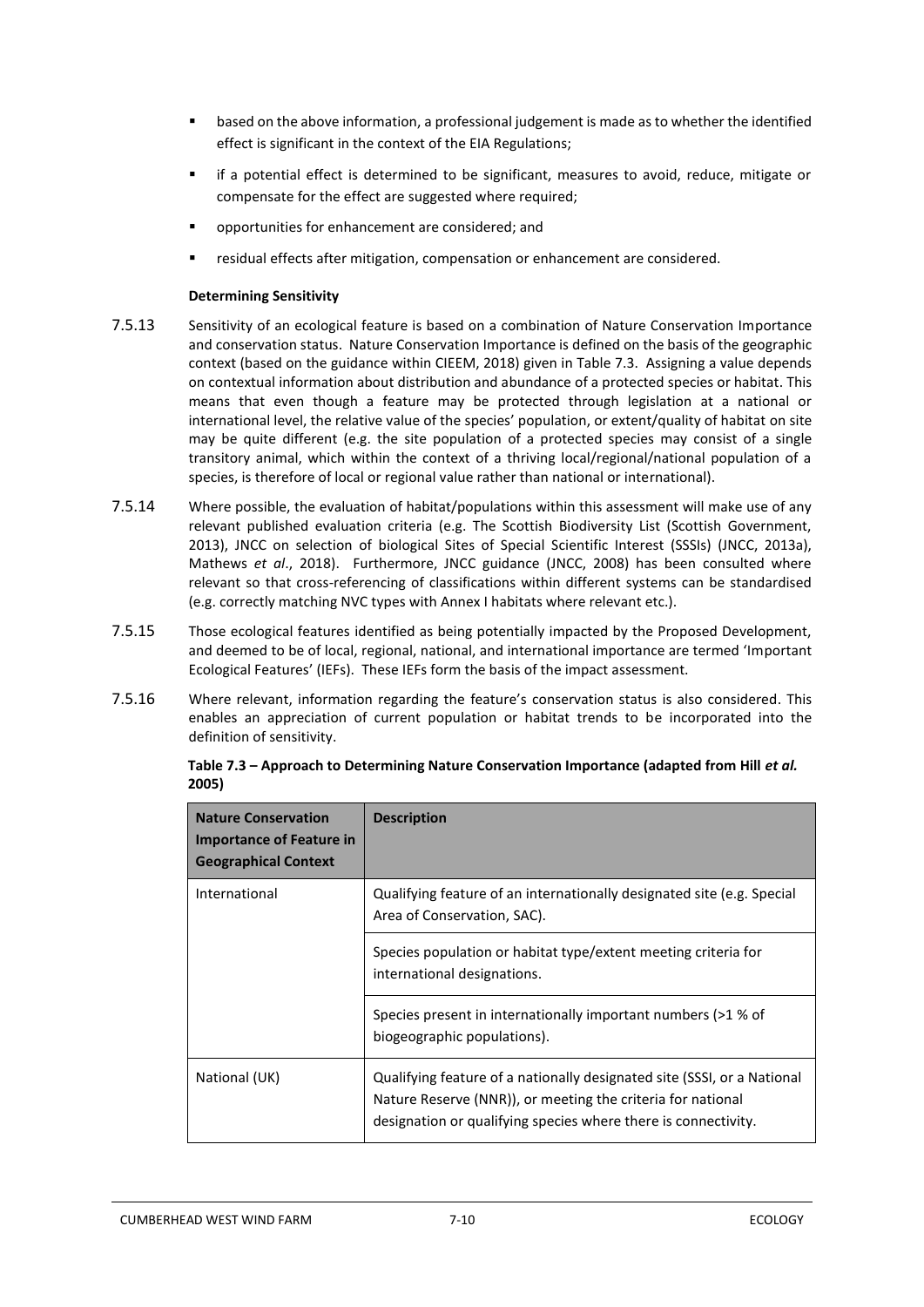- based on the above information, a professional judgement is made as to whether the identified effect is significant in the context of the EIA Regulations;
- if a potential effect is determined to be significant, measures to avoid, reduce, mitigate or compensate for the effect are suggested where required;
- opportunities for enhancement are considered; and
- residual effects after mitigation, compensation or enhancement are considered.

**Determining Sensitivity**

7.5.13 Sensitivity of an ecological feature is based on a combination of Nature Conservation Importance and conservation status. Nature Conservation Importance is defined on the basis of the geographic context (based on the guidance within CIEEM, 2018) given in Table 7.3. Assigning a value depends on contextual information about distribution and abundance of a protected species or habitat. This means that even though a feature may be protected through legislation at a national or international level, the relative value of the species' population, or extent/quality of habitat on site may be quite different (e.g. the site population of a protected species may consist of a single transitory animal, which within the context of a thriving local/regional/national population of a species, is therefore of local or regional value rather than national or international).

7.5.14 Where possible, the evaluation of habitat/populations within this assessment will make use of any relevant published evaluation criteria (e.g. The Scottish Biodiversity List (Scottish Government, 2013), JNCC on selection of biological Sites of Special Scientific Interest (SSSIs) (JNCC, 2013a), Mathews *et al*., 2018). Furthermore, JNCC guidance (JNCC, 2008) has been consulted where relevant so that cross-referencing of classifications within different systems can be standardised (e.g. correctly matching NVC types with Annex I habitats where relevant etc.).

7.5.15 Those ecological features identified as being potentially impacted by the Proposed Development, and deemed to be of local, regional, national, and international importance are termed 'Important Ecological Features' (IEFs). These IEFs form the basis of the impact assessment.

7.5.16 Where relevant, information regarding the feature's conservation status is also considered. This enables an appreciation of current population or habitat trends to be incorporated into the definition of sensitivity.

**Table 7.3 – Approach to Determining Nature Conservation Importance (adapted from Hill *et al.* 2005)**

| Nature Conservation Importance of Feature in Geographical Context | Description |
|---|---|
| International | Qualifying feature of an internationally designated site (e.g. Special Area of Conservation, SAC). |
| | Species population or habitat type/extent meeting criteria for international designations. |
| | Species present in internationally important numbers (>1 % of biogeographic populations). |
| National (UK) | Qualifying feature of a nationally designated site (SSSI, or a National Nature Reserve (NNR)), or meeting the criteria for national designation or qualifying species where there is connectivity. |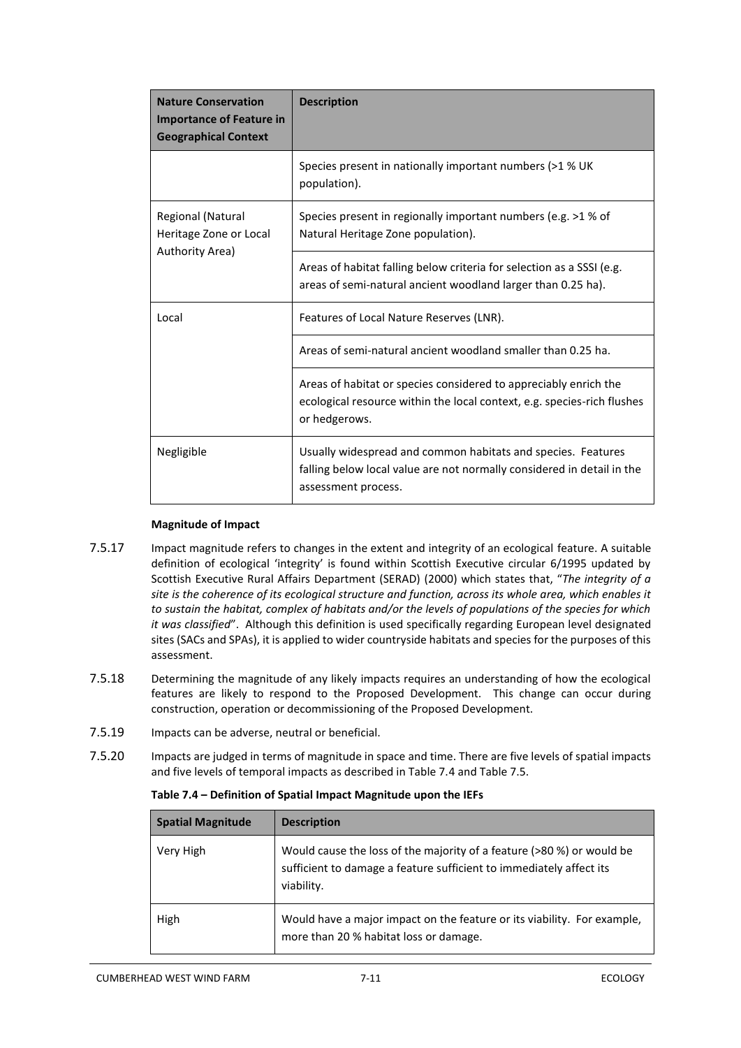| Nature Conservation Importance of Feature in Geographical Context | Description |
| --- | --- |
| | Species present in nationally important numbers (>1 % UK population). |
| Regional (Natural Heritage Zone or Local Authority Area) | Species present in regionally important numbers (e.g. >1 % of Natural Heritage Zone population). |
| | Areas of habitat falling below criteria for selection as a SSSI (e.g. areas of semi-natural ancient woodland larger than 0.25 ha). |
| Local | Features of Local Nature Reserves (LNR). |
| | Areas of semi-natural ancient woodland smaller than 0.25 ha. |
| | Areas of habitat or species considered to appreciably enrich the ecological resource within the local context, e.g. species-rich flushes or hedgerows. |
| Negligible | Usually widespread and common habitats and species. Features falling below local value are not normally considered in detail in the assessment process. |

**Magnitude of Impact**

7.5.17 Impact magnitude refers to changes in the extent and integrity of an ecological feature. A suitable definition of ecological 'integrity' is found within Scottish Executive circular 6/1995 updated by Scottish Executive Rural Affairs Department (SERAD) (2000) which states that, "*The integrity of a site is the coherence of its ecological structure and function, across its whole area, which enables it to sustain the habitat, complex of habitats and/or the levels of populations of the species for which it was classified*". Although this definition is used specifically regarding European level designated sites (SACs and SPAs), it is applied to wider countryside habitats and species for the purposes of this assessment.

7.5.18 Determining the magnitude of any likely impacts requires an understanding of how the ecological features are likely to respond to the Proposed Development. This change can occur during construction, operation or decommissioning of the Proposed Development.

7.5.19 Impacts can be adverse, neutral or beneficial.

7.5.20 Impacts are judged in terms of magnitude in space and time. There are five levels of spatial impacts and five levels of temporal impacts as described in Table 7.4 and Table 7.5.

**Table 7.4 – Definition of Spatial Impact Magnitude upon the IEFs**

| Spatial Magnitude | Description |
| --- | --- |
| Very High | Would cause the loss of the majority of a feature (>80 %) or would be sufficient to damage a feature sufficient to immediately affect its viability. |
| High | Would have a major impact on the feature or its viability. For example, more than 20 % habitat loss or damage. |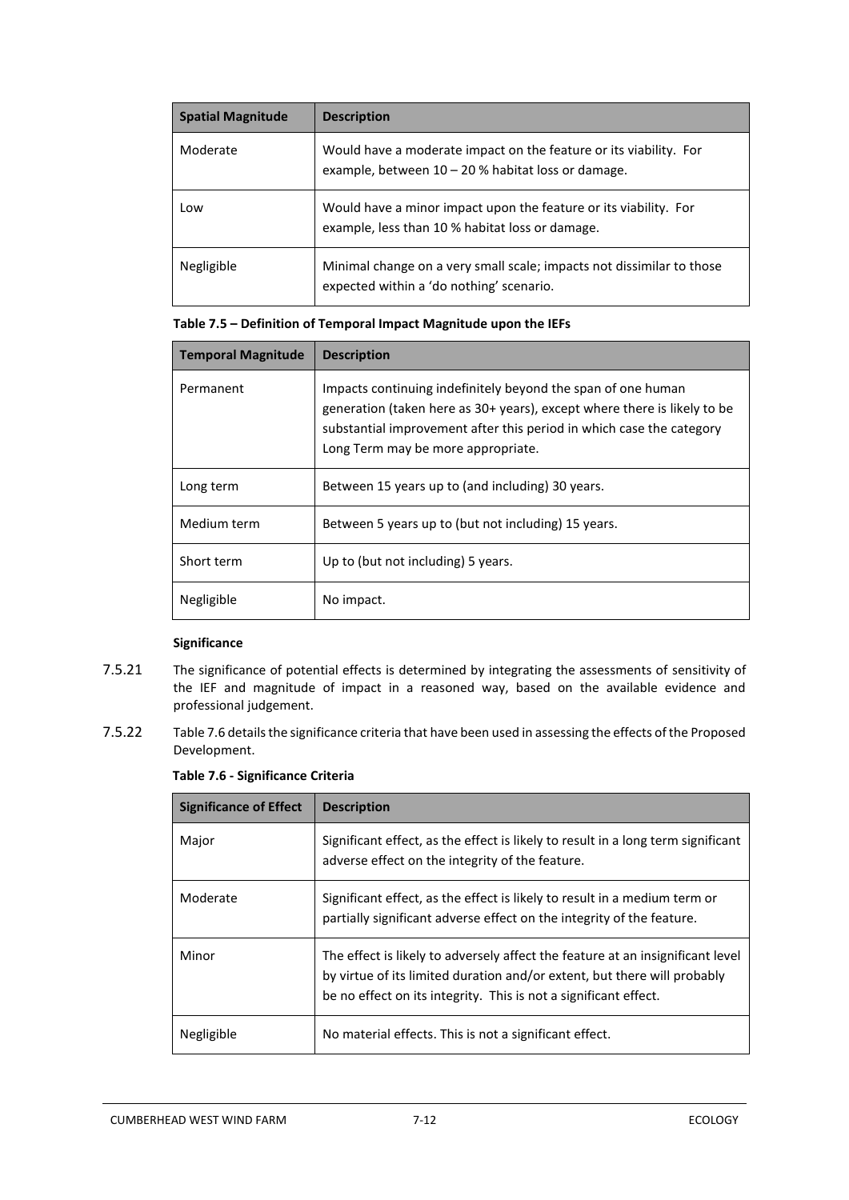| Spatial Magnitude | Description |
| --- | --- |
| Moderate | Would have a moderate impact on the feature or its viability. For example, between 10 – 20 % habitat loss or damage. |
| Low | Would have a minor impact upon the feature or its viability. For example, less than 10 % habitat loss or damage. |
| Negligible | Minimal change on a very small scale; impacts not dissimilar to those expected within a 'do nothing' scenario. |

**Table 7.5 – Definition of Temporal Impact Magnitude upon the IEFs**

| Temporal Magnitude | Description |
| --- | --- |
| Permanent | Impacts continuing indefinitely beyond the span of one human generation (taken here as 30+ years), except where there is likely to be substantial improvement after this period in which case the category Long Term may be more appropriate. |
| Long term | Between 15 years up to (and including) 30 years. |
| Medium term | Between 5 years up to (but not including) 15 years. |
| Short term | Up to (but not including) 5 years. |
| Negligible | No impact. |

**Significance**

7.5.21 The significance of potential effects is determined by integrating the assessments of sensitivity of the IEF and magnitude of impact in a reasoned way, based on the available evidence and professional judgement.

7.5.22 Table 7.6 details the significance criteria that have been used in assessing the effects of the Proposed Development.

**Table 7.6 - Significance Criteria**

| Significance of Effect | Description |
| --- | --- |
| Major | Significant effect, as the effect is likely to result in a long term significant adverse effect on the integrity of the feature. |
| Moderate | Significant effect, as the effect is likely to result in a medium term or partially significant adverse effect on the integrity of the feature. |
| Minor | The effect is likely to adversely affect the feature at an insignificant level by virtue of its limited duration and/or extent, but there will probably be no effect on its integrity. This is not a significant effect. |
| Negligible | No material effects. This is not a significant effect. |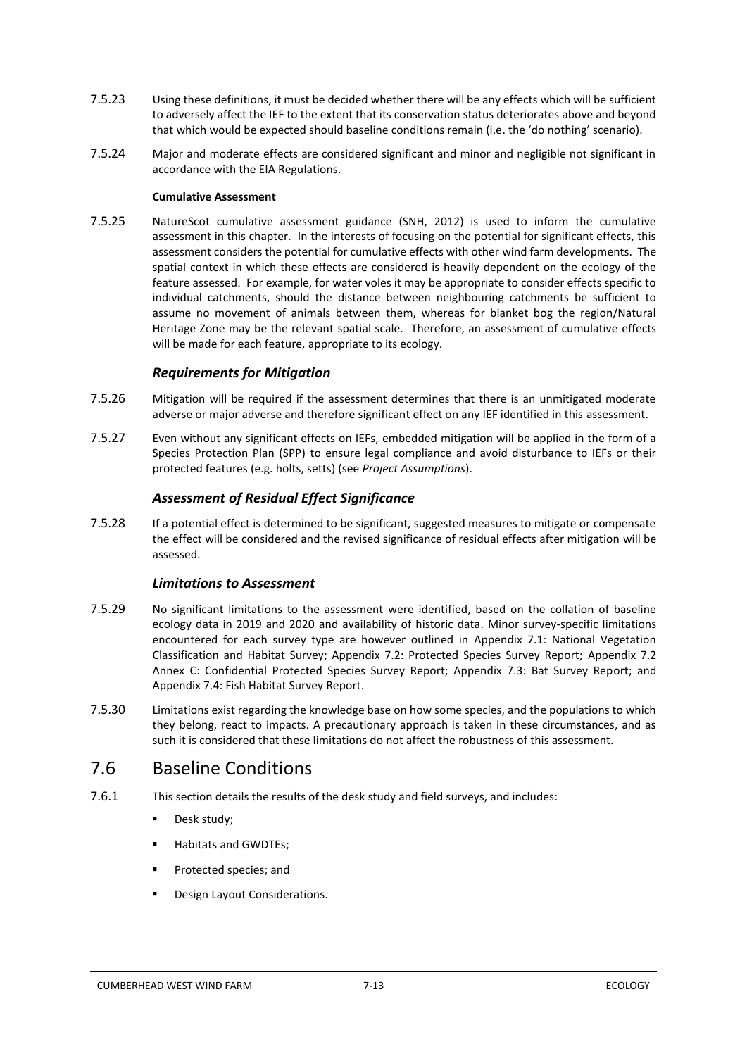7.5.23 Using these definitions, it must be decided whether there will be any effects which will be sufficient to adversely affect the IEF to the extent that its conservation status deteriorates above and beyond that which would be expected should baseline conditions remain (i.e. the 'do nothing' scenario).

7.5.24 Major and moderate effects are considered significant and minor and negligible not significant in accordance with the EIA Regulations.

**Cumulative Assessment**

7.5.25 NatureScot cumulative assessment guidance (SNH, 2012) is used to inform the cumulative assessment in this chapter. In the interests of focusing on the potential for significant effects, this assessment considers the potential for cumulative effects with other wind farm developments. The spatial context in which these effects are considered is heavily dependent on the ecology of the feature assessed. For example, for water voles it may be appropriate to consider effects specific to individual catchments, should the distance between neighbouring catchments be sufficient to assume no movement of animals between them, whereas for blanket bog the region/Natural Heritage Zone may be the relevant spatial scale. Therefore, an assessment of cumulative effects will be made for each feature, appropriate to its ecology.

### *Requirements for Mitigation*

7.5.26 Mitigation will be required if the assessment determines that there is an unmitigated moderate adverse or major adverse and therefore significant effect on any IEF identified in this assessment.

7.5.27 Even without any significant effects on IEFs, embedded mitigation will be applied in the form of a Species Protection Plan (SPP) to ensure legal compliance and avoid disturbance to IEFs or their protected features (e.g. holts, setts) (see *Project Assumptions*).

### *Assessment of Residual Effect Significance*

7.5.28 If a potential effect is determined to be significant, suggested measures to mitigate or compensate the effect will be considered and the revised significance of residual effects after mitigation will be assessed.

### *Limitations to Assessment*

7.5.29 No significant limitations to the assessment were identified, based on the collation of baseline ecology data in 2019 and 2020 and availability of historic data. Minor survey-specific limitations encountered for each survey type are however outlined in Appendix 7.1: National Vegetation Classification and Habitat Survey; Appendix 7.2: Protected Species Survey Report; Appendix 7.2 Annex C: Confidential Protected Species Survey Report; Appendix 7.3: Bat Survey Report; and Appendix 7.4: Fish Habitat Survey Report.

7.5.30 Limitations exist regarding the knowledge base on how some species, and the populations to which they belong, react to impacts. A precautionary approach is taken in these circumstances, and as such it is considered that these limitations do not affect the robustness of this assessment.

## 7.6 Baseline Conditions

7.6.1 This section details the results of the desk study and field surveys, and includes:

- Desk study;
- Habitats and GWDTEs;
- Protected species; and
- Design Layout Considerations.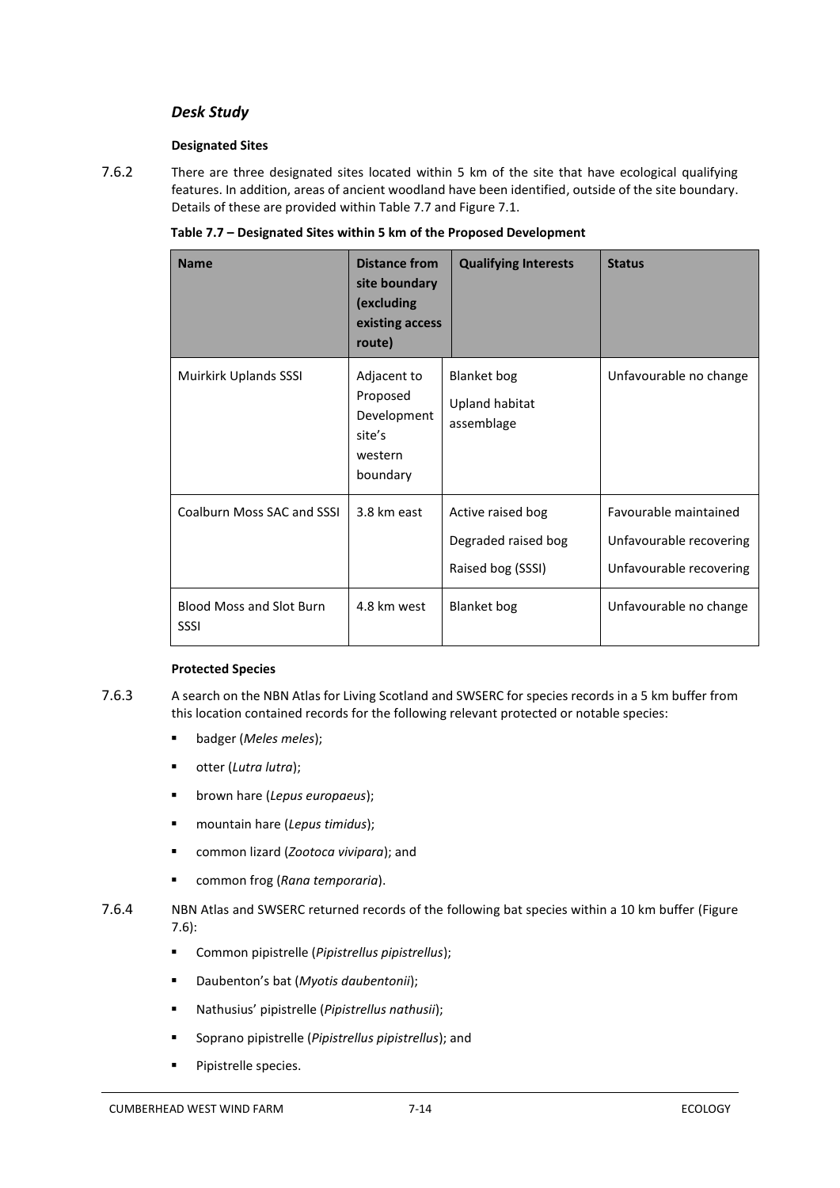### *Desk Study*

**Designated Sites**

7.6.2 There are three designated sites located within 5 km of the site that have ecological qualifying features. In addition, areas of ancient woodland have been identified, outside of the site boundary. Details of these are provided within Table 7.7 and Figure 7.1.

**Table 7.7 – Designated Sites within 5 km of the Proposed Development**

| Name | Distance from site boundary (excluding existing access route) | Qualifying Interests | Status |
|---|---|---|---|
| Muirkirk Uplands SSSI | Adjacent to Proposed Development site's western boundary | Blanket bog<br>Upland habitat assemblage | Unfavourable no change |
| Coalburn Moss SAC and SSSI | 3.8 km east | Active raised bog<br>Degraded raised bog<br>Raised bog (SSSI) | Favourable maintained<br>Unfavourable recovering<br>Unfavourable recovering |
| Blood Moss and Slot Burn SSSI | 4.8 km west | Blanket bog | Unfavourable no change |

**Protected Species**

7.6.3 A search on the NBN Atlas for Living Scotland and SWSERC for species records in a 5 km buffer from this location contained records for the following relevant protected or notable species:

- badger (*Meles meles*);
- otter (*Lutra lutra*);
- brown hare (*Lepus europaeus*);
- mountain hare (*Lepus timidus*);
- common lizard (*Zootoca vivipara*); and
- common frog (*Rana temporaria*).

7.6.4 NBN Atlas and SWSERC returned records of the following bat species within a 10 km buffer (Figure 7.6):

- Common pipistrelle (*Pipistrellus pipistrellus*);
- Daubenton's bat (*Myotis daubentonii*);
- Nathusius' pipistrelle (*Pipistrellus nathusii*);
- Soprano pipistrelle (*Pipistrellus pipistrellus*); and
- Pipistrelle species.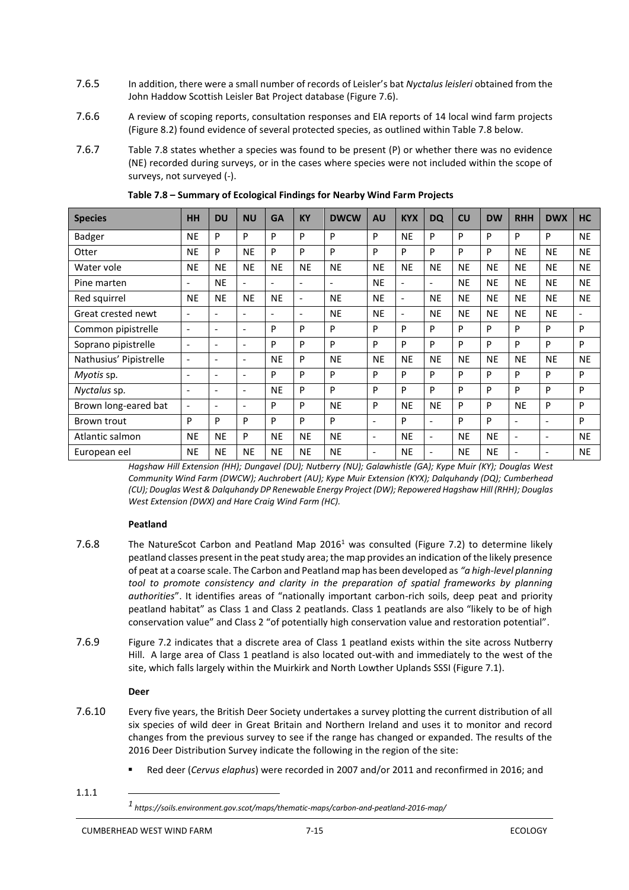7.6.5 In addition, there were a small number of records of Leisler's bat *Nyctalus leisleri* obtained from the John Haddow Scottish Leisler Bat Project database (Figure 7.6).

7.6.6 A review of scoping reports, consultation responses and EIA reports of 14 local wind farm projects (Figure 8.2) found evidence of several protected species, as outlined within Table 7.8 below.

7.6.7 Table 7.8 states whether a species was found to be present (P) or whether there was no evidence (NE) recorded during surveys, or in the cases where species were not included within the scope of surveys, not surveyed (-).

**Table 7.8 – Summary of Ecological Findings for Nearby Wind Farm Projects**

| Species | HH | DU | NU | GA | KY | DWCW | AU | KYX | DQ | CU | DW | RHH | DWX | HC |
|---|---|---|---|---|---|---|---|---|---|---|---|---|---|---|
| Badger | NE | P | P | P | P | P | P | NE | P | P | P | P | P | NE |
| Otter | NE | P | NE | P | P | P | P | P | P | P | P | NE | NE | NE |
| Water vole | NE | NE | NE | NE | NE | NE | NE | NE | NE | NE | NE | NE | NE | NE |
| Pine marten | - | NE | - | - | - | - | NE | - | - | NE | NE | NE | NE | NE |
| Red squirrel | NE | NE | NE | NE | - | NE | NE | - | NE | NE | NE | NE | NE | NE |
| Great crested newt | - | - | - | - | - | NE | NE | - | NE | NE | NE | NE | NE | - |
| Common pipistrelle | - | - | - | P | P | P | P | P | P | P | P | P | P | P |
| Soprano pipistrelle | - | - | - | P | P | P | P | P | P | P | P | P | P | P |
| Nathusius' Pipistrelle | - | - | - | NE | P | NE | NE | NE | NE | NE | NE | NE | NE | NE |
| *Myotis* sp. | - | - | - | P | P | P | P | P | P | P | P | P | P | P |
| *Nyctalus* sp. | - | - | - | NE | P | P | P | P | P | P | P | P | P | P |
| Brown long-eared bat | - | - | - | P | P | NE | P | NE | NE | P | P | NE | P | P |
| Brown trout | P | P | P | P | P | P | - | P | - | P | P | - | - | P |
| Atlantic salmon | NE | NE | P | NE | NE | NE | - | NE | - | NE | NE | - | - | NE |
| European eel | NE | NE | NE | NE | NE | NE | - | NE | - | NE | NE | - | - | NE |

*Hagshaw Hill Extension (HH); Dungavel (DU); Nutberry (NU); Galawhistle (GA); Kype Muir (KY); Douglas West Community Wind Farm (DWCW); Auchrobert (AU); Kype Muir Extension (KYX); Dalquhandy (DQ); Cumberhead (CU); Douglas West & Dalquhandy DP Renewable Energy Project (DW); Repowered Hagshaw Hill (RHH); Douglas West Extension (DWX) and Hare Craig Wind Farm (HC).*

**Peatland**

7.6.8 The NatureScot Carbon and Peatland Map 2016[1] was consulted (Figure 7.2) to determine likely peatland classes present in the peat study area; the map provides an indication of the likely presence of peat at a coarse scale. The Carbon and Peatland map has been developed as *"a high-level planning tool to promote consistency and clarity in the preparation of spatial frameworks by planning authorities*". It identifies areas of "nationally important carbon-rich soils, deep peat and priority peatland habitat" as Class 1 and Class 2 peatlands. Class 1 peatlands are also "likely to be of high conservation value" and Class 2 "of potentially high conservation value and restoration potential".

7.6.9 Figure 7.2 indicates that a discrete area of Class 1 peatland exists within the site across Nutberry Hill. A large area of Class 1 peatland is also located out-with and immediately to the west of the site, which falls largely within the Muirkirk and North Lowther Uplands SSSI (Figure 7.1).

**Deer**

7.6.10 Every five years, the British Deer Society undertakes a survey plotting the current distribution of all six species of wild deer in Great Britain and Northern Ireland and uses it to monitor and record changes from the previous survey to see if the range has changed or expanded. The results of the 2016 Deer Distribution Survey indicate the following in the region of the site:

- Red deer (*Cervus elaphus*) were recorded in 2007 and/or 2011 and reconfirmed in 2016; and

1.1.1

[1] *https://soils.environment.gov.scot/maps/thematic-maps/carbon-and-peatland-2016-map/*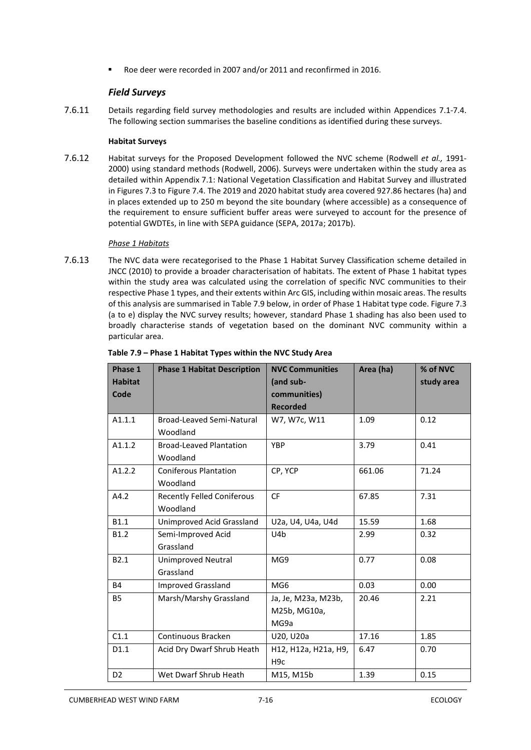- Roe deer were recorded in 2007 and/or 2011 and reconfirmed in 2016.

### *Field Surveys*

7.6.11 Details regarding field survey methodologies and results are included within Appendices 7.1-7.4. The following section summarises the baseline conditions as identified during these surveys.

**Habitat Surveys**

7.6.12 Habitat surveys for the Proposed Development followed the NVC scheme (Rodwell *et al.,* 1991-2000) using standard methods (Rodwell, 2006). Surveys were undertaken within the study area as detailed within Appendix 7.1: National Vegetation Classification and Habitat Survey and illustrated in Figures 7.3 to Figure 7.4. The 2019 and 2020 habitat study area covered 927.86 hectares (ha) and in places extended up to 250 m beyond the site boundary (where accessible) as a consequence of the requirement to ensure sufficient buffer areas were surveyed to account for the presence of potential GWDTEs, in line with SEPA guidance (SEPA, 2017a; 2017b).

*Phase 1 Habitats*

7.6.13 The NVC data were recategorised to the Phase 1 Habitat Survey Classification scheme detailed in JNCC (2010) to provide a broader characterisation of habitats. The extent of Phase 1 habitat types within the study area was calculated using the correlation of specific NVC communities to their respective Phase 1 types, and their extents within Arc GIS, including within mosaic areas. The results of this analysis are summarised in Table 7.9 below, in order of Phase 1 Habitat type code. Figure 7.3 (a to e) display the NVC survey results; however, standard Phase 1 shading has also been used to broadly characterise stands of vegetation based on the dominant NVC community within a particular area.

**Table 7.9 – Phase 1 Habitat Types within the NVC Study Area**

| Phase 1 Habitat Code | Phase 1 Habitat Description | NVC Communities (and sub-communities) Recorded | Area (ha) | % of NVC study area |
|---|---|---|---|---|
| A1.1.1 | Broad-Leaved Semi-Natural Woodland | W7, W7c, W11 | 1.09 | 0.12 |
| A1.1.2 | Broad-Leaved Plantation Woodland | YBP | 3.79 | 0.41 |
| A1.2.2 | Coniferous Plantation Woodland | CP, YCP | 661.06 | 71.24 |
| A4.2 | Recently Felled Coniferous Woodland | CF | 67.85 | 7.31 |
| B1.1 | Unimproved Acid Grassland | U2a, U4, U4a, U4d | 15.59 | 1.68 |
| B1.2 | Semi-Improved Acid Grassland | U4b | 2.99 | 0.32 |
| B2.1 | Unimproved Neutral Grassland | MG9 | 0.77 | 0.08 |
| B4 | Improved Grassland | MG6 | 0.03 | 0.00 |
| B5 | Marsh/Marshy Grassland | Ja, Je, M23a, M23b, M25b, MG10a, MG9a | 20.46 | 2.21 |
| C1.1 | Continuous Bracken | U20, U20a | 17.16 | 1.85 |
| D1.1 | Acid Dry Dwarf Shrub Heath | H12, H12a, H21a, H9, H9c | 6.47 | 0.70 |
| D2 | Wet Dwarf Shrub Heath | M15, M15b | 1.39 | 0.15 |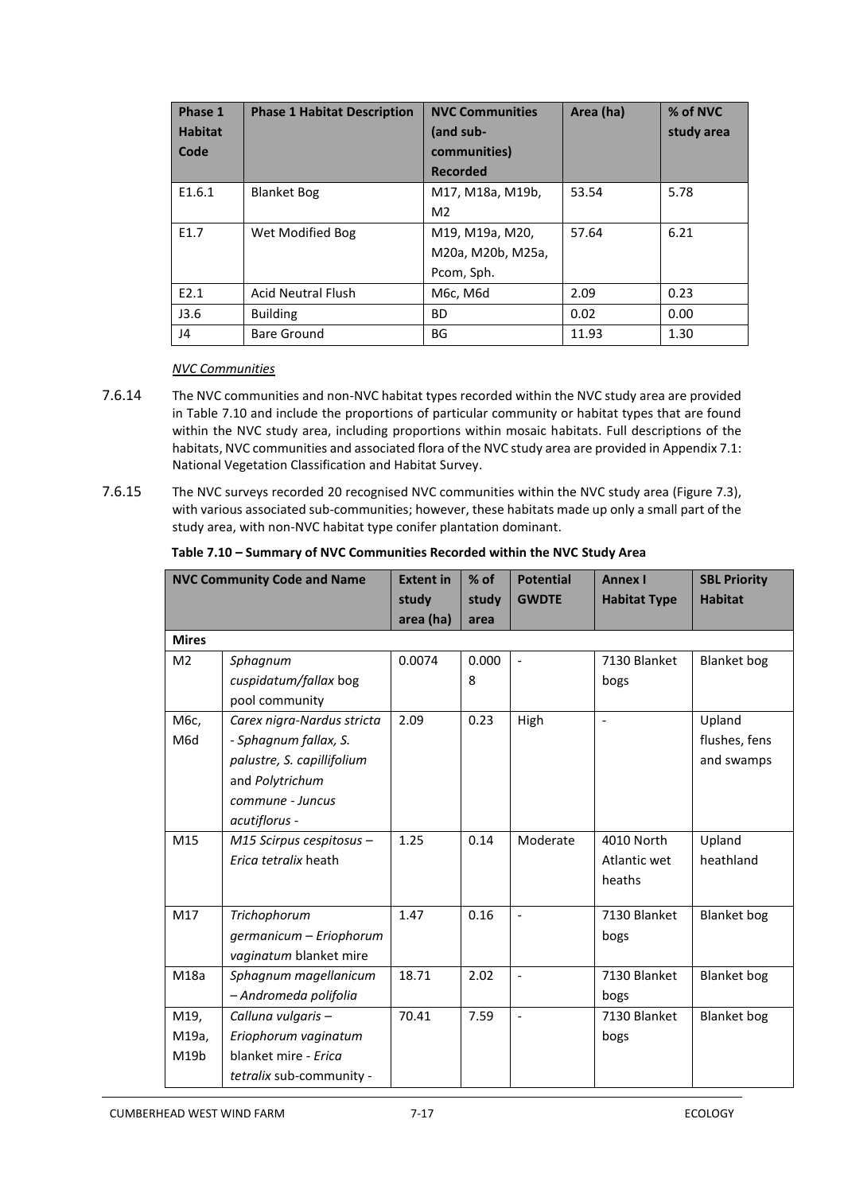| Phase 1 Habitat Code | Phase 1 Habitat Description | NVC Communities (and sub-communities) Recorded | Area (ha) | % of NVC study area |
|---|---|---|---|---|
| E1.6.1 | Blanket Bog | M17, M18a, M19b, M2 | 53.54 | 5.78 |
| E1.7 | Wet Modified Bog | M19, M19a, M20, M20a, M20b, M25a, Pcom, Sph. | 57.64 | 6.21 |
| E2.1 | Acid Neutral Flush | M6c, M6d | 2.09 | 0.23 |
| J3.6 | Building | BD | 0.02 | 0.00 |
| J4 | Bare Ground | BG | 11.93 | 1.30 |

*NVC Communities*

7.6.14 The NVC communities and non-NVC habitat types recorded within the NVC study area are provided in Table 7.10 and include the proportions of particular community or habitat types that are found within the NVC study area, including proportions within mosaic habitats. Full descriptions of the habitats, NVC communities and associated flora of the NVC study area are provided in Appendix 7.1: National Vegetation Classification and Habitat Survey.

7.6.15 The NVC surveys recorded 20 recognised NVC communities within the NVC study area (Figure 7.3), with various associated sub-communities; however, these habitats made up only a small part of the study area, with non-NVC habitat type conifer plantation dominant.

**Table 7.10 – Summary of NVC Communities Recorded within the NVC Study Area**

| NVC Community Code and Name | | Extent in study area (ha) | % of study area | Potential GWDTE | Annex I Habitat Type | SBL Priority Habitat |
|---|---|---|---|---|---|---|
| **Mires** | | | | | | |
| M2 | *Sphagnum cuspidatum/fallax* bog pool community | 0.0074 | 0.0008 | - | 7130 Blanket bogs | Blanket bog |
| M6c, M6d | *Carex nigra-Nardus stricta - Sphagnum fallax, S. palustre, S. capillifolium* and *Polytrichum commune - Juncus acutiflorus -* | 2.09 | 0.23 | High | - | Upland flushes, fens and swamps |
| M15 | *M15 Scirpus cespitosus – Erica tetralix* heath | 1.25 | 0.14 | Moderate | 4010 North Atlantic wet heaths | Upland heathland |
| M17 | *Trichophorum germanicum – Eriophorum vaginatum* blanket mire | 1.47 | 0.16 | - | 7130 Blanket bogs | Blanket bog |
| M18a | *Sphagnum magellanicum – Andromeda polifolia* | 18.71 | 2.02 | - | 7130 Blanket bogs | Blanket bog |
| M19, M19a, M19b | *Calluna vulgaris – Eriophorum vaginatum* blanket mire - *Erica tetralix* sub-community - | 70.41 | 7.59 | - | 7130 Blanket bogs | Blanket bog |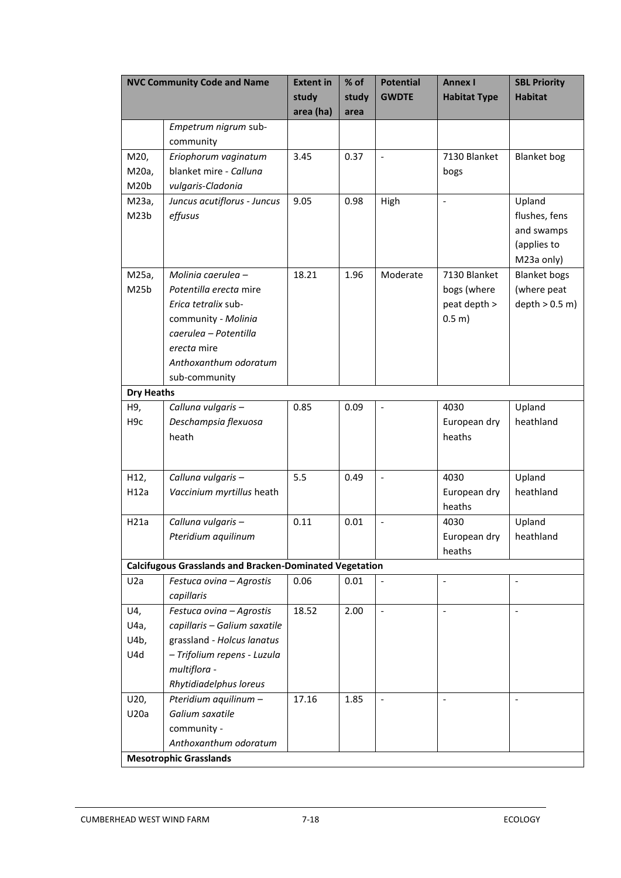| NVC Community Code and Name | | Extent in study area (ha) | % of study area | Potential GWDTE | Annex I Habitat Type | SBL Priority Habitat |
|---|---|---|---|---|---|---|
| | *Empetrum nigrum* sub-community | | | | | |
| M20, M20a, M20b | *Eriophorum vaginatum* blanket mire - *Calluna vulgaris-Cladonia* | 3.45 | 0.37 | - | 7130 Blanket bogs | Blanket bog |
| M23a, M23b | *Juncus acutiflorus - Juncus effusus* | 9.05 | 0.98 | High | - | Upland flushes, fens and swamps (applies to M23a only) |
| M25a, M25b | *Molinia caerulea – Potentilla erecta* mire *Erica tetralix* sub-community - *Molinia caerulea – Potentilla erecta* mire *Anthoxanthum odoratum* sub-community | 18.21 | 1.96 | Moderate | 7130 Blanket bogs (where peat depth > 0.5 m) | Blanket bogs (where peat depth > 0.5 m) |
| **Dry Heaths** | | | | | | |
| H9, H9c | *Calluna vulgaris – Deschampsia flexuosa* heath | 0.85 | 0.09 | - | 4030 European dry heaths | Upland heathland |
| H12, H12a | *Calluna vulgaris – Vaccinium myrtillus* heath | 5.5 | 0.49 | - | 4030 European dry heaths | Upland heathland |
| H21a | *Calluna vulgaris – Pteridium aquilinum* | 0.11 | 0.01 | - | 4030 European dry heaths | Upland heathland |
| **Calcifugous Grasslands and Bracken-Dominated Vegetation** | | | | | | |
| U2a | *Festuca ovina – Agrostis capillaris* | 0.06 | 0.01 | - | - | - |
| U4, U4a, U4b, U4d | *Festuca ovina – Agrostis capillaris – Galium saxatile* grassland - *Holcus lanatus – Trifolium repens - Luzula multiflora - Rhytidiadelphus loreus* | 18.52 | 2.00 | - | - | - |
| U20, U20a | *Pteridium aquilinum – Galium saxatile* community - *Anthoxanthum odoratum* | 17.16 | 1.85 | - | - | - |
| **Mesotrophic Grasslands** | | | | | | |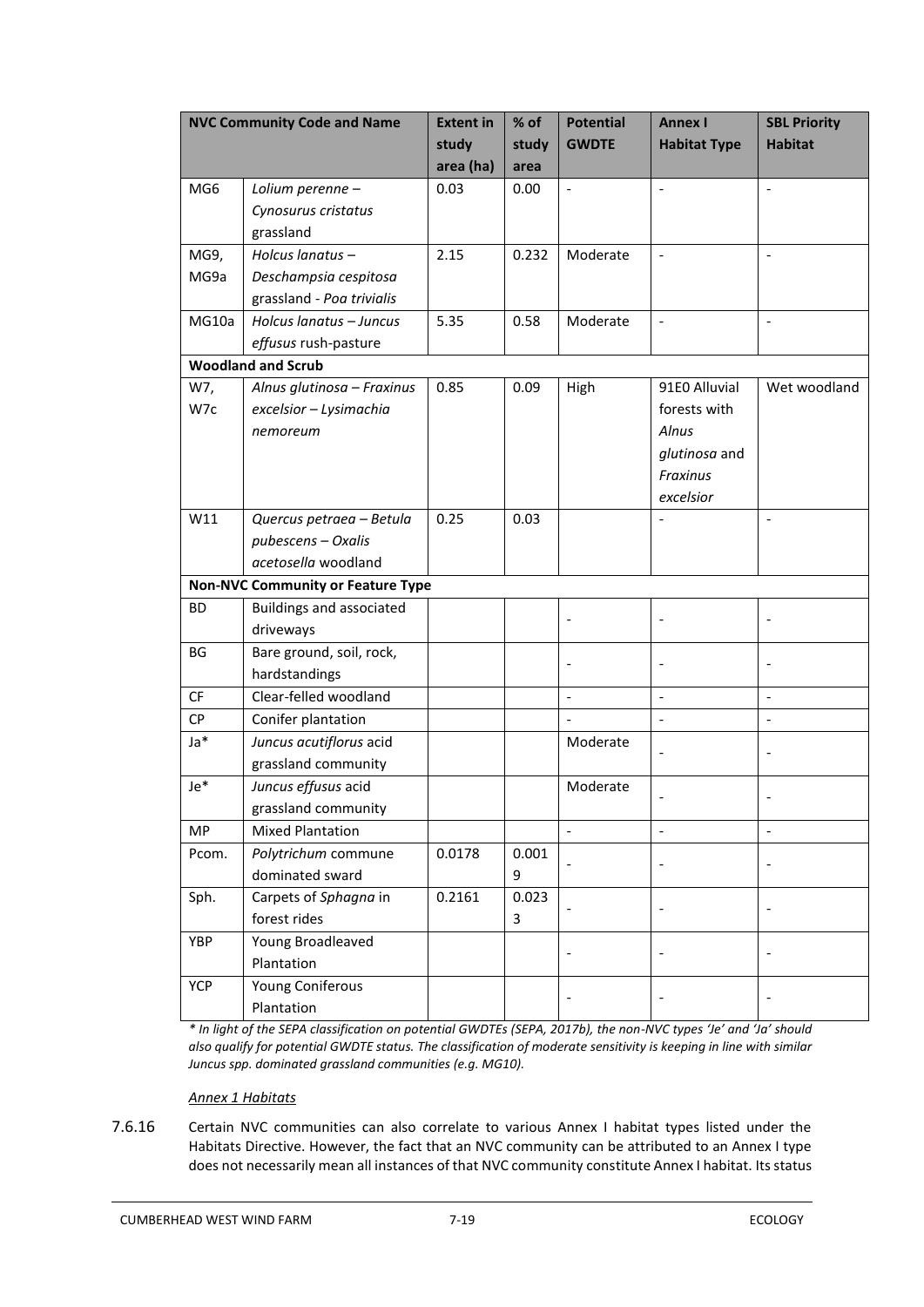| NVC Community Code and Name | | Extent in study area (ha) | % of study area | Potential GWDTE | Annex I Habitat Type | SBL Priority Habitat |
|---|---|---|---|---|---|---|
| MG6 | *Lolium perenne – Cynosurus cristatus* grassland | 0.03 | 0.00 | - | - | - |
| MG9, MG9a | *Holcus lanatus – Deschampsia cespitosa* grassland - *Poa trivialis* | 2.15 | 0.232 | Moderate | - | - |
| MG10a | *Holcus lanatus – Juncus effusus* rush-pasture | 5.35 | 0.58 | Moderate | - | - |
| **Woodland and Scrub** | | | | | | |
| W7, W7c | *Alnus glutinosa – Fraxinus excelsior – Lysimachia nemoreum* | 0.85 | 0.09 | High | 91E0 Alluvial forests with *Alnus glutinosa* and *Fraxinus excelsior* | Wet woodland |
| W11 | *Quercus petraea – Betula pubescens – Oxalis acetosella* woodland | 0.25 | 0.03 | | - | - |
| **Non-NVC Community or Feature Type** | | | | | | |
| BD | Buildings and associated driveways | | | - | - | - |
| BG | Bare ground, soil, rock, hardstandings | | | - | - | - |
| CF | Clear-felled woodland | | | - | - | - |
| CP | Conifer plantation | | | - | - | - |
| Ja* | *Juncus acutiflorus* acid grassland community | | | Moderate | - | - |
| Je* | *Juncus effusus* acid grassland community | | | Moderate | - | - |
| MP | Mixed Plantation | | | - | - | - |
| Pcom. | *Polytrichum* commune dominated sward | 0.0178 | 0.0019 | - | - | - |
| Sph. | Carpets of *Sphagna* in forest rides | 0.2161 | 0.0233 | - | - | - |
| YBP | Young Broadleaved Plantation | | | - | - | - |
| YCP | Young Coniferous Plantation | | | - | - | - |

*\* In light of the SEPA classification on potential GWDTEs (SEPA, 2017b), the non-NVC types 'Je' and 'Ja' should also qualify for potential GWDTE status. The classification of moderate sensitivity is keeping in line with similar Juncus spp. dominated grassland communities (e.g. MG10).*

*Annex 1 Habitats*

7.6.16 Certain NVC communities can also correlate to various Annex I habitat types listed under the Habitats Directive. However, the fact that an NVC community can be attributed to an Annex I type does not necessarily mean all instances of that NVC community constitute Annex I habitat. Its status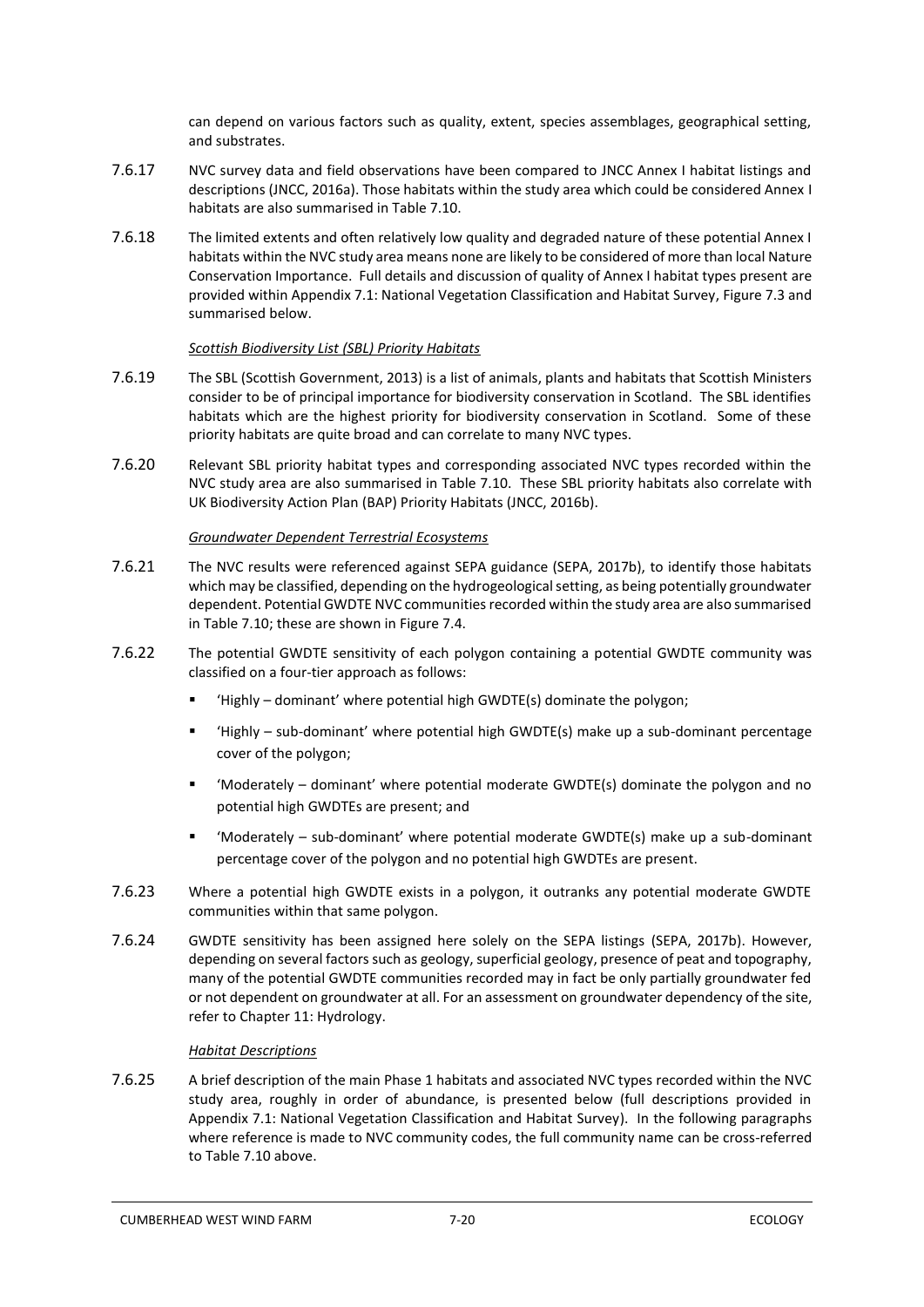can depend on various factors such as quality, extent, species assemblages, geographical setting, and substrates.

7.6.17 NVC survey data and field observations have been compared to JNCC Annex I habitat listings and descriptions (JNCC, 2016a). Those habitats within the study area which could be considered Annex I habitats are also summarised in Table 7.10.

7.6.18 The limited extents and often relatively low quality and degraded nature of these potential Annex I habitats within the NVC study area means none are likely to be considered of more than local Nature Conservation Importance. Full details and discussion of quality of Annex I habitat types present are provided within Appendix 7.1: National Vegetation Classification and Habitat Survey, Figure 7.3 and summarised below.

*Scottish Biodiversity List (SBL) Priority Habitats*

7.6.19 The SBL (Scottish Government, 2013) is a list of animals, plants and habitats that Scottish Ministers consider to be of principal importance for biodiversity conservation in Scotland. The SBL identifies habitats which are the highest priority for biodiversity conservation in Scotland. Some of these priority habitats are quite broad and can correlate to many NVC types.

7.6.20 Relevant SBL priority habitat types and corresponding associated NVC types recorded within the NVC study area are also summarised in Table 7.10. These SBL priority habitats also correlate with UK Biodiversity Action Plan (BAP) Priority Habitats (JNCC, 2016b).

*Groundwater Dependent Terrestrial Ecosystems*

7.6.21 The NVC results were referenced against SEPA guidance (SEPA, 2017b), to identify those habitats which may be classified, depending on the hydrogeological setting, as being potentially groundwater dependent. Potential GWDTE NVC communities recorded within the study area are also summarised in Table 7.10; these are shown in Figure 7.4.

7.6.22 The potential GWDTE sensitivity of each polygon containing a potential GWDTE community was classified on a four-tier approach as follows:

- 'Highly – dominant' where potential high GWDTE(s) dominate the polygon;
- 'Highly – sub-dominant' where potential high GWDTE(s) make up a sub-dominant percentage cover of the polygon;
- 'Moderately – dominant' where potential moderate GWDTE(s) dominate the polygon and no potential high GWDTEs are present; and
- 'Moderately – sub-dominant' where potential moderate GWDTE(s) make up a sub-dominant percentage cover of the polygon and no potential high GWDTEs are present.

7.6.23 Where a potential high GWDTE exists in a polygon, it outranks any potential moderate GWDTE communities within that same polygon.

7.6.24 GWDTE sensitivity has been assigned here solely on the SEPA listings (SEPA, 2017b). However, depending on several factors such as geology, superficial geology, presence of peat and topography, many of the potential GWDTE communities recorded may in fact be only partially groundwater fed or not dependent on groundwater at all. For an assessment on groundwater dependency of the site, refer to Chapter 11: Hydrology.

*Habitat Descriptions*

7.6.25 A brief description of the main Phase 1 habitats and associated NVC types recorded within the NVC study area, roughly in order of abundance, is presented below (full descriptions provided in Appendix 7.1: National Vegetation Classification and Habitat Survey). In the following paragraphs where reference is made to NVC community codes, the full community name can be cross-referred to Table 7.10 above.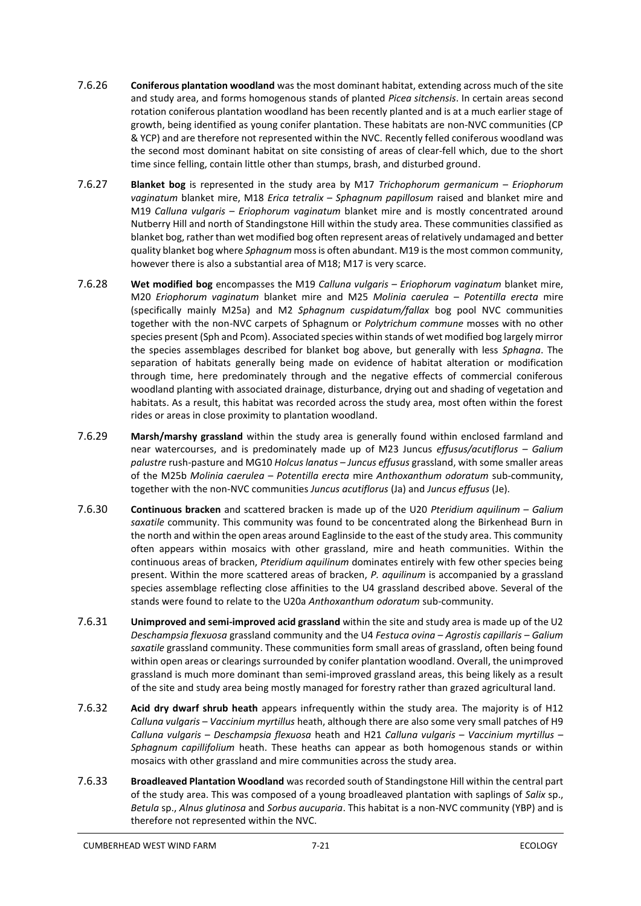7.6.26 **Coniferous plantation woodland** was the most dominant habitat, extending across much of the site and study area, and forms homogenous stands of planted *Picea sitchensis*. In certain areas second rotation coniferous plantation woodland has been recently planted and is at a much earlier stage of growth, being identified as young conifer plantation. These habitats are non-NVC communities (CP & YCP) and are therefore not represented within the NVC. Recently felled coniferous woodland was the second most dominant habitat on site consisting of areas of clear-fell which, due to the short time since felling, contain little other than stumps, brash, and disturbed ground.

7.6.27 **Blanket bog** is represented in the study area by M17 *Trichophorum germanicum – Eriophorum vaginatum* blanket mire, M18 *Erica tetralix – Sphagnum papillosum* raised and blanket mire and M19 *Calluna vulgaris – Eriophorum vaginatum* blanket mire and is mostly concentrated around Nutberry Hill and north of Standingstone Hill within the study area. These communities classified as blanket bog, rather than wet modified bog often represent areas of relatively undamaged and better quality blanket bog where *Sphagnum* moss is often abundant. M19 is the most common community, however there is also a substantial area of M18; M17 is very scarce.

7.6.28 **Wet modified bog** encompasses the M19 *Calluna vulgaris – Eriophorum vaginatum* blanket mire, M20 *Eriophorum vaginatum* blanket mire and M25 *Molinia caerulea – Potentilla erecta* mire (specifically mainly M25a) and M2 *Sphagnum cuspidatum/fallax* bog pool NVC communities together with the non-NVC carpets of Sphagnum or *Polytrichum commune* mosses with no other species present (Sph and Pcom). Associated species within stands of wet modified bog largely mirror the species assemblages described for blanket bog above, but generally with less *Sphagna*. The separation of habitats generally being made on evidence of habitat alteration or modification through time, here predominately through and the negative effects of commercial coniferous woodland planting with associated drainage, disturbance, drying out and shading of vegetation and habitats. As a result, this habitat was recorded across the study area, most often within the forest rides or areas in close proximity to plantation woodland.

7.6.29 **Marsh/marshy grassland** within the study area is generally found within enclosed farmland and near watercourses, and is predominately made up of M23 Juncus *effusus/acutiflorus – Galium palustre* rush-pasture and MG10 *Holcus lanatus – Juncus effusus* grassland, with some smaller areas of the M25b *Molinia caerulea – Potentilla erecta* mire *Anthoxanthum odoratum* sub-community, together with the non-NVC communities *Juncus acutiflorus* (Ja) and *Juncus effusus* (Je).

7.6.30 **Continuous bracken** and scattered bracken is made up of the U20 *Pteridium aquilinum – Galium saxatile* community. This community was found to be concentrated along the Birkenhead Burn in the north and within the open areas around Eaglinside to the east of the study area. This community often appears within mosaics with other grassland, mire and heath communities. Within the continuous areas of bracken, *Pteridium aquilinum* dominates entirely with few other species being present. Within the more scattered areas of bracken, *P. aquilinum* is accompanied by a grassland species assemblage reflecting close affinities to the U4 grassland described above. Several of the stands were found to relate to the U20a *Anthoxanthum odoratum* sub-community.

7.6.31 **Unimproved and semi-improved acid grassland** within the site and study area is made up of the U2 *Deschampsia flexuosa* grassland community and the U4 *Festuca ovina – Agrostis capillaris – Galium saxatile* grassland community. These communities form small areas of grassland, often being found within open areas or clearings surrounded by conifer plantation woodland. Overall, the unimproved grassland is much more dominant than semi-improved grassland areas, this being likely as a result of the site and study area being mostly managed for forestry rather than grazed agricultural land.

7.6.32 **Acid dry dwarf shrub heath** appears infrequently within the study area. The majority is of H12 *Calluna vulgaris – Vaccinium myrtillus* heath, although there are also some very small patches of H9 *Calluna vulgaris – Deschampsia flexuosa* heath and H21 *Calluna vulgaris – Vaccinium myrtillus – Sphagnum capillifolium* heath. These heaths can appear as both homogenous stands or within mosaics with other grassland and mire communities across the study area.

7.6.33 **Broadleaved Plantation Woodland** was recorded south of Standingstone Hill within the central part of the study area. This was composed of a young broadleaved plantation with saplings of *Salix* sp., *Betula* sp., *Alnus glutinosa* and *Sorbus aucuparia*. This habitat is a non-NVC community (YBP) and is therefore not represented within the NVC.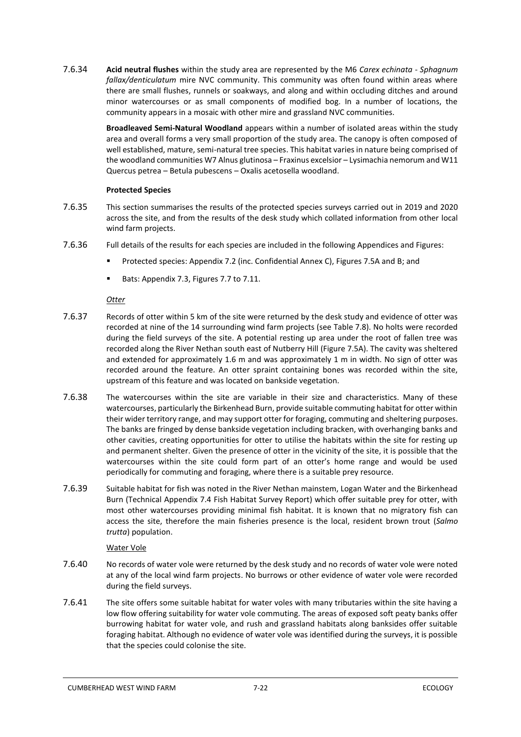7.6.34 **Acid neutral flushes** within the study area are represented by the M6 *Carex echinata - Sphagnum fallax/denticulatum* mire NVC community. This community was often found within areas where there are small flushes, runnels or soakways, and along and within occluding ditches and around minor watercourses or as small components of modified bog. In a number of locations, the community appears in a mosaic with other mire and grassland NVC communities.

**Broadleaved Semi-Natural Woodland** appears within a number of isolated areas within the study area and overall forms a very small proportion of the study area. The canopy is often composed of well established, mature, semi-natural tree species. This habitat varies in nature being comprised of the woodland communities W7 Alnus glutinosa – Fraxinus excelsior – Lysimachia nemorum and W11 Quercus petrea – Betula pubescens – Oxalis acetosella woodland.

**Protected Species**

7.6.35 This section summarises the results of the protected species surveys carried out in 2019 and 2020 across the site, and from the results of the desk study which collated information from other local wind farm projects.

7.6.36 Full details of the results for each species are included in the following Appendices and Figures:

- Protected species: Appendix 7.2 (inc. Confidential Annex C), Figures 7.5A and B; and
- Bats: Appendix 7.3, Figures 7.7 to 7.11.

*Otter*

7.6.37 Records of otter within 5 km of the site were returned by the desk study and evidence of otter was recorded at nine of the 14 surrounding wind farm projects (see Table 7.8). No holts were recorded during the field surveys of the site. A potential resting up area under the root of fallen tree was recorded along the River Nethan south east of Nutberry Hill (Figure 7.5A). The cavity was sheltered and extended for approximately 1.6 m and was approximately 1 m in width. No sign of otter was recorded around the feature. An otter spraint containing bones was recorded within the site, upstream of this feature and was located on bankside vegetation.

7.6.38 The watercourses within the site are variable in their size and characteristics. Many of these watercourses, particularly the Birkenhead Burn, provide suitable commuting habitat for otter within their wider territory range, and may support otter for foraging, commuting and sheltering purposes. The banks are fringed by dense bankside vegetation including bracken, with overhanging banks and other cavities, creating opportunities for otter to utilise the habitats within the site for resting up and permanent shelter. Given the presence of otter in the vicinity of the site, it is possible that the watercourses within the site could form part of an otter's home range and would be used periodically for commuting and foraging, where there is a suitable prey resource.

7.6.39 Suitable habitat for fish was noted in the River Nethan mainstem, Logan Water and the Birkenhead Burn (Technical Appendix 7.4 Fish Habitat Survey Report) which offer suitable prey for otter, with most other watercourses providing minimal fish habitat. It is known that no migratory fish can access the site, therefore the main fisheries presence is the local, resident brown trout (*Salmo trutta*) population.

Water Vole

7.6.40 No records of water vole were returned by the desk study and no records of water vole were noted at any of the local wind farm projects. No burrows or other evidence of water vole were recorded during the field surveys.

7.6.41 The site offers some suitable habitat for water voles with many tributaries within the site having a low flow offering suitability for water vole commuting. The areas of exposed soft peaty banks offer burrowing habitat for water vole, and rush and grassland habitats along banksides offer suitable foraging habitat. Although no evidence of water vole was identified during the surveys, it is possible that the species could colonise the site.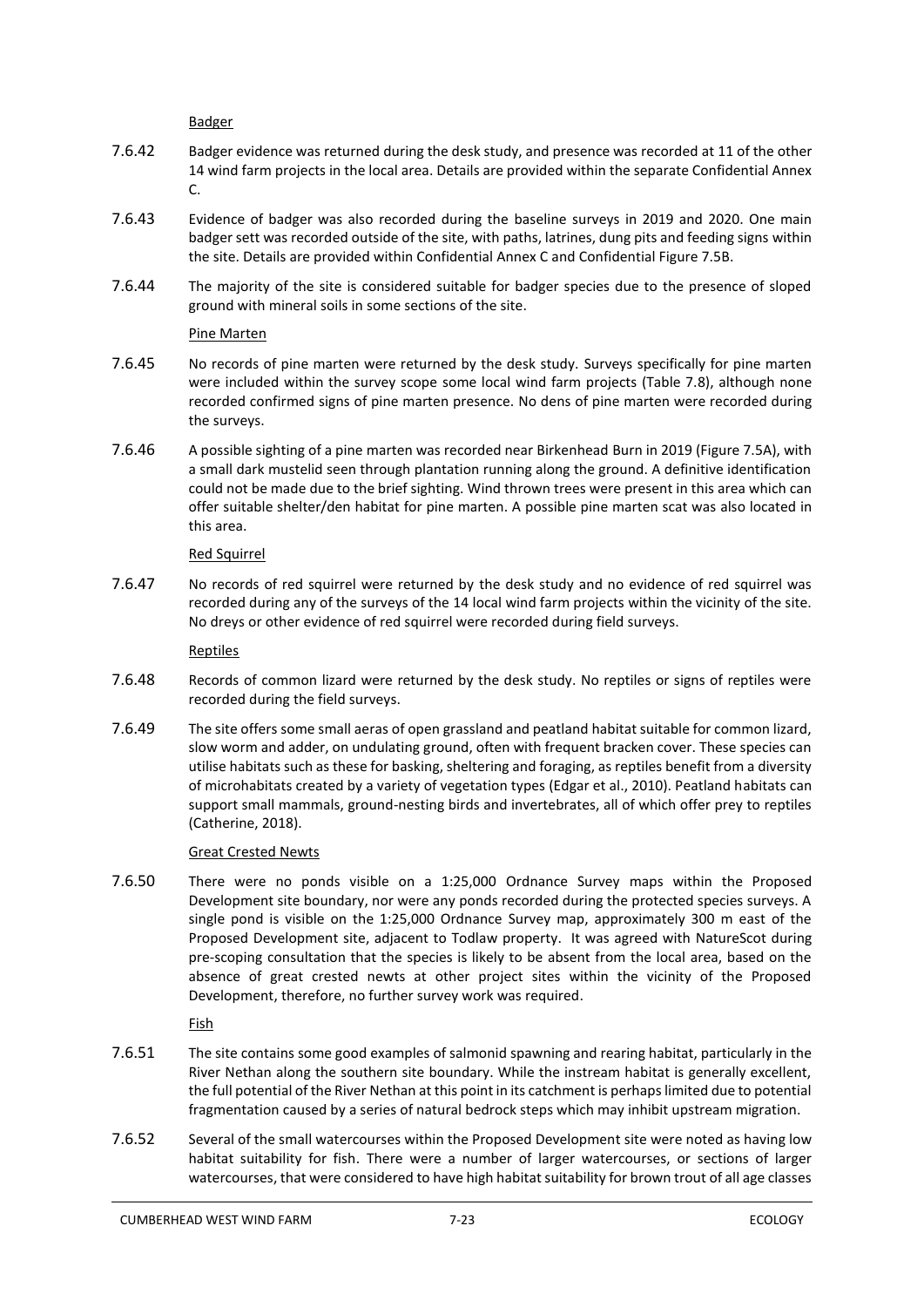Badger

7.6.42 Badger evidence was returned during the desk study, and presence was recorded at 11 of the other 14 wind farm projects in the local area. Details are provided within the separate Confidential Annex C.

7.6.43 Evidence of badger was also recorded during the baseline surveys in 2019 and 2020. One main badger sett was recorded outside of the site, with paths, latrines, dung pits and feeding signs within the site. Details are provided within Confidential Annex C and Confidential Figure 7.5B.

7.6.44 The majority of the site is considered suitable for badger species due to the presence of sloped ground with mineral soils in some sections of the site.

Pine Marten

7.6.45 No records of pine marten were returned by the desk study. Surveys specifically for pine marten were included within the survey scope some local wind farm projects (Table 7.8), although none recorded confirmed signs of pine marten presence. No dens of pine marten were recorded during the surveys.

7.6.46 A possible sighting of a pine marten was recorded near Birkenhead Burn in 2019 (Figure 7.5A), with a small dark mustelid seen through plantation running along the ground. A definitive identification could not be made due to the brief sighting. Wind thrown trees were present in this area which can offer suitable shelter/den habitat for pine marten. A possible pine marten scat was also located in this area.

Red Squirrel

7.6.47 No records of red squirrel were returned by the desk study and no evidence of red squirrel was recorded during any of the surveys of the 14 local wind farm projects within the vicinity of the site. No dreys or other evidence of red squirrel were recorded during field surveys.

Reptiles

7.6.48 Records of common lizard were returned by the desk study. No reptiles or signs of reptiles were recorded during the field surveys.

7.6.49 The site offers some small aeras of open grassland and peatland habitat suitable for common lizard, slow worm and adder, on undulating ground, often with frequent bracken cover. These species can utilise habitats such as these for basking, sheltering and foraging, as reptiles benefit from a diversity of microhabitats created by a variety of vegetation types (Edgar et al., 2010). Peatland habitats can support small mammals, ground-nesting birds and invertebrates, all of which offer prey to reptiles (Catherine, 2018).

Great Crested Newts

7.6.50 There were no ponds visible on a 1:25,000 Ordnance Survey maps within the Proposed Development site boundary, nor were any ponds recorded during the protected species surveys. A single pond is visible on the 1:25,000 Ordnance Survey map, approximately 300 m east of the Proposed Development site, adjacent to Todlaw property. It was agreed with NatureScot during pre-scoping consultation that the species is likely to be absent from the local area, based on the absence of great crested newts at other project sites within the vicinity of the Proposed Development, therefore, no further survey work was required.

Fish

7.6.51 The site contains some good examples of salmonid spawning and rearing habitat, particularly in the River Nethan along the southern site boundary. While the instream habitat is generally excellent, the full potential of the River Nethan at this point in its catchment is perhaps limited due to potential fragmentation caused by a series of natural bedrock steps which may inhibit upstream migration.

7.6.52 Several of the small watercourses within the Proposed Development site were noted as having low habitat suitability for fish. There were a number of larger watercourses, or sections of larger watercourses, that were considered to have high habitat suitability for brown trout of all age classes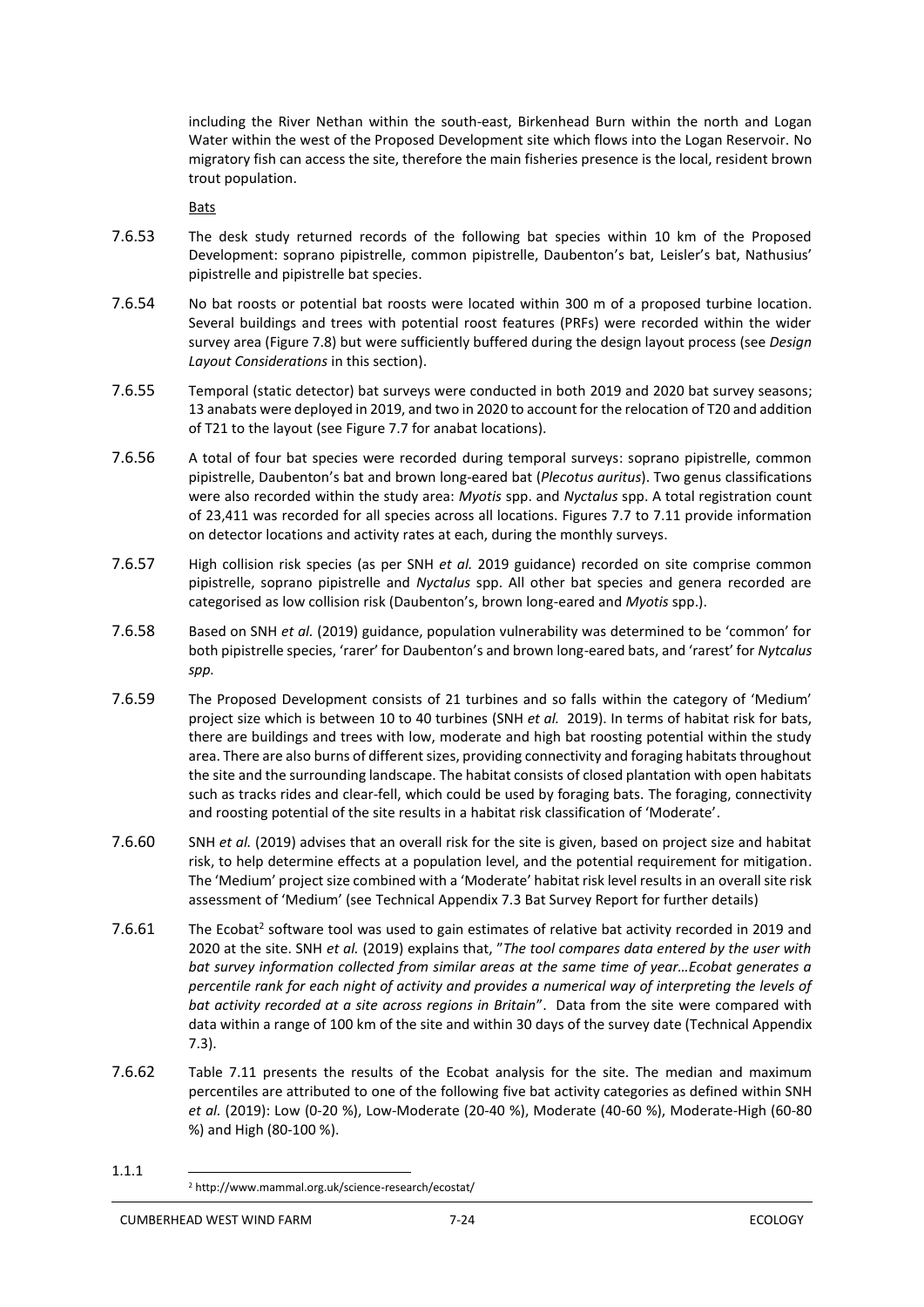including the River Nethan within the south-east, Birkenhead Burn within the north and Logan Water within the west of the Proposed Development site which flows into the Logan Reservoir. No migratory fish can access the site, therefore the main fisheries presence is the local, resident brown trout population.

Bats

7.6.53 The desk study returned records of the following bat species within 10 km of the Proposed Development: soprano pipistrelle, common pipistrelle, Daubenton's bat, Leisler's bat, Nathusius' pipistrelle and pipistrelle bat species.

7.6.54 No bat roosts or potential bat roosts were located within 300 m of a proposed turbine location. Several buildings and trees with potential roost features (PRFs) were recorded within the wider survey area (Figure 7.8) but were sufficiently buffered during the design layout process (see *Design Layout Considerations* in this section).

7.6.55 Temporal (static detector) bat surveys were conducted in both 2019 and 2020 bat survey seasons; 13 anabats were deployed in 2019, and two in 2020 to account for the relocation of T20 and addition of T21 to the layout (see Figure 7.7 for anabat locations).

7.6.56 A total of four bat species were recorded during temporal surveys: soprano pipistrelle, common pipistrelle, Daubenton's bat and brown long-eared bat (*Plecotus auritus*). Two genus classifications were also recorded within the study area: *Myotis* spp. and *Nyctalus* spp. A total registration count of 23,411 was recorded for all species across all locations. Figures 7.7 to 7.11 provide information on detector locations and activity rates at each, during the monthly surveys.

7.6.57 High collision risk species (as per SNH *et al.* 2019 guidance) recorded on site comprise common pipistrelle, soprano pipistrelle and *Nyctalus* spp. All other bat species and genera recorded are categorised as low collision risk (Daubenton's, brown long-eared and *Myotis* spp.).

7.6.58 Based on SNH *et al.* (2019) guidance, population vulnerability was determined to be 'common' for both pipistrelle species, 'rarer' for Daubenton's and brown long-eared bats, and 'rarest' for *Nytcalus spp.*

7.6.59 The Proposed Development consists of 21 turbines and so falls within the category of 'Medium' project size which is between 10 to 40 turbines (SNH *et al.* 2019). In terms of habitat risk for bats, there are buildings and trees with low, moderate and high bat roosting potential within the study area. There are also burns of different sizes, providing connectivity and foraging habitats throughout the site and the surrounding landscape. The habitat consists of closed plantation with open habitats such as tracks rides and clear-fell, which could be used by foraging bats. The foraging, connectivity and roosting potential of the site results in a habitat risk classification of 'Moderate'.

7.6.60 SNH *et al.* (2019) advises that an overall risk for the site is given, based on project size and habitat risk, to help determine effects at a population level, and the potential requirement for mitigation. The 'Medium' project size combined with a 'Moderate' habitat risk level results in an overall site risk assessment of 'Medium' (see Technical Appendix 7.3 Bat Survey Report for further details)

7.6.61 The Ecobat[2] software tool was used to gain estimates of relative bat activity recorded in 2019 and 2020 at the site. SNH *et al.* (2019) explains that, "*The tool compares data entered by the user with bat survey information collected from similar areas at the same time of year…Ecobat generates a percentile rank for each night of activity and provides a numerical way of interpreting the levels of bat activity recorded at a site across regions in Britain*". Data from the site were compared with data within a range of 100 km of the site and within 30 days of the survey date (Technical Appendix 7.3).

7.6.62 Table 7.11 presents the results of the Ecobat analysis for the site. The median and maximum percentiles are attributed to one of the following five bat activity categories as defined within SNH *et al.* (2019): Low (0-20 %), Low-Moderate (20-40 %), Moderate (40-60 %), Moderate-High (60-80 %) and High (80-100 %).

[2] http://www.mammal.org.uk/science-research/ecostat/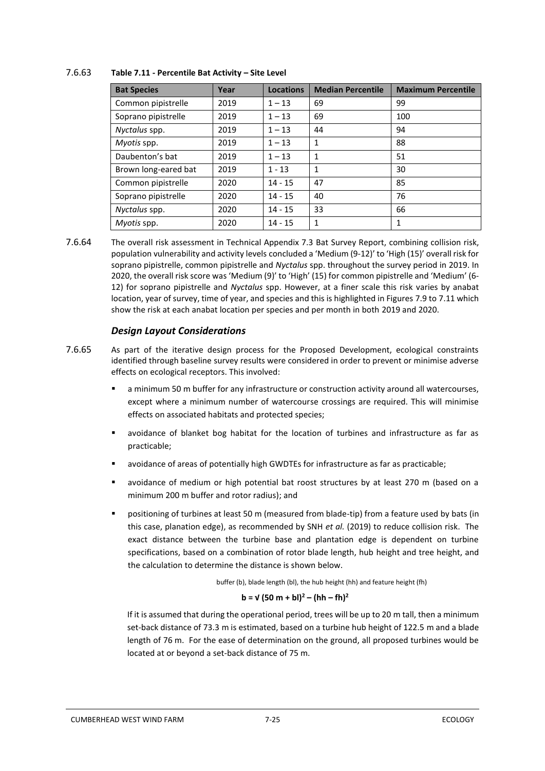7.6.63 **Table 7.11 - Percentile Bat Activity – Site Level**

| Bat Species | Year | Locations | Median Percentile | Maximum Percentile |
|---|---|---|---|---|
| Common pipistrelle | 2019 | 1 – 13 | 69 | 99 |
| Soprano pipistrelle | 2019 | 1 – 13 | 69 | 100 |
| *Nyctalus* spp. | 2019 | 1 – 13 | 44 | 94 |
| *Myotis* spp. | 2019 | 1 – 13 | 1 | 88 |
| Daubenton's bat | 2019 | 1 – 13 | 1 | 51 |
| Brown long-eared bat | 2019 | 1 - 13 | 1 | 30 |
| Common pipistrelle | 2020 | 14 - 15 | 47 | 85 |
| Soprano pipistrelle | 2020 | 14 - 15 | 40 | 76 |
| *Nyctalus* spp. | 2020 | 14 - 15 | 33 | 66 |
| *Myotis* spp. | 2020 | 14 - 15 | 1 | 1 |

7.6.64 The overall risk assessment in Technical Appendix 7.3 Bat Survey Report, combining collision risk, population vulnerability and activity levels concluded a 'Medium (9-12)' to 'High (15)' overall risk for soprano pipistrelle, common pipistrelle and *Nyctalus* spp. throughout the survey period in 2019. In 2020, the overall risk score was 'Medium (9)' to 'High' (15) for common pipistrelle and 'Medium' (6-12) for soprano pipistrelle and *Nyctalus* spp. However, at a finer scale this risk varies by anabat location, year of survey, time of year, and species and this is highlighted in Figures 7.9 to 7.11 which show the risk at each anabat location per species and per month in both 2019 and 2020.

### *Design Layout Considerations*

7.6.65 As part of the iterative design process for the Proposed Development, ecological constraints identified through baseline survey results were considered in order to prevent or minimise adverse effects on ecological receptors. This involved:

- a minimum 50 m buffer for any infrastructure or construction activity around all watercourses, except where a minimum number of watercourse crossings are required. This will minimise effects on associated habitats and protected species;
- avoidance of blanket bog habitat for the location of turbines and infrastructure as far as practicable;
- avoidance of areas of potentially high GWDTEs for infrastructure as far as practicable;
- avoidance of medium or high potential bat roost structures by at least 270 m (based on a minimum 200 m buffer and rotor radius); and
- positioning of turbines at least 50 m (measured from blade-tip) from a feature used by bats (in this case, planation edge), as recommended by SNH *et al.* (2019) to reduce collision risk. The exact distance between the turbine base and plantation edge is dependent on turbine specifications, based on a combination of rotor blade length, hub height and tree height, and the calculation to determine the distance is shown below.

buffer (b), blade length (bl), the hub height (hh) and feature height (fh)

$$b = \sqrt{(50\text{ m} + bl)^2 - (hh - fh)^2}$$

If it is assumed that during the operational period, trees will be up to 20 m tall, then a minimum set-back distance of 73.3 m is estimated, based on a turbine hub height of 122.5 m and a blade length of 76 m. For the ease of determination on the ground, all proposed turbines would be located at or beyond a set-back distance of 75 m.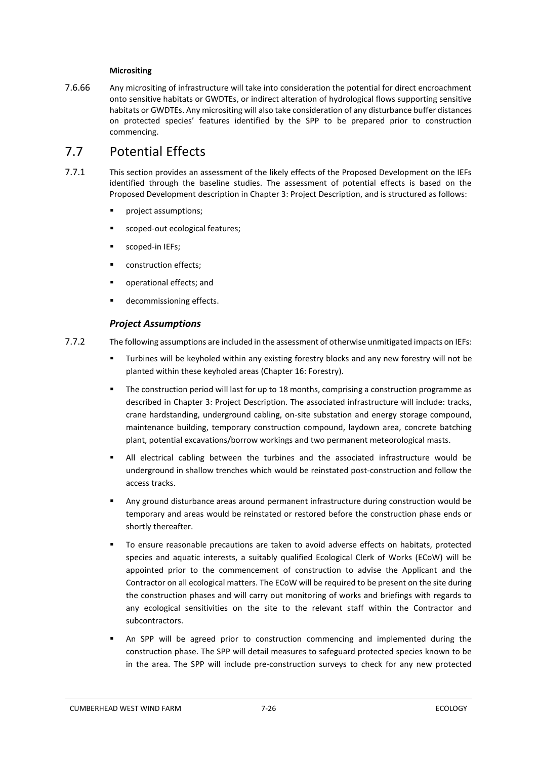**Micrositing**

7.6.66 Any micrositing of infrastructure will take into consideration the potential for direct encroachment onto sensitive habitats or GWDTEs, or indirect alteration of hydrological flows supporting sensitive habitats or GWDTEs. Any micrositing will also take consideration of any disturbance buffer distances on protected species' features identified by the SPP to be prepared prior to construction commencing.

## 7.7 Potential Effects

7.7.1 This section provides an assessment of the likely effects of the Proposed Development on the IEFs identified through the baseline studies. The assessment of potential effects is based on the Proposed Development description in Chapter 3: Project Description, and is structured as follows:

- project assumptions;
- scoped-out ecological features;
- scoped-in IEFs;
- construction effects;
- operational effects; and
- decommissioning effects.

### *Project Assumptions*

7.7.2 The following assumptions are included in the assessment of otherwise unmitigated impacts on IEFs:

- Turbines will be keyholed within any existing forestry blocks and any new forestry will not be planted within these keyholed areas (Chapter 16: Forestry).
- The construction period will last for up to 18 months, comprising a construction programme as described in Chapter 3: Project Description. The associated infrastructure will include: tracks, crane hardstanding, underground cabling, on-site substation and energy storage compound, maintenance building, temporary construction compound, laydown area, concrete batching plant, potential excavations/borrow workings and two permanent meteorological masts.
- All electrical cabling between the turbines and the associated infrastructure would be underground in shallow trenches which would be reinstated post-construction and follow the access tracks.
- Any ground disturbance areas around permanent infrastructure during construction would be temporary and areas would be reinstated or restored before the construction phase ends or shortly thereafter.
- To ensure reasonable precautions are taken to avoid adverse effects on habitats, protected species and aquatic interests, a suitably qualified Ecological Clerk of Works (ECoW) will be appointed prior to the commencement of construction to advise the Applicant and the Contractor on all ecological matters. The ECoW will be required to be present on the site during the construction phases and will carry out monitoring of works and briefings with regards to any ecological sensitivities on the site to the relevant staff within the Contractor and subcontractors.
- An SPP will be agreed prior to construction commencing and implemented during the construction phase. The SPP will detail measures to safeguard protected species known to be in the area. The SPP will include pre-construction surveys to check for any new protected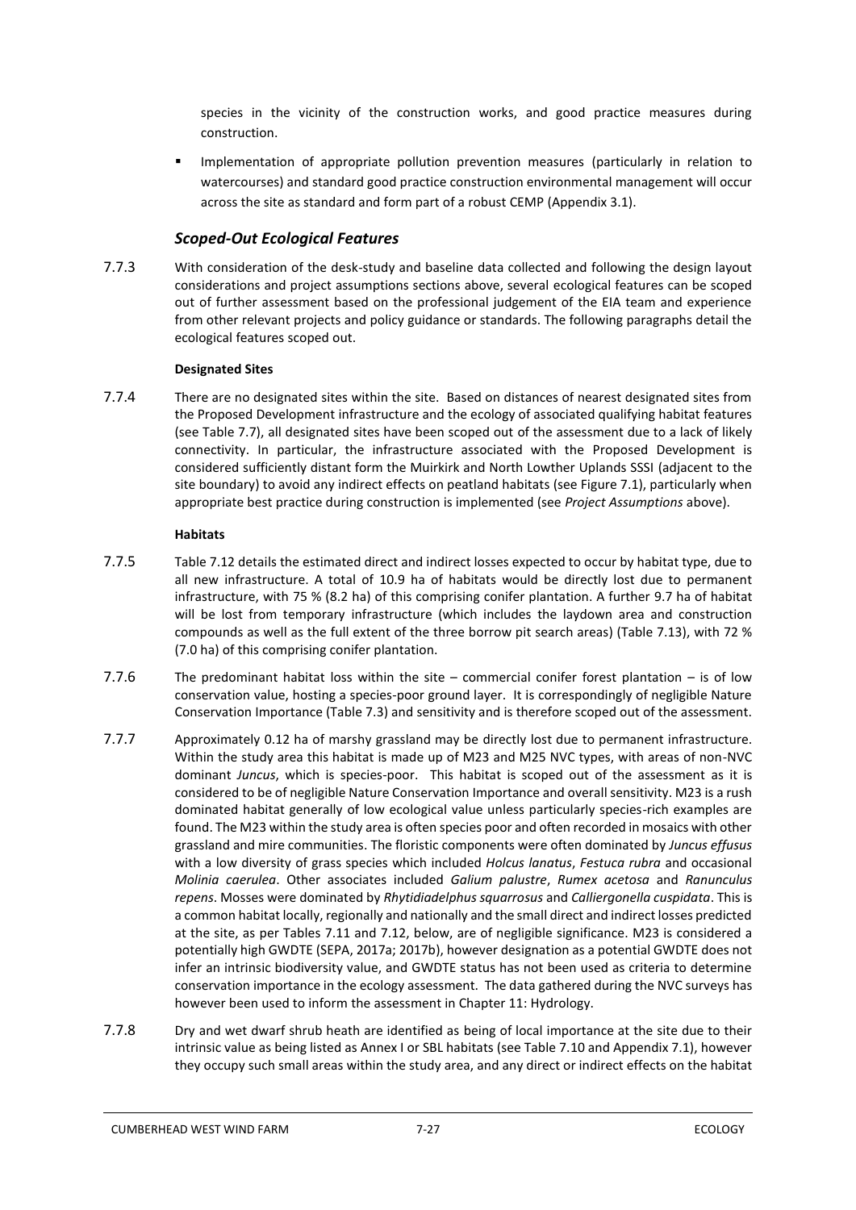species in the vicinity of the construction works, and good practice measures during construction.

- Implementation of appropriate pollution prevention measures (particularly in relation to watercourses) and standard good practice construction environmental management will occur across the site as standard and form part of a robust CEMP (Appendix 3.1).

### *Scoped-Out Ecological Features*

7.7.3 With consideration of the desk-study and baseline data collected and following the design layout considerations and project assumptions sections above, several ecological features can be scoped out of further assessment based on the professional judgement of the EIA team and experience from other relevant projects and policy guidance or standards. The following paragraphs detail the ecological features scoped out.

**Designated Sites**

7.7.4 There are no designated sites within the site. Based on distances of nearest designated sites from the Proposed Development infrastructure and the ecology of associated qualifying habitat features (see Table 7.7), all designated sites have been scoped out of the assessment due to a lack of likely connectivity. In particular, the infrastructure associated with the Proposed Development is considered sufficiently distant form the Muirkirk and North Lowther Uplands SSSI (adjacent to the site boundary) to avoid any indirect effects on peatland habitats (see Figure 7.1), particularly when appropriate best practice during construction is implemented (see *Project Assumptions* above).

**Habitats**

7.7.5 Table 7.12 details the estimated direct and indirect losses expected to occur by habitat type, due to all new infrastructure. A total of 10.9 ha of habitats would be directly lost due to permanent infrastructure, with 75 % (8.2 ha) of this comprising conifer plantation. A further 9.7 ha of habitat will be lost from temporary infrastructure (which includes the laydown area and construction compounds as well as the full extent of the three borrow pit search areas) (Table 7.13), with 72 % (7.0 ha) of this comprising conifer plantation.

7.7.6 The predominant habitat loss within the site – commercial conifer forest plantation – is of low conservation value, hosting a species-poor ground layer. It is correspondingly of negligible Nature Conservation Importance (Table 7.3) and sensitivity and is therefore scoped out of the assessment.

7.7.7 Approximately 0.12 ha of marshy grassland may be directly lost due to permanent infrastructure. Within the study area this habitat is made up of M23 and M25 NVC types, with areas of non-NVC dominant *Juncus*, which is species-poor. This habitat is scoped out of the assessment as it is considered to be of negligible Nature Conservation Importance and overall sensitivity. M23 is a rush dominated habitat generally of low ecological value unless particularly species-rich examples are found. The M23 within the study area is often species poor and often recorded in mosaics with other grassland and mire communities. The floristic components were often dominated by *Juncus effusus* with a low diversity of grass species which included *Holcus lanatus*, *Festuca rubra* and occasional *Molinia caerulea*. Other associates included *Galium palustre*, *Rumex acetosa* and *Ranunculus repens*. Mosses were dominated by *Rhytidiadelphus squarrosus* and *Calliergonella cuspidata*. This is a common habitat locally, regionally and nationally and the small direct and indirect losses predicted at the site, as per Tables 7.11 and 7.12, below, are of negligible significance. M23 is considered a potentially high GWDTE (SEPA, 2017a; 2017b), however designation as a potential GWDTE does not infer an intrinsic biodiversity value, and GWDTE status has not been used as criteria to determine conservation importance in the ecology assessment. The data gathered during the NVC surveys has however been used to inform the assessment in Chapter 11: Hydrology.

7.7.8 Dry and wet dwarf shrub heath are identified as being of local importance at the site due to their intrinsic value as being listed as Annex I or SBL habitats (see Table 7.10 and Appendix 7.1), however they occupy such small areas within the study area, and any direct or indirect effects on the habitat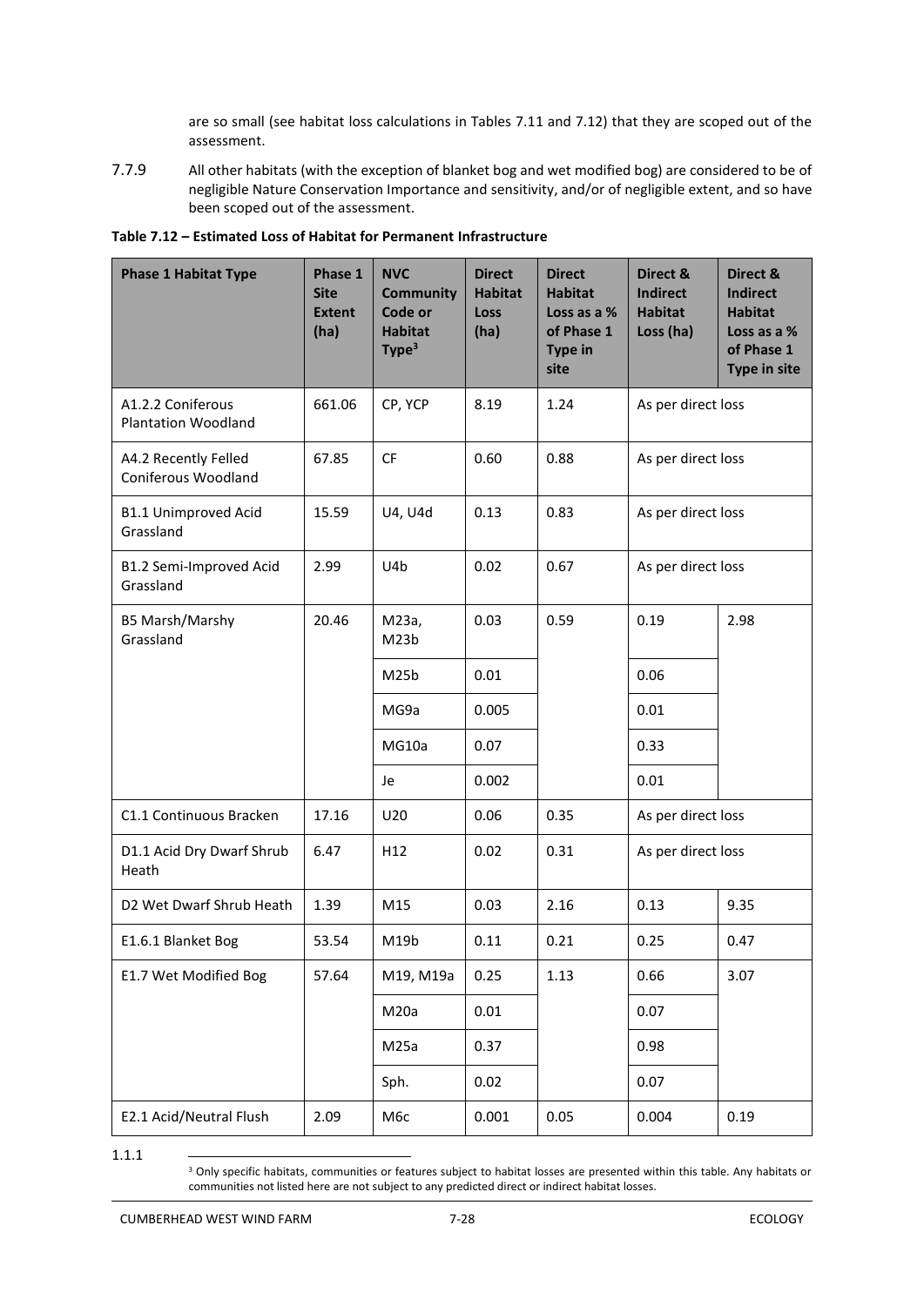are so small (see habitat loss calculations in Tables 7.11 and 7.12) that they are scoped out of the assessment.

7.7.9 All other habitats (with the exception of blanket bog and wet modified bog) are considered to be of negligible Nature Conservation Importance and sensitivity, and/or of negligible extent, and so have been scoped out of the assessment.

**Table 7.12 – Estimated Loss of Habitat for Permanent Infrastructure**

| Phase 1 Habitat Type | Phase 1 Site Extent (ha) | NVC Community Code or Habitat Type[3] | Direct Habitat Loss (ha) | Direct Habitat Loss as a % of Phase 1 Type in site | Direct & Indirect Habitat Loss (ha) | Direct & Indirect Habitat Loss as a % of Phase 1 Type in site |
|---|---|---|---|---|---|---|
| A1.2.2 Coniferous Plantation Woodland | 661.06 | CP, YCP | 8.19 | 1.24 | As per direct loss | |
| A4.2 Recently Felled Coniferous Woodland | 67.85 | CF | 0.60 | 0.88 | As per direct loss | |
| B1.1 Unimproved Acid Grassland | 15.59 | U4, U4d | 0.13 | 0.83 | As per direct loss | |
| B1.2 Semi-Improved Acid Grassland | 2.99 | U4b | 0.02 | 0.67 | As per direct loss | |
| B5 Marsh/Marshy Grassland | 20.46 | M23a, M23b | 0.03 | 0.59 | 0.19 | 2.98 |
| | | M25b | 0.01 | | 0.06 | |
| | | MG9a | 0.005 | | 0.01 | |
| | | MG10a | 0.07 | | 0.33 | |
| | | Je | 0.002 | | 0.01 | |
| C1.1 Continuous Bracken | 17.16 | U20 | 0.06 | 0.35 | As per direct loss | |
| D1.1 Acid Dry Dwarf Shrub Heath | 6.47 | H12 | 0.02 | 0.31 | As per direct loss | |
| D2 Wet Dwarf Shrub Heath | 1.39 | M15 | 0.03 | 2.16 | 0.13 | 9.35 |
| E1.6.1 Blanket Bog | 53.54 | M19b | 0.11 | 0.21 | 0.25 | 0.47 |
| E1.7 Wet Modified Bog | 57.64 | M19, M19a | 0.25 | 1.13 | 0.66 | 3.07 |
| | | M20a | 0.01 | | 0.07 | |
| | | M25a | 0.37 | | 0.98 | |
| | | Sph. | 0.02 | | 0.07 | |
| E2.1 Acid/Neutral Flush | 2.09 | M6c | 0.001 | 0.05 | 0.004 | 0.19 |

1.1.1

[3] Only specific habitats, communities or features subject to habitat losses are presented within this table. Any habitats or communities not listed here are not subject to any predicted direct or indirect habitat losses.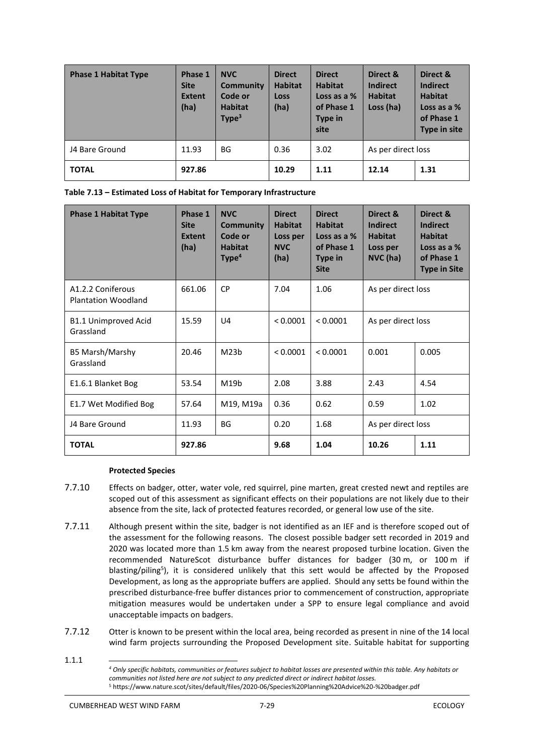| Phase 1 Habitat Type | Phase 1 Site Extent (ha) | NVC Community Code or Habitat Type[3] | Direct Habitat Loss (ha) | Direct Habitat Loss as a % of Phase 1 Type in site | Direct & Indirect Habitat Loss (ha) | Direct & Indirect Habitat Loss as a % of Phase 1 Type in site |
|---|---|---|---|---|---|---|
| J4 Bare Ground | 11.93 | BG | 0.36 | 3.02 | As per direct loss | |
| **TOTAL** | **927.86** | | **10.29** | **1.11** | **12.14** | **1.31** |

**Table 7.13 – Estimated Loss of Habitat for Temporary Infrastructure**

| Phase 1 Habitat Type | Phase 1 Site Extent (ha) | NVC Community Code or Habitat Type[4] | Direct Habitat Loss per NVC (ha) | Direct Habitat Loss as a % of Phase 1 Type in Site | Direct & Indirect Habitat Loss per NVC (ha) | Direct & Indirect Habitat Loss as a % of Phase 1 Type in Site |
|---|---|---|---|---|---|---|
| A1.2.2 Coniferous Plantation Woodland | 661.06 | CP | 7.04 | 1.06 | As per direct loss | |
| B1.1 Unimproved Acid Grassland | 15.59 | U4 | < 0.0001 | < 0.0001 | As per direct loss | |
| B5 Marsh/Marshy Grassland | 20.46 | M23b | < 0.0001 | < 0.0001 | 0.001 | 0.005 |
| E1.6.1 Blanket Bog | 53.54 | M19b | 2.08 | 3.88 | 2.43 | 4.54 |
| E1.7 Wet Modified Bog | 57.64 | M19, M19a | 0.36 | 0.62 | 0.59 | 1.02 |
| J4 Bare Ground | 11.93 | BG | 0.20 | 1.68 | As per direct loss | |
| **TOTAL** | **927.86** | | **9.68** | **1.04** | **10.26** | **1.11** |

**Protected Species**

7.7.10 Effects on badger, otter, water vole, red squirrel, pine marten, great crested newt and reptiles are scoped out of this assessment as significant effects on their populations are not likely due to their absence from the site, lack of protected features recorded, or general low use of the site.

7.7.11 Although present within the site, badger is not identified as an IEF and is therefore scoped out of the assessment for the following reasons. The closest possible badger sett recorded in 2019 and 2020 was located more than 1.5 km away from the nearest proposed turbine location. Given the recommended NatureScot disturbance buffer distances for badger (30 m, or 100 m if blasting/piling[5]), it is considered unlikely that this sett would be affected by the Proposed Development, as long as the appropriate buffers are applied. Should any setts be found within the prescribed disturbance-free buffer distances prior to commencement of construction, appropriate mitigation measures would be undertaken under a SPP to ensure legal compliance and avoid unacceptable impacts on badgers.

7.7.12 Otter is known to be present within the local area, being recorded as present in nine of the 14 local wind farm projects surrounding the Proposed Development site. Suitable habitat for supporting

1.1.1

*[4] Only specific habitats, communities or features subject to habitat losses are presented within this table. Any habitats or communities not listed here are not subject to any predicted direct or indirect habitat losses.*

[5] https://www.nature.scot/sites/default/files/2020-06/Species%20Planning%20Advice%20-%20badger.pdf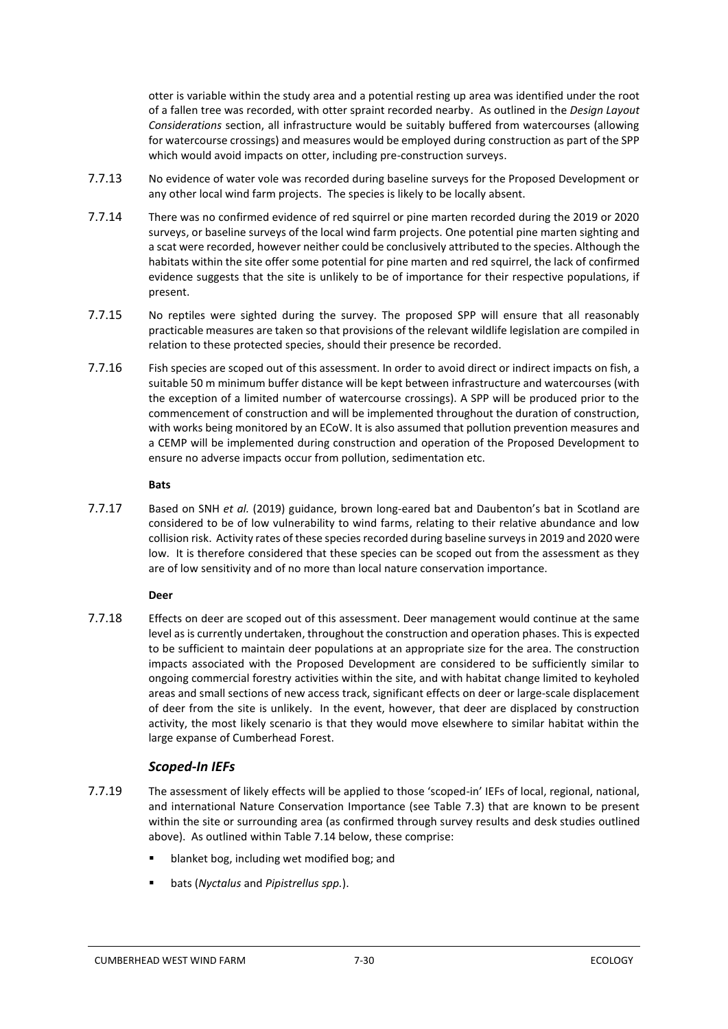otter is variable within the study area and a potential resting up area was identified under the root of a fallen tree was recorded, with otter spraint recorded nearby. As outlined in the *Design Layout Considerations* section, all infrastructure would be suitably buffered from watercourses (allowing for watercourse crossings) and measures would be employed during construction as part of the SPP which would avoid impacts on otter, including pre-construction surveys.

7.7.13 No evidence of water vole was recorded during baseline surveys for the Proposed Development or any other local wind farm projects. The species is likely to be locally absent.

7.7.14 There was no confirmed evidence of red squirrel or pine marten recorded during the 2019 or 2020 surveys, or baseline surveys of the local wind farm projects. One potential pine marten sighting and a scat were recorded, however neither could be conclusively attributed to the species. Although the habitats within the site offer some potential for pine marten and red squirrel, the lack of confirmed evidence suggests that the site is unlikely to be of importance for their respective populations, if present.

7.7.15 No reptiles were sighted during the survey. The proposed SPP will ensure that all reasonably practicable measures are taken so that provisions of the relevant wildlife legislation are compiled in relation to these protected species, should their presence be recorded.

7.7.16 Fish species are scoped out of this assessment. In order to avoid direct or indirect impacts on fish, a suitable 50 m minimum buffer distance will be kept between infrastructure and watercourses (with the exception of a limited number of watercourse crossings). A SPP will be produced prior to the commencement of construction and will be implemented throughout the duration of construction, with works being monitored by an ECoW. It is also assumed that pollution prevention measures and a CEMP will be implemented during construction and operation of the Proposed Development to ensure no adverse impacts occur from pollution, sedimentation etc.

**Bats**

7.7.17 Based on SNH *et al.* (2019) guidance, brown long-eared bat and Daubenton's bat in Scotland are considered to be of low vulnerability to wind farms, relating to their relative abundance and low collision risk. Activity rates of these species recorded during baseline surveys in 2019 and 2020 were low. It is therefore considered that these species can be scoped out from the assessment as they are of low sensitivity and of no more than local nature conservation importance.

**Deer**

7.7.18 Effects on deer are scoped out of this assessment. Deer management would continue at the same level as is currently undertaken, throughout the construction and operation phases. This is expected to be sufficient to maintain deer populations at an appropriate size for the area. The construction impacts associated with the Proposed Development are considered to be sufficiently similar to ongoing commercial forestry activities within the site, and with habitat change limited to keyholed areas and small sections of new access track, significant effects on deer or large-scale displacement of deer from the site is unlikely. In the event, however, that deer are displaced by construction activity, the most likely scenario is that they would move elsewhere to similar habitat within the large expanse of Cumberhead Forest.

### *Scoped-In IEFs*

7.7.19 The assessment of likely effects will be applied to those 'scoped-in' IEFs of local, regional, national, and international Nature Conservation Importance (see Table 7.3) that are known to be present within the site or surrounding area (as confirmed through survey results and desk studies outlined above). As outlined within Table 7.14 below, these comprise:

- blanket bog, including wet modified bog; and
- bats (*Nyctalus* and *Pipistrellus spp.*).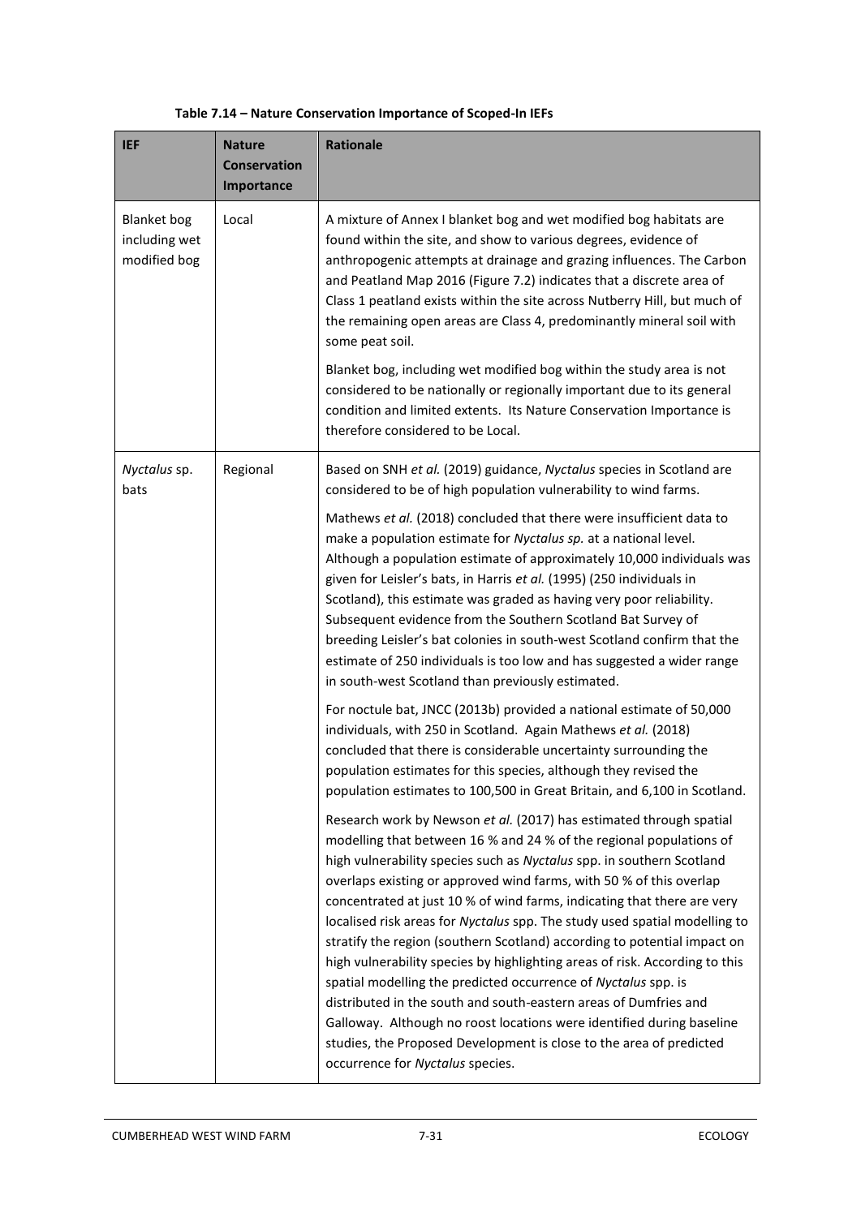**Table 7.14 – Nature Conservation Importance of Scoped-In IEFs**

| IEF | Nature Conservation Importance | Rationale |
|---|---|---|
| Blanket bog including wet modified bog | Local | A mixture of Annex I blanket bog and wet modified bog habitats are found within the site, and show to various degrees, evidence of anthropogenic attempts at drainage and grazing influences. The Carbon and Peatland Map 2016 (Figure 7.2) indicates that a discrete area of Class 1 peatland exists within the site across Nutberry Hill, but much of the remaining open areas are Class 4, predominantly mineral soil with some peat soil.<br><br>Blanket bog, including wet modified bog within the study area is not considered to be nationally or regionally important due to its general condition and limited extents. Its Nature Conservation Importance is therefore considered to be Local. |
| *Nyctalus* sp. bats | Regional | Based on SNH *et al.* (2019) guidance, *Nyctalus* species in Scotland are considered to be of high population vulnerability to wind farms.<br><br>Mathews *et al.* (2018) concluded that there were insufficient data to make a population estimate for *Nyctalus sp.* at a national level. Although a population estimate of approximately 10,000 individuals was given for Leisler's bats, in Harris *et al.* (1995) (250 individuals in Scotland), this estimate was graded as having very poor reliability. Subsequent evidence from the Southern Scotland Bat Survey of breeding Leisler's bat colonies in south-west Scotland confirm that the estimate of 250 individuals is too low and has suggested a wider range in south-west Scotland than previously estimated.<br><br>For noctule bat, JNCC (2013b) provided a national estimate of 50,000 individuals, with 250 in Scotland. Again Mathews *et al.* (2018) concluded that there is considerable uncertainty surrounding the population estimates for this species, although they revised the population estimates to 100,500 in Great Britain, and 6,100 in Scotland.<br><br>Research work by Newson *et al.* (2017) has estimated through spatial modelling that between 16 % and 24 % of the regional populations of high vulnerability species such as *Nyctalus* spp. in southern Scotland overlaps existing or approved wind farms, with 50 % of this overlap concentrated at just 10 % of wind farms, indicating that there are very localised risk areas for *Nyctalus* spp. The study used spatial modelling to stratify the region (southern Scotland) according to potential impact on high vulnerability species by highlighting areas of risk. According to this spatial modelling the predicted occurrence of *Nyctalus* spp. is distributed in the south and south-eastern areas of Dumfries and Galloway. Although no roost locations were identified during baseline studies, the Proposed Development is close to the area of predicted occurrence for *Nyctalus* species. |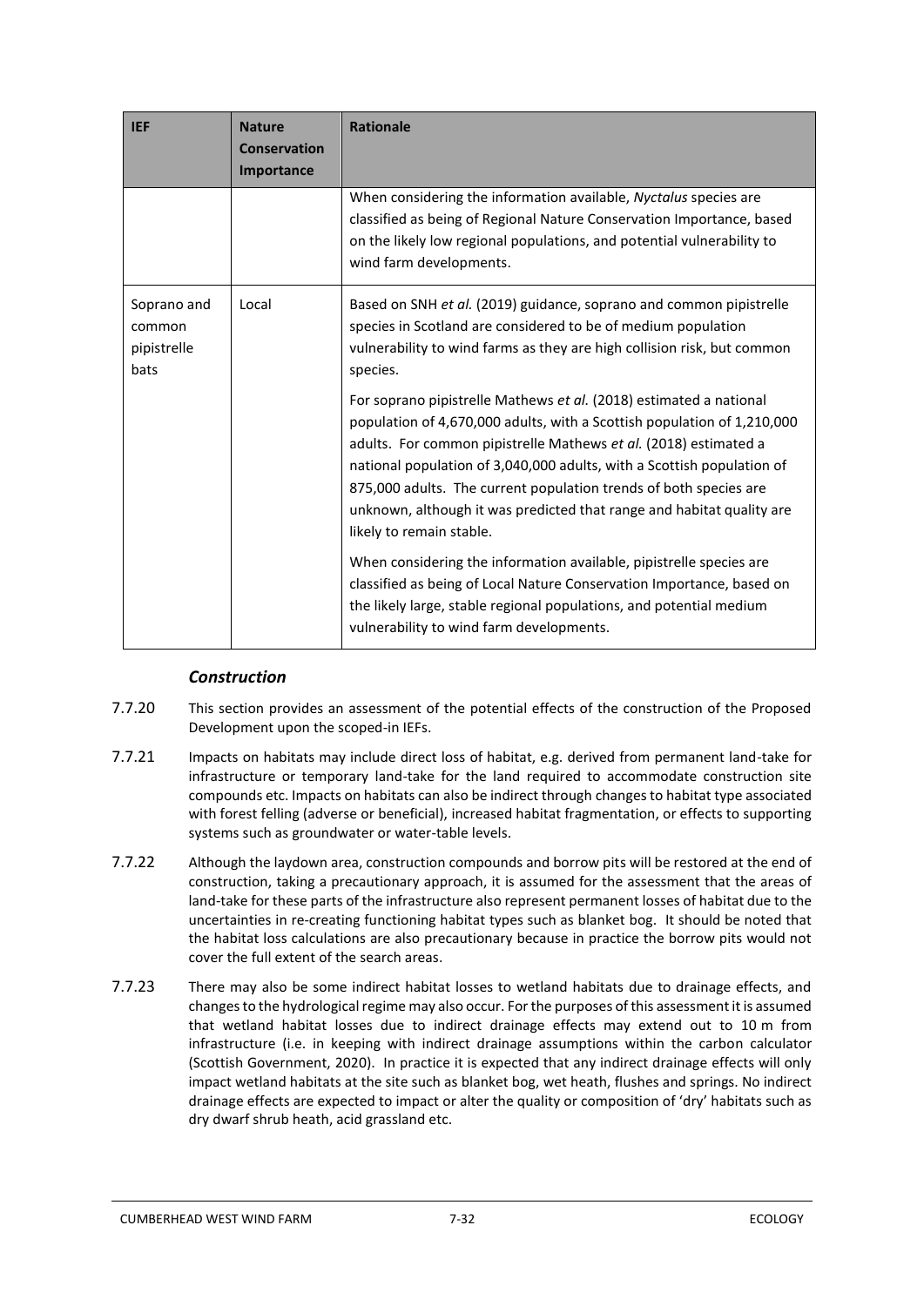| IEF | Nature Conservation Importance | Rationale |
| --- | --- | --- |
| | | When considering the information available, *Nyctalus* species are classified as being of Regional Nature Conservation Importance, based on the likely low regional populations, and potential vulnerability to wind farm developments. |
| Soprano and common pipistrelle bats | Local | Based on SNH *et al.* (2019) guidance, soprano and common pipistrelle species in Scotland are considered to be of medium population vulnerability to wind farms as they are high collision risk, but common species.<br><br>For soprano pipistrelle Mathews *et al.* (2018) estimated a national population of 4,670,000 adults, with a Scottish population of 1,210,000 adults. For common pipistrelle Mathews *et al.* (2018) estimated a national population of 3,040,000 adults, with a Scottish population of 875,000 adults. The current population trends of both species are unknown, although it was predicted that range and habitat quality are likely to remain stable.<br><br>When considering the information available, pipistrelle species are classified as being of Local Nature Conservation Importance, based on the likely large, stable regional populations, and potential medium vulnerability to wind farm developments. |

### *Construction*

7.7.20 This section provides an assessment of the potential effects of the construction of the Proposed Development upon the scoped-in IEFs.

7.7.21 Impacts on habitats may include direct loss of habitat, e.g. derived from permanent land-take for infrastructure or temporary land-take for the land required to accommodate construction site compounds etc. Impacts on habitats can also be indirect through changes to habitat type associated with forest felling (adverse or beneficial), increased habitat fragmentation, or effects to supporting systems such as groundwater or water-table levels.

7.7.22 Although the laydown area, construction compounds and borrow pits will be restored at the end of construction, taking a precautionary approach, it is assumed for the assessment that the areas of land-take for these parts of the infrastructure also represent permanent losses of habitat due to the uncertainties in re-creating functioning habitat types such as blanket bog. It should be noted that the habitat loss calculations are also precautionary because in practice the borrow pits would not cover the full extent of the search areas.

7.7.23 There may also be some indirect habitat losses to wetland habitats due to drainage effects, and changes to the hydrological regime may also occur. For the purposes of this assessment it is assumed that wetland habitat losses due to indirect drainage effects may extend out to 10 m from infrastructure (i.e. in keeping with indirect drainage assumptions within the carbon calculator (Scottish Government, 2020). In practice it is expected that any indirect drainage effects will only impact wetland habitats at the site such as blanket bog, wet heath, flushes and springs. No indirect drainage effects are expected to impact or alter the quality or composition of 'dry' habitats such as dry dwarf shrub heath, acid grassland etc.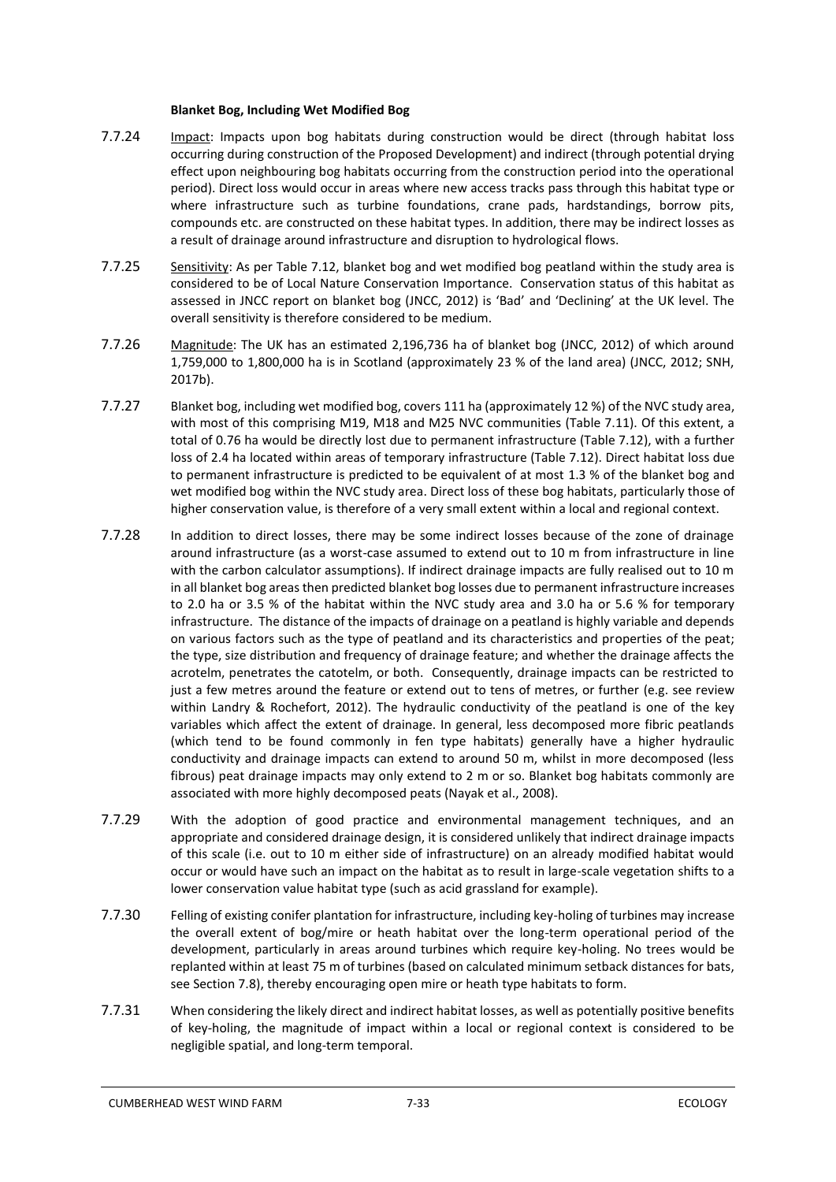**Blanket Bog, Including Wet Modified Bog**

7.7.24 Impact: Impacts upon bog habitats during construction would be direct (through habitat loss occurring during construction of the Proposed Development) and indirect (through potential drying effect upon neighbouring bog habitats occurring from the construction period into the operational period). Direct loss would occur in areas where new access tracks pass through this habitat type or where infrastructure such as turbine foundations, crane pads, hardstandings, borrow pits, compounds etc. are constructed on these habitat types. In addition, there may be indirect losses as a result of drainage around infrastructure and disruption to hydrological flows.

7.7.25 Sensitivity: As per Table 7.12, blanket bog and wet modified bog peatland within the study area is considered to be of Local Nature Conservation Importance. Conservation status of this habitat as assessed in JNCC report on blanket bog (JNCC, 2012) is 'Bad' and 'Declining' at the UK level. The overall sensitivity is therefore considered to be medium.

7.7.26 Magnitude: The UK has an estimated 2,196,736 ha of blanket bog (JNCC, 2012) of which around 1,759,000 to 1,800,000 ha is in Scotland (approximately 23 % of the land area) (JNCC, 2012; SNH, 2017b).

7.7.27 Blanket bog, including wet modified bog, covers 111 ha (approximately 12 %) of the NVC study area, with most of this comprising M19, M18 and M25 NVC communities (Table 7.11). Of this extent, a total of 0.76 ha would be directly lost due to permanent infrastructure (Table 7.12), with a further loss of 2.4 ha located within areas of temporary infrastructure (Table 7.12). Direct habitat loss due to permanent infrastructure is predicted to be equivalent of at most 1.3 % of the blanket bog and wet modified bog within the NVC study area. Direct loss of these bog habitats, particularly those of higher conservation value, is therefore of a very small extent within a local and regional context.

7.7.28 In addition to direct losses, there may be some indirect losses because of the zone of drainage around infrastructure (as a worst-case assumed to extend out to 10 m from infrastructure in line with the carbon calculator assumptions). If indirect drainage impacts are fully realised out to 10 m in all blanket bog areas then predicted blanket bog losses due to permanent infrastructure increases to 2.0 ha or 3.5 % of the habitat within the NVC study area and 3.0 ha or 5.6 % for temporary infrastructure. The distance of the impacts of drainage on a peatland is highly variable and depends on various factors such as the type of peatland and its characteristics and properties of the peat; the type, size distribution and frequency of drainage feature; and whether the drainage affects the acrotelm, penetrates the catotelm, or both. Consequently, drainage impacts can be restricted to just a few metres around the feature or extend out to tens of metres, or further (e.g. see review within Landry & Rochefort, 2012). The hydraulic conductivity of the peatland is one of the key variables which affect the extent of drainage. In general, less decomposed more fibric peatlands (which tend to be found commonly in fen type habitats) generally have a higher hydraulic conductivity and drainage impacts can extend to around 50 m, whilst in more decomposed (less fibrous) peat drainage impacts may only extend to 2 m or so. Blanket bog habitats commonly are associated with more highly decomposed peats (Nayak et al., 2008).

7.7.29 With the adoption of good practice and environmental management techniques, and an appropriate and considered drainage design, it is considered unlikely that indirect drainage impacts of this scale (i.e. out to 10 m either side of infrastructure) on an already modified habitat would occur or would have such an impact on the habitat as to result in large-scale vegetation shifts to a lower conservation value habitat type (such as acid grassland for example).

7.7.30 Felling of existing conifer plantation for infrastructure, including key-holing of turbines may increase the overall extent of bog/mire or heath habitat over the long-term operational period of the development, particularly in areas around turbines which require key-holing. No trees would be replanted within at least 75 m of turbines (based on calculated minimum setback distances for bats, see Section 7.8), thereby encouraging open mire or heath type habitats to form.

7.7.31 When considering the likely direct and indirect habitat losses, as well as potentially positive benefits of key-holing, the magnitude of impact within a local or regional context is considered to be negligible spatial, and long-term temporal.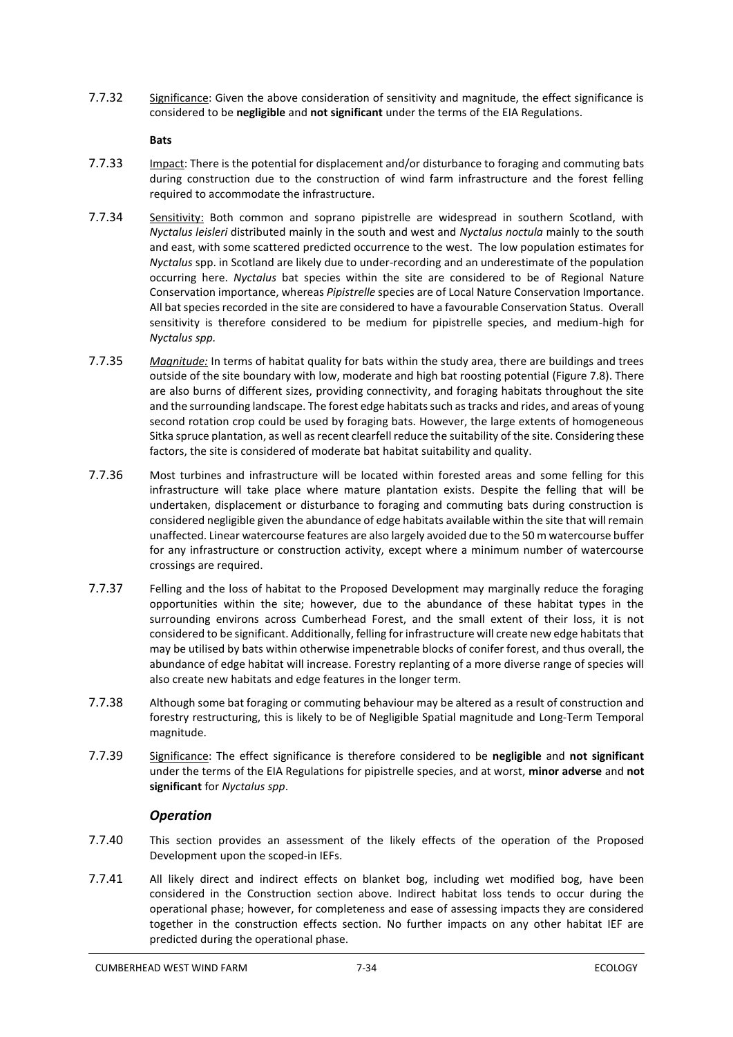7.7.32 Significance: Given the above consideration of sensitivity and magnitude, the effect significance is considered to be **negligible** and **not significant** under the terms of the EIA Regulations.

**Bats**

7.7.33 Impact: There is the potential for displacement and/or disturbance to foraging and commuting bats during construction due to the construction of wind farm infrastructure and the forest felling required to accommodate the infrastructure.

7.7.34 Sensitivity: Both common and soprano pipistrelle are widespread in southern Scotland, with *Nyctalus leisleri* distributed mainly in the south and west and *Nyctalus noctula* mainly to the south and east, with some scattered predicted occurrence to the west. The low population estimates for *Nyctalus* spp. in Scotland are likely due to under-recording and an underestimate of the population occurring here. *Nyctalus* bat species within the site are considered to be of Regional Nature Conservation importance, whereas *Pipistrelle* species are of Local Nature Conservation Importance. All bat species recorded in the site are considered to have a favourable Conservation Status. Overall sensitivity is therefore considered to be medium for pipistrelle species, and medium-high for *Nyctalus spp.*

7.7.35 *Magnitude:* In terms of habitat quality for bats within the study area, there are buildings and trees outside of the site boundary with low, moderate and high bat roosting potential (Figure 7.8). There are also burns of different sizes, providing connectivity, and foraging habitats throughout the site and the surrounding landscape. The forest edge habitats such as tracks and rides, and areas of young second rotation crop could be used by foraging bats. However, the large extents of homogeneous Sitka spruce plantation, as well as recent clearfell reduce the suitability of the site. Considering these factors, the site is considered of moderate bat habitat suitability and quality.

7.7.36 Most turbines and infrastructure will be located within forested areas and some felling for this infrastructure will take place where mature plantation exists. Despite the felling that will be undertaken, displacement or disturbance to foraging and commuting bats during construction is considered negligible given the abundance of edge habitats available within the site that will remain unaffected. Linear watercourse features are also largely avoided due to the 50 m watercourse buffer for any infrastructure or construction activity, except where a minimum number of watercourse crossings are required.

7.7.37 Felling and the loss of habitat to the Proposed Development may marginally reduce the foraging opportunities within the site; however, due to the abundance of these habitat types in the surrounding environs across Cumberhead Forest, and the small extent of their loss, it is not considered to be significant. Additionally, felling for infrastructure will create new edge habitats that may be utilised by bats within otherwise impenetrable blocks of conifer forest, and thus overall, the abundance of edge habitat will increase. Forestry replanting of a more diverse range of species will also create new habitats and edge features in the longer term.

7.7.38 Although some bat foraging or commuting behaviour may be altered as a result of construction and forestry restructuring, this is likely to be of Negligible Spatial magnitude and Long-Term Temporal magnitude.

7.7.39 Significance: The effect significance is therefore considered to be **negligible** and **not significant** under the terms of the EIA Regulations for pipistrelle species, and at worst, **minor adverse** and **not significant** for *Nyctalus spp*.

### *Operation*

7.7.40 This section provides an assessment of the likely effects of the operation of the Proposed Development upon the scoped-in IEFs.

7.7.41 All likely direct and indirect effects on blanket bog, including wet modified bog, have been considered in the Construction section above. Indirect habitat loss tends to occur during the operational phase; however, for completeness and ease of assessing impacts they are considered together in the construction effects section. No further impacts on any other habitat IEF are predicted during the operational phase.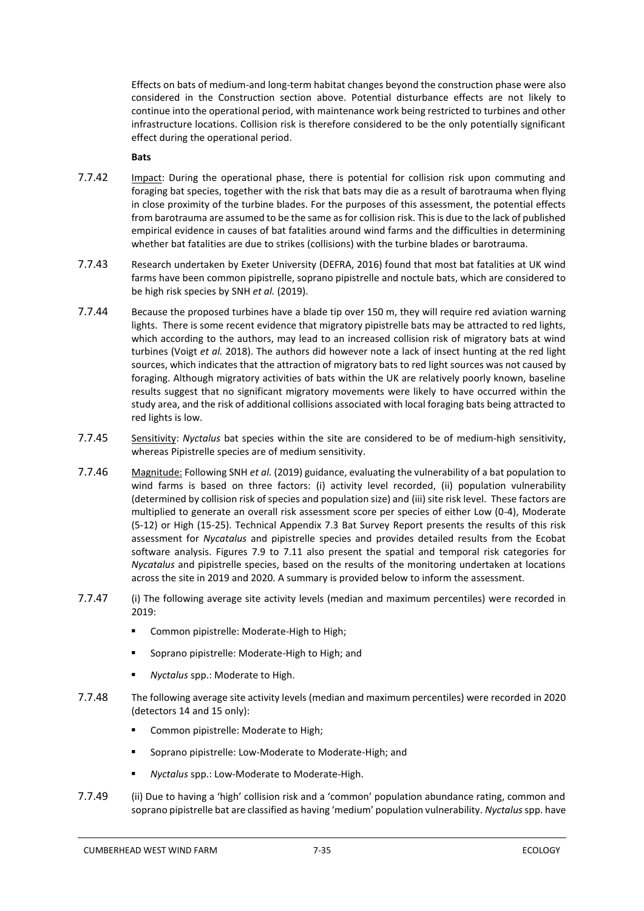Effects on bats of medium-and long-term habitat changes beyond the construction phase were also considered in the Construction section above. Potential disturbance effects are not likely to continue into the operational period, with maintenance work being restricted to turbines and other infrastructure locations. Collision risk is therefore considered to be the only potentially significant effect during the operational period.

**Bats**

7.7.42 Impact: During the operational phase, there is potential for collision risk upon commuting and foraging bat species, together with the risk that bats may die as a result of barotrauma when flying in close proximity of the turbine blades. For the purposes of this assessment, the potential effects from barotrauma are assumed to be the same as for collision risk. This is due to the lack of published empirical evidence in causes of bat fatalities around wind farms and the difficulties in determining whether bat fatalities are due to strikes (collisions) with the turbine blades or barotrauma.

7.7.43 Research undertaken by Exeter University (DEFRA, 2016) found that most bat fatalities at UK wind farms have been common pipistrelle, soprano pipistrelle and noctule bats, which are considered to be high risk species by SNH *et al.* (2019).

7.7.44 Because the proposed turbines have a blade tip over 150 m, they will require red aviation warning lights. There is some recent evidence that migratory pipistrelle bats may be attracted to red lights, which according to the authors, may lead to an increased collision risk of migratory bats at wind turbines (Voigt *et al.* 2018). The authors did however note a lack of insect hunting at the red light sources, which indicates that the attraction of migratory bats to red light sources was not caused by foraging. Although migratory activities of bats within the UK are relatively poorly known, baseline results suggest that no significant migratory movements were likely to have occurred within the study area, and the risk of additional collisions associated with local foraging bats being attracted to red lights is low.

7.7.45 Sensitivity: *Nyctalus* bat species within the site are considered to be of medium-high sensitivity, whereas Pipistrelle species are of medium sensitivity.

7.7.46 Magnitude: Following SNH *et al.* (2019) guidance, evaluating the vulnerability of a bat population to wind farms is based on three factors: (i) activity level recorded, (ii) population vulnerability (determined by collision risk of species and population size) and (iii) site risk level. These factors are multiplied to generate an overall risk assessment score per species of either Low (0-4), Moderate (5-12) or High (15-25). Technical Appendix 7.3 Bat Survey Report presents the results of this risk assessment for *Nycatalus* and pipistrelle species and provides detailed results from the Ecobat software analysis. Figures 7.9 to 7.11 also present the spatial and temporal risk categories for *Nycatalus* and pipistrelle species, based on the results of the monitoring undertaken at locations across the site in 2019 and 2020. A summary is provided below to inform the assessment.

7.7.47 (i) The following average site activity levels (median and maximum percentiles) were recorded in 2019:

- Common pipistrelle: Moderate-High to High;
- Soprano pipistrelle: Moderate-High to High; and
- *Nyctalus* spp.: Moderate to High.

7.7.48 The following average site activity levels (median and maximum percentiles) were recorded in 2020 (detectors 14 and 15 only):

- Common pipistrelle: Moderate to High;
- Soprano pipistrelle: Low-Moderate to Moderate-High; and
- *Nyctalus* spp.: Low-Moderate to Moderate-High.

7.7.49 (ii) Due to having a 'high' collision risk and a 'common' population abundance rating, common and soprano pipistrelle bat are classified as having 'medium' population vulnerability. *Nyctalus* spp. have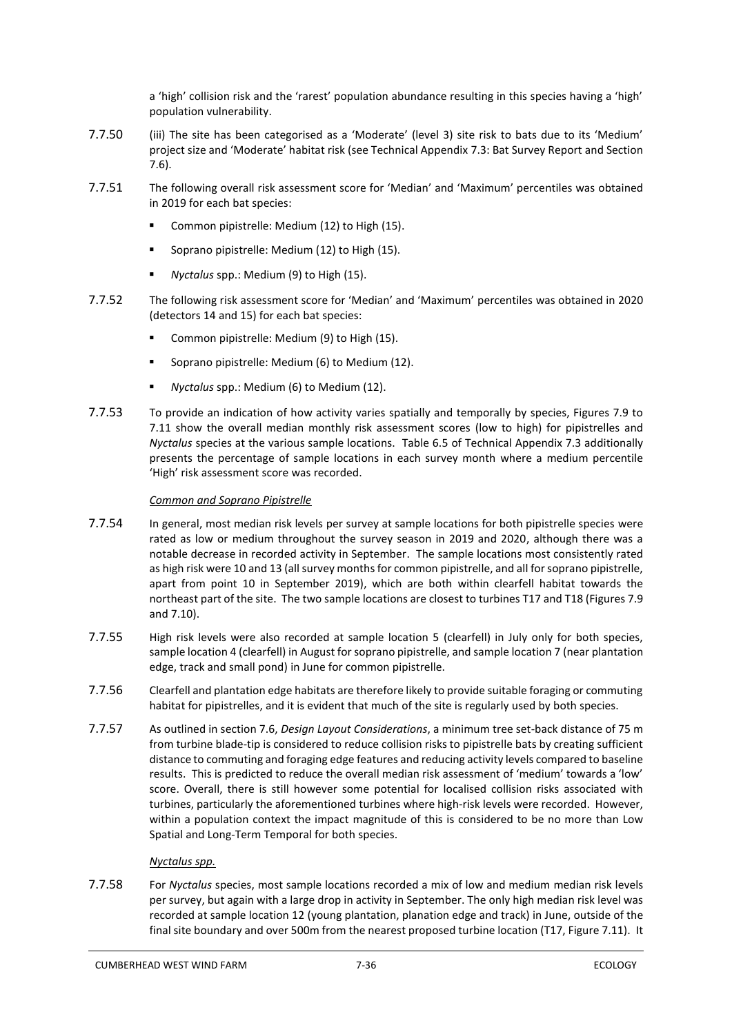a 'high' collision risk and the 'rarest' population abundance resulting in this species having a 'high' population vulnerability.

7.7.50 (iii) The site has been categorised as a 'Moderate' (level 3) site risk to bats due to its 'Medium' project size and 'Moderate' habitat risk (see Technical Appendix 7.3: Bat Survey Report and Section 7.6).

7.7.51 The following overall risk assessment score for 'Median' and 'Maximum' percentiles was obtained in 2019 for each bat species:

- Common pipistrelle: Medium (12) to High (15).
- Soprano pipistrelle: Medium (12) to High (15).
- *Nyctalus* spp.: Medium (9) to High (15).

7.7.52 The following risk assessment score for 'Median' and 'Maximum' percentiles was obtained in 2020 (detectors 14 and 15) for each bat species:

- Common pipistrelle: Medium (9) to High (15).
- Soprano pipistrelle: Medium (6) to Medium (12).
- *Nyctalus* spp.: Medium (6) to Medium (12).

7.7.53 To provide an indication of how activity varies spatially and temporally by species, Figures 7.9 to 7.11 show the overall median monthly risk assessment scores (low to high) for pipistrelles and *Nyctalus* species at the various sample locations. Table 6.5 of Technical Appendix 7.3 additionally presents the percentage of sample locations in each survey month where a medium percentile 'High' risk assessment score was recorded.

*Common and Soprano Pipistrelle*

7.7.54 In general, most median risk levels per survey at sample locations for both pipistrelle species were rated as low or medium throughout the survey season in 2019 and 2020, although there was a notable decrease in recorded activity in September. The sample locations most consistently rated as high risk were 10 and 13 (all survey months for common pipistrelle, and all for soprano pipistrelle, apart from point 10 in September 2019), which are both within clearfell habitat towards the northeast part of the site. The two sample locations are closest to turbines T17 and T18 (Figures 7.9 and 7.10).

7.7.55 High risk levels were also recorded at sample location 5 (clearfell) in July only for both species, sample location 4 (clearfell) in August for soprano pipistrelle, and sample location 7 (near plantation edge, track and small pond) in June for common pipistrelle.

7.7.56 Clearfell and plantation edge habitats are therefore likely to provide suitable foraging or commuting habitat for pipistrelles, and it is evident that much of the site is regularly used by both species.

7.7.57 As outlined in section 7.6, *Design Layout Considerations*, a minimum tree set-back distance of 75 m from turbine blade-tip is considered to reduce collision risks to pipistrelle bats by creating sufficient distance to commuting and foraging edge features and reducing activity levels compared to baseline results. This is predicted to reduce the overall median risk assessment of 'medium' towards a 'low' score. Overall, there is still however some potential for localised collision risks associated with turbines, particularly the aforementioned turbines where high-risk levels were recorded. However, within a population context the impact magnitude of this is considered to be no more than Low Spatial and Long-Term Temporal for both species.

*Nyctalus spp.*

7.7.58 For *Nyctalus* species, most sample locations recorded a mix of low and medium median risk levels per survey, but again with a large drop in activity in September. The only high median risk level was recorded at sample location 12 (young plantation, planation edge and track) in June, outside of the final site boundary and over 500m from the nearest proposed turbine location (T17, Figure 7.11). It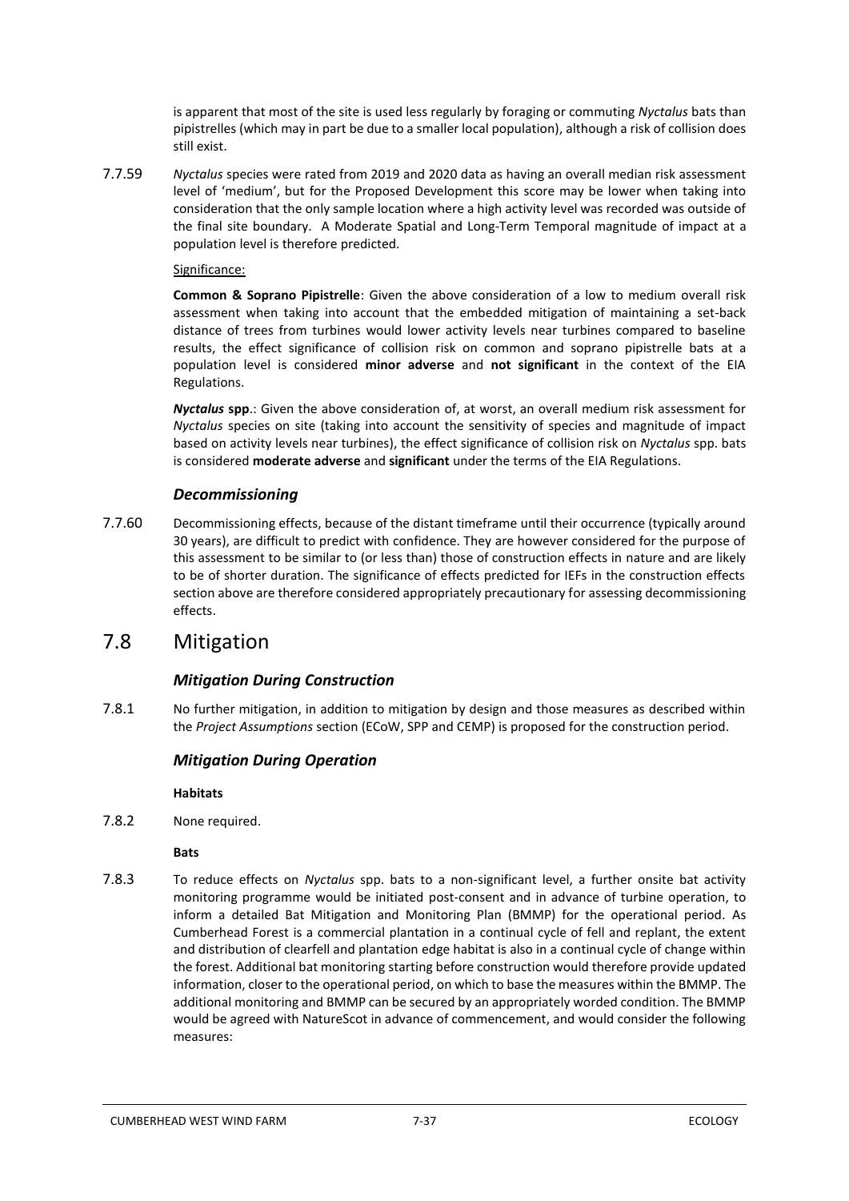is apparent that most of the site is used less regularly by foraging or commuting *Nyctalus* bats than pipistrelles (which may in part be due to a smaller local population), although a risk of collision does still exist.

7.7.59 *Nyctalus* species were rated from 2019 and 2020 data as having an overall median risk assessment level of 'medium', but for the Proposed Development this score may be lower when taking into consideration that the only sample location where a high activity level was recorded was outside of the final site boundary. A Moderate Spatial and Long-Term Temporal magnitude of impact at a population level is therefore predicted.

Significance:

**Common & Soprano Pipistrelle**: Given the above consideration of a low to medium overall risk assessment when taking into account that the embedded mitigation of maintaining a set-back distance of trees from turbines would lower activity levels near turbines compared to baseline results, the effect significance of collision risk on common and soprano pipistrelle bats at a population level is considered **minor adverse** and **not significant** in the context of the EIA Regulations.

***Nyctalus* spp.**: Given the above consideration of, at worst, an overall medium risk assessment for *Nyctalus* species on site (taking into account the sensitivity of species and magnitude of impact based on activity levels near turbines), the effect significance of collision risk on *Nyctalus* spp. bats is considered **moderate adverse** and **significant** under the terms of the EIA Regulations.

### *Decommissioning*

7.7.60 Decommissioning effects, because of the distant timeframe until their occurrence (typically around 30 years), are difficult to predict with confidence. They are however considered for the purpose of this assessment to be similar to (or less than) those of construction effects in nature and are likely to be of shorter duration. The significance of effects predicted for IEFs in the construction effects section above are therefore considered appropriately precautionary for assessing decommissioning effects.

## 7.8 Mitigation

### *Mitigation During Construction*

7.8.1 No further mitigation, in addition to mitigation by design and those measures as described within the *Project Assumptions* section (ECoW, SPP and CEMP) is proposed for the construction period.

### *Mitigation During Operation*

**Habitats**

7.8.2 None required.

**Bats**

7.8.3 To reduce effects on *Nyctalus* spp. bats to a non-significant level, a further onsite bat activity monitoring programme would be initiated post-consent and in advance of turbine operation, to inform a detailed Bat Mitigation and Monitoring Plan (BMMP) for the operational period. As Cumberhead Forest is a commercial plantation in a continual cycle of fell and replant, the extent and distribution of clearfell and plantation edge habitat is also in a continual cycle of change within the forest. Additional bat monitoring starting before construction would therefore provide updated information, closer to the operational period, on which to base the measures within the BMMP. The additional monitoring and BMMP can be secured by an appropriately worded condition. The BMMP would be agreed with NatureScot in advance of commencement, and would consider the following measures: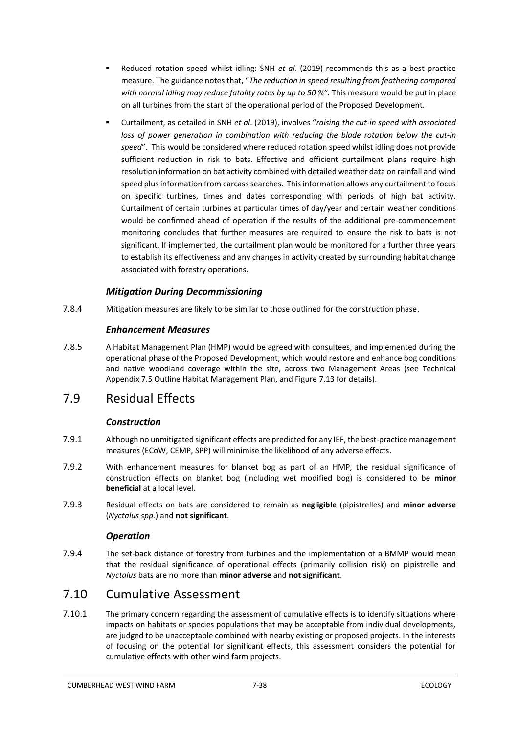- Reduced rotation speed whilst idling: SNH *et al*. (2019) recommends this as a best practice measure. The guidance notes that, "*The reduction in speed resulting from feathering compared with normal idling may reduce fatality rates by up to 50 %".* This measure would be put in place on all turbines from the start of the operational period of the Proposed Development.
- Curtailment, as detailed in SNH *et al*. (2019), involves "*raising the cut-in speed with associated loss of power generation in combination with reducing the blade rotation below the cut-in speed*". This would be considered where reduced rotation speed whilst idling does not provide sufficient reduction in risk to bats. Effective and efficient curtailment plans require high resolution information on bat activity combined with detailed weather data on rainfall and wind speed plus information from carcass searches. This information allows any curtailment to focus on specific turbines, times and dates corresponding with periods of high bat activity. Curtailment of certain turbines at particular times of day/year and certain weather conditions would be confirmed ahead of operation if the results of the additional pre-commencement monitoring concludes that further measures are required to ensure the risk to bats is not significant. If implemented, the curtailment plan would be monitored for a further three years to establish its effectiveness and any changes in activity created by surrounding habitat change associated with forestry operations.

### *Mitigation During Decommissioning*

7.8.4 Mitigation measures are likely to be similar to those outlined for the construction phase.

### *Enhancement Measures*

7.8.5 A Habitat Management Plan (HMP) would be agreed with consultees, and implemented during the operational phase of the Proposed Development, which would restore and enhance bog conditions and native woodland coverage within the site, across two Management Areas (see Technical Appendix 7.5 Outline Habitat Management Plan, and Figure 7.13 for details).

## 7.9 Residual Effects

### *Construction*

7.9.1 Although no unmitigated significant effects are predicted for any IEF, the best-practice management measures (ECoW, CEMP, SPP) will minimise the likelihood of any adverse effects.

7.9.2 With enhancement measures for blanket bog as part of an HMP, the residual significance of construction effects on blanket bog (including wet modified bog) is considered to be **minor beneficial** at a local level.

7.9.3 Residual effects on bats are considered to remain as **negligible** (pipistrelles) and **minor adverse** (*Nyctalus spp.*) and **not significant**.

### *Operation*

7.9.4 The set-back distance of forestry from turbines and the implementation of a BMMP would mean that the residual significance of operational effects (primarily collision risk) on pipistrelle and *Nyctalus* bats are no more than **minor adverse** and **not significant**.

## 7.10 Cumulative Assessment

7.10.1 The primary concern regarding the assessment of cumulative effects is to identify situations where impacts on habitats or species populations that may be acceptable from individual developments, are judged to be unacceptable combined with nearby existing or proposed projects. In the interests of focusing on the potential for significant effects, this assessment considers the potential for cumulative effects with other wind farm projects.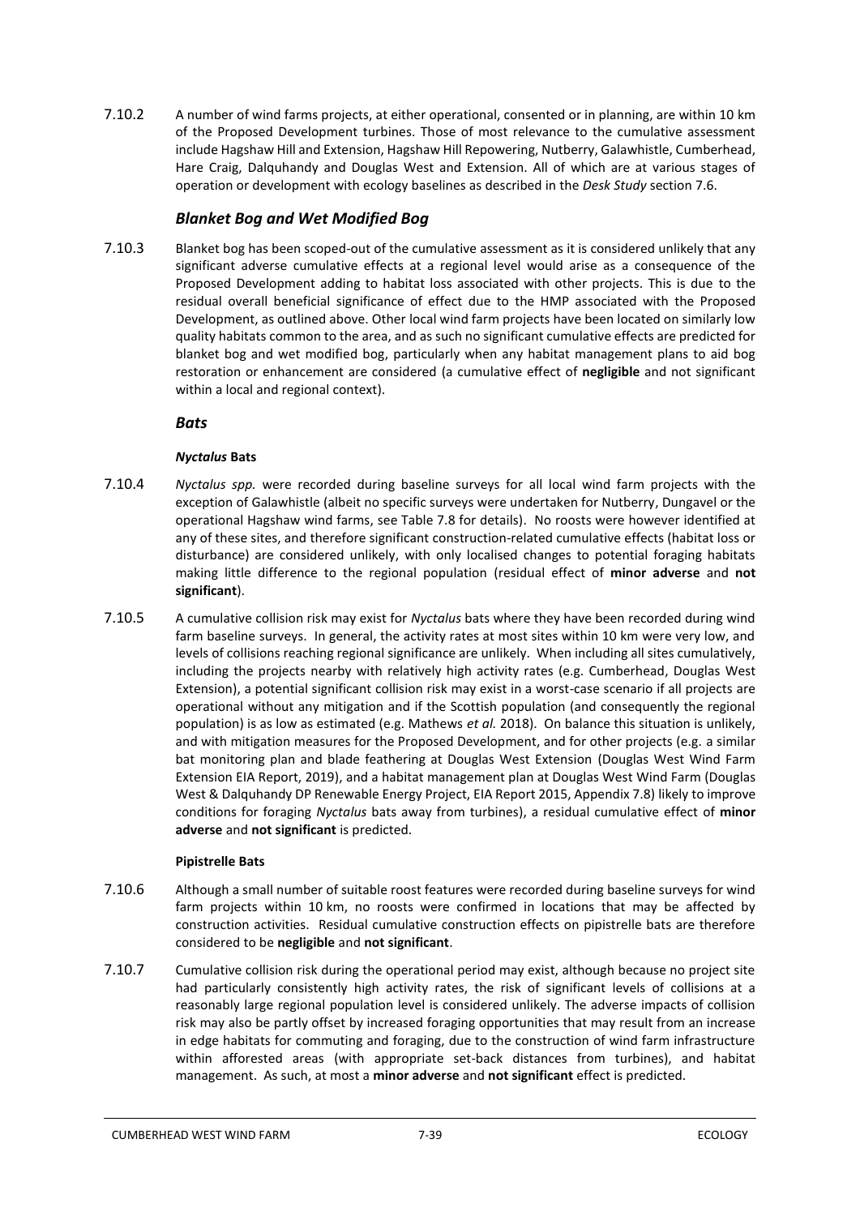7.10.2 A number of wind farms projects, at either operational, consented or in planning, are within 10 km of the Proposed Development turbines. Those of most relevance to the cumulative assessment include Hagshaw Hill and Extension, Hagshaw Hill Repowering, Nutberry, Galawhistle, Cumberhead, Hare Craig, Dalquhandy and Douglas West and Extension. All of which are at various stages of operation or development with ecology baselines as described in the *Desk Study* section 7.6.

### *Blanket Bog and Wet Modified Bog*

7.10.3 Blanket bog has been scoped-out of the cumulative assessment as it is considered unlikely that any significant adverse cumulative effects at a regional level would arise as a consequence of the Proposed Development adding to habitat loss associated with other projects. This is due to the residual overall beneficial significance of effect due to the HMP associated with the Proposed Development, as outlined above. Other local wind farm projects have been located on similarly low quality habitats common to the area, and as such no significant cumulative effects are predicted for blanket bog and wet modified bog, particularly when any habitat management plans to aid bog restoration or enhancement are considered (a cumulative effect of **negligible** and not significant within a local and regional context).

### *Bats*

#### ***Nyctalus* Bats**

7.10.4 *Nyctalus spp.* were recorded during baseline surveys for all local wind farm projects with the exception of Galawhistle (albeit no specific surveys were undertaken for Nutberry, Dungavel or the operational Hagshaw wind farms, see Table 7.8 for details). No roosts were however identified at any of these sites, and therefore significant construction-related cumulative effects (habitat loss or disturbance) are considered unlikely, with only localised changes to potential foraging habitats making little difference to the regional population (residual effect of **minor adverse** and **not significant**).

7.10.5 A cumulative collision risk may exist for *Nyctalus* bats where they have been recorded during wind farm baseline surveys. In general, the activity rates at most sites within 10 km were very low, and levels of collisions reaching regional significance are unlikely. When including all sites cumulatively, including the projects nearby with relatively high activity rates (e.g. Cumberhead, Douglas West Extension), a potential significant collision risk may exist in a worst-case scenario if all projects are operational without any mitigation and if the Scottish population (and consequently the regional population) is as low as estimated (e.g. Mathews *et al.* 2018). On balance this situation is unlikely, and with mitigation measures for the Proposed Development, and for other projects (e.g. a similar bat monitoring plan and blade feathering at Douglas West Extension (Douglas West Wind Farm Extension EIA Report, 2019), and a habitat management plan at Douglas West Wind Farm (Douglas West & Dalquhandy DP Renewable Energy Project, EIA Report 2015, Appendix 7.8) likely to improve conditions for foraging *Nyctalus* bats away from turbines), a residual cumulative effect of **minor adverse** and **not significant** is predicted.

#### **Pipistrelle Bats**

7.10.6 Although a small number of suitable roost features were recorded during baseline surveys for wind farm projects within 10 km, no roosts were confirmed in locations that may be affected by construction activities. Residual cumulative construction effects on pipistrelle bats are therefore considered to be **negligible** and **not significant**.

7.10.7 Cumulative collision risk during the operational period may exist, although because no project site had particularly consistently high activity rates, the risk of significant levels of collisions at a reasonably large regional population level is considered unlikely. The adverse impacts of collision risk may also be partly offset by increased foraging opportunities that may result from an increase in edge habitats for commuting and foraging, due to the construction of wind farm infrastructure within afforested areas (with appropriate set-back distances from turbines), and habitat management. As such, at most a **minor adverse** and **not significant** effect is predicted.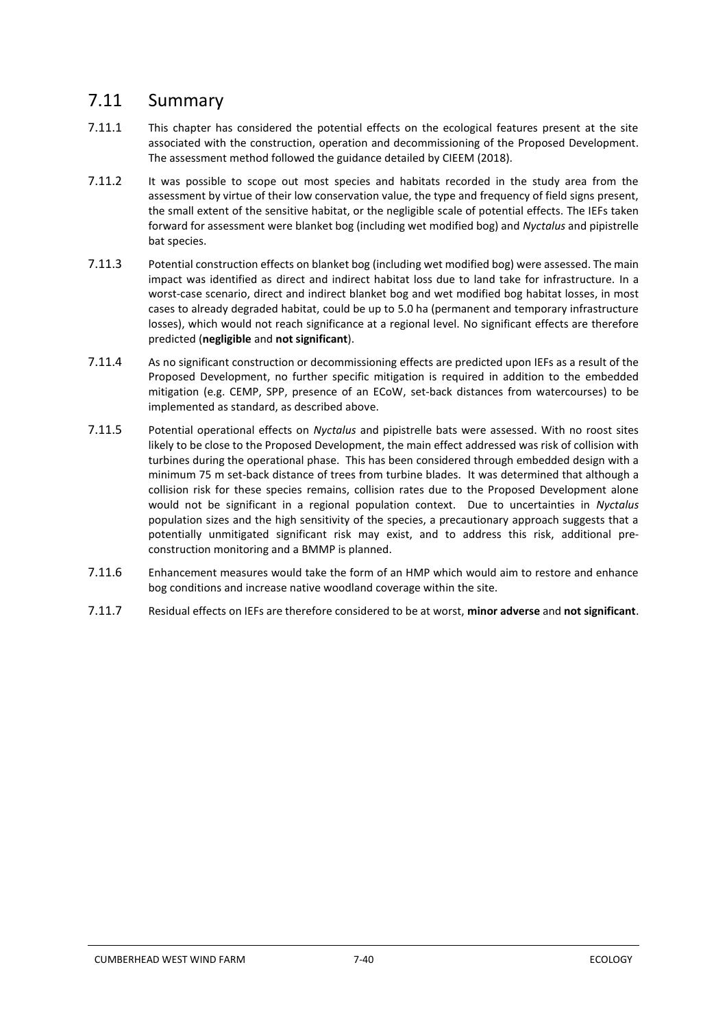## 7.11 Summary

7.11.1 This chapter has considered the potential effects on the ecological features present at the site associated with the construction, operation and decommissioning of the Proposed Development. The assessment method followed the guidance detailed by CIEEM (2018).

7.11.2 It was possible to scope out most species and habitats recorded in the study area from the assessment by virtue of their low conservation value, the type and frequency of field signs present, the small extent of the sensitive habitat, or the negligible scale of potential effects. The IEFs taken forward for assessment were blanket bog (including wet modified bog) and *Nyctalus* and pipistrelle bat species.

7.11.3 Potential construction effects on blanket bog (including wet modified bog) were assessed. The main impact was identified as direct and indirect habitat loss due to land take for infrastructure. In a worst-case scenario, direct and indirect blanket bog and wet modified bog habitat losses, in most cases to already degraded habitat, could be up to 5.0 ha (permanent and temporary infrastructure losses), which would not reach significance at a regional level. No significant effects are therefore predicted (**negligible** and **not significant**).

7.11.4 As no significant construction or decommissioning effects are predicted upon IEFs as a result of the Proposed Development, no further specific mitigation is required in addition to the embedded mitigation (e.g. CEMP, SPP, presence of an ECoW, set-back distances from watercourses) to be implemented as standard, as described above.

7.11.5 Potential operational effects on *Nyctalus* and pipistrelle bats were assessed. With no roost sites likely to be close to the Proposed Development, the main effect addressed was risk of collision with turbines during the operational phase. This has been considered through embedded design with a minimum 75 m set-back distance of trees from turbine blades. It was determined that although a collision risk for these species remains, collision rates due to the Proposed Development alone would not be significant in a regional population context. Due to uncertainties in *Nyctalus* population sizes and the high sensitivity of the species, a precautionary approach suggests that a potentially unmitigated significant risk may exist, and to address this risk, additional pre-construction monitoring and a BMMP is planned.

7.11.6 Enhancement measures would take the form of an HMP which would aim to restore and enhance bog conditions and increase native woodland coverage within the site.

7.11.7 Residual effects on IEFs are therefore considered to be at worst, **minor adverse** and **not significant**.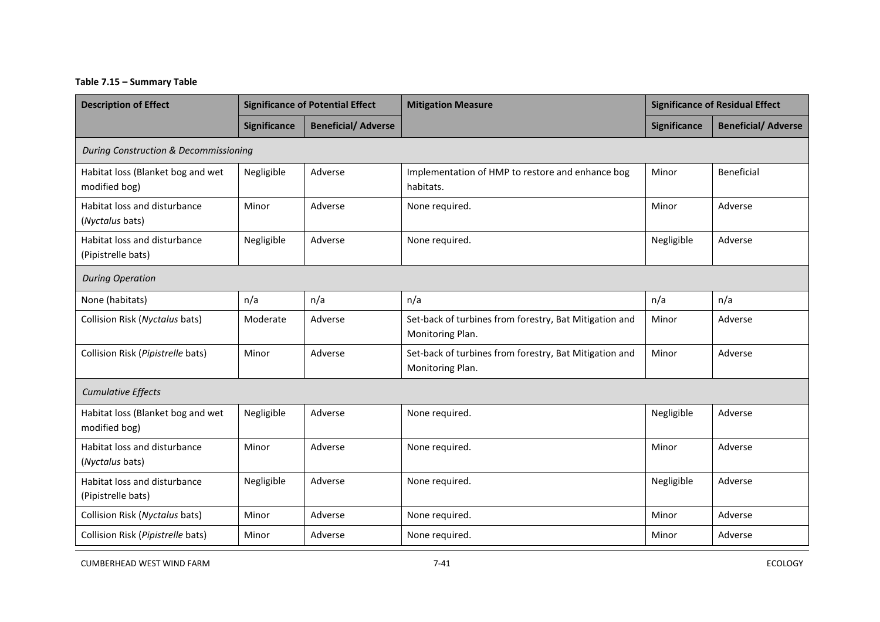**Table 7.15 – Summary Table**

| Description of Effect | Significance of Potential Effect | | Mitigation Measure | Significance of Residual Effect | |
|---|---|---|---|---|---|
| | Significance | Beneficial/ Adverse | | Significance | Beneficial/ Adverse |
| *During Construction & Decommissioning* | | | | | |
| Habitat loss (Blanket bog and wet modified bog) | Negligible | Adverse | Implementation of HMP to restore and enhance bog habitats. | Minor | Beneficial |
| Habitat loss and disturbance (*Nyctalus* bats) | Minor | Adverse | None required. | Minor | Adverse |
| Habitat loss and disturbance (Pipistrelle bats) | Negligible | Adverse | None required. | Negligible | Adverse |
| *During Operation* | | | | | |
| None (habitats) | n/a | n/a | n/a | n/a | n/a |
| Collision Risk (*Nyctalus* bats) | Moderate | Adverse | Set-back of turbines from forestry, Bat Mitigation and Monitoring Plan. | Minor | Adverse |
| Collision Risk (*Pipistrelle* bats) | Minor | Adverse | Set-back of turbines from forestry, Bat Mitigation and Monitoring Plan. | Minor | Adverse |
| *Cumulative Effects* | | | | | |
| Habitat loss (Blanket bog and wet modified bog) | Negligible | Adverse | None required. | Negligible | Adverse |
| Habitat loss and disturbance (*Nyctalus* bats) | Minor | Adverse | None required. | Minor | Adverse |
| Habitat loss and disturbance (Pipistrelle bats) | Negligible | Adverse | None required. | Negligible | Adverse |
| Collision Risk (*Nyctalus* bats) | Minor | Adverse | None required. | Minor | Adverse |
| Collision Risk (*Pipistrelle* bats) | Minor | Adverse | None required. | Minor | Adverse |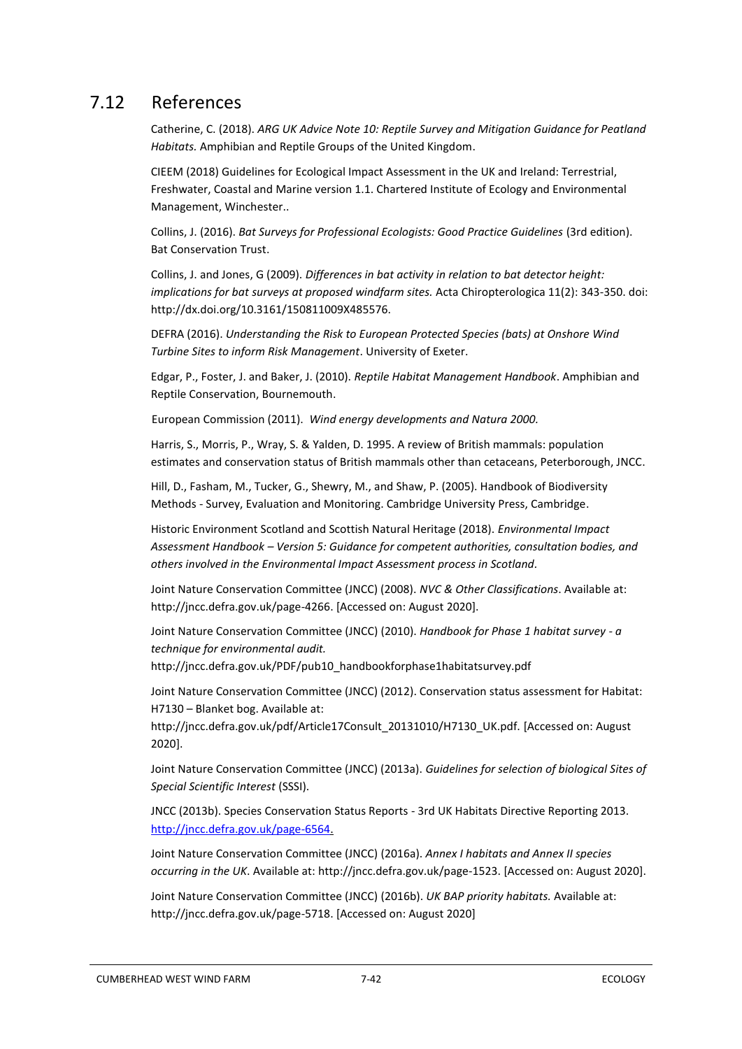## 7.12 References

Catherine, C. (2018). *ARG UK Advice Note 10: Reptile Survey and Mitigation Guidance for Peatland Habitats.* Amphibian and Reptile Groups of the United Kingdom.

CIEEM (2018) Guidelines for Ecological Impact Assessment in the UK and Ireland: Terrestrial, Freshwater, Coastal and Marine version 1.1. Chartered Institute of Ecology and Environmental Management, Winchester..

Collins, J. (2016). *Bat Surveys for Professional Ecologists: Good Practice Guidelines* (3rd edition). Bat Conservation Trust.

Collins, J. and Jones, G (2009). *Differences in bat activity in relation to bat detector height: implications for bat surveys at proposed windfarm sites.* Acta Chiropterologica 11(2): 343-350. doi: http://dx.doi.org/10.3161/150811009X485576.

DEFRA (2016). *Understanding the Risk to European Protected Species (bats) at Onshore Wind Turbine Sites to inform Risk Management*. University of Exeter.

Edgar, P., Foster, J. and Baker, J. (2010). *Reptile Habitat Management Handbook*. Amphibian and Reptile Conservation, Bournemouth.

European Commission (2011). *Wind energy developments and Natura 2000.*

Harris, S., Morris, P., Wray, S. & Yalden, D. 1995. A review of British mammals: population estimates and conservation status of British mammals other than cetaceans, Peterborough, JNCC.

Hill, D., Fasham, M., Tucker, G., Shewry, M., and Shaw, P. (2005). Handbook of Biodiversity Methods - Survey, Evaluation and Monitoring. Cambridge University Press, Cambridge.

Historic Environment Scotland and Scottish Natural Heritage (2018). *Environmental Impact Assessment Handbook – Version 5: Guidance for competent authorities, consultation bodies, and others involved in the Environmental Impact Assessment process in Scotland*.

Joint Nature Conservation Committee (JNCC) (2008). *NVC & Other Classifications*. Available at: http://jncc.defra.gov.uk/page-4266. [Accessed on: August 2020].

Joint Nature Conservation Committee (JNCC) (2010). *Handbook for Phase 1 habitat survey - a technique for environmental audit.* http://jncc.defra.gov.uk/PDF/pub10_handbookforphase1habitatsurvey.pdf

Joint Nature Conservation Committee (JNCC) (2012). Conservation status assessment for Habitat: H7130 – Blanket bog. Available at: http://jncc.defra.gov.uk/pdf/Article17Consult_20131010/H7130_UK.pdf. [Accessed on: August 2020].

Joint Nature Conservation Committee (JNCC) (2013a). *Guidelines for selection of biological Sites of Special Scientific Interest* (SSSI).

JNCC (2013b). Species Conservation Status Reports - 3rd UK Habitats Directive Reporting 2013. http://jncc.defra.gov.uk/page-6564.

Joint Nature Conservation Committee (JNCC) (2016a). *Annex I habitats and Annex II species occurring in the UK*. Available at: http://jncc.defra.gov.uk/page-1523. [Accessed on: August 2020].

Joint Nature Conservation Committee (JNCC) (2016b). *UK BAP priority habitats.* Available at: http://jncc.defra.gov.uk/page-5718. [Accessed on: August 2020]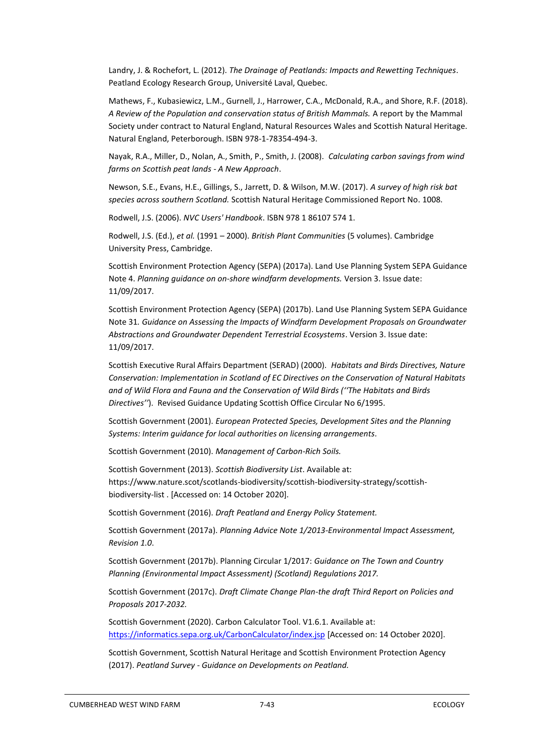Landry, J. & Rochefort, L. (2012). *The Drainage of Peatlands: Impacts and Rewetting Techniques*. Peatland Ecology Research Group, Université Laval, Quebec.

Mathews, F., Kubasiewicz, L.M., Gurnell, J., Harrower, C.A., McDonald, R.A., and Shore, R.F. (2018). *A Review of the Population and conservation status of British Mammals.* A report by the Mammal Society under contract to Natural England, Natural Resources Wales and Scottish Natural Heritage. Natural England, Peterborough. ISBN 978-1-78354-494-3.

Nayak, R.A., Miller, D., Nolan, A., Smith, P., Smith, J. (2008). *Calculating carbon savings from wind farms on Scottish peat lands - A New Approach*.

Newson, S.E., Evans, H.E., Gillings, S., Jarrett, D. & Wilson, M.W. (2017). *A survey of high risk bat species across southern Scotland.* Scottish Natural Heritage Commissioned Report No. 1008.

Rodwell, J.S. (2006). *NVC Users' Handbook*. ISBN 978 1 86107 574 1.

Rodwell, J.S. (Ed.), *et al.* (1991 – 2000). *British Plant Communities* (5 volumes). Cambridge University Press, Cambridge.

Scottish Environment Protection Agency (SEPA) (2017a). Land Use Planning System SEPA Guidance Note 4. *Planning guidance on on-shore windfarm developments.* Version 3. Issue date: 11/09/2017.

Scottish Environment Protection Agency (SEPA) (2017b). Land Use Planning System SEPA Guidance Note 31*. Guidance on Assessing the Impacts of Windfarm Development Proposals on Groundwater Abstractions and Groundwater Dependent Terrestrial Ecosystems*. Version 3. Issue date: 11/09/2017.

Scottish Executive Rural Affairs Department (SERAD) (2000). *Habitats and Birds Directives, Nature Conservation: Implementation in Scotland of EC Directives on the Conservation of Natural Habitats and of Wild Flora and Fauna and the Conservation of Wild Birds (''The Habitats and Birds Directives''*). Revised Guidance Updating Scottish Office Circular No 6/1995.

Scottish Government (2001). *European Protected Species, Development Sites and the Planning Systems: Interim guidance for local authorities on licensing arrangements*.

Scottish Government (2010). *Management of Carbon-Rich Soils.*

Scottish Government (2013). *Scottish Biodiversity List*. Available at: https://www.nature.scot/scotlands-biodiversity/scottish-biodiversity-strategy/scottish-biodiversity-list . [Accessed on: 14 October 2020].

Scottish Government (2016). *Draft Peatland and Energy Policy Statement.*

Scottish Government (2017a). *Planning Advice Note 1/2013-Environmental Impact Assessment, Revision 1.0*.

Scottish Government (2017b). Planning Circular 1/2017: *Guidance on The Town and Country Planning (Environmental Impact Assessment) (Scotland) Regulations 2017.*

Scottish Government (2017c). *Draft Climate Change Plan-the draft Third Report on Policies and Proposals 2017-2032.*

Scottish Government (2020). Carbon Calculator Tool. V1.6.1. Available at: https://informatics.sepa.org.uk/CarbonCalculator/index.jsp [Accessed on: 14 October 2020].

Scottish Government, Scottish Natural Heritage and Scottish Environment Protection Agency (2017). *Peatland Survey - Guidance on Developments on Peatland.*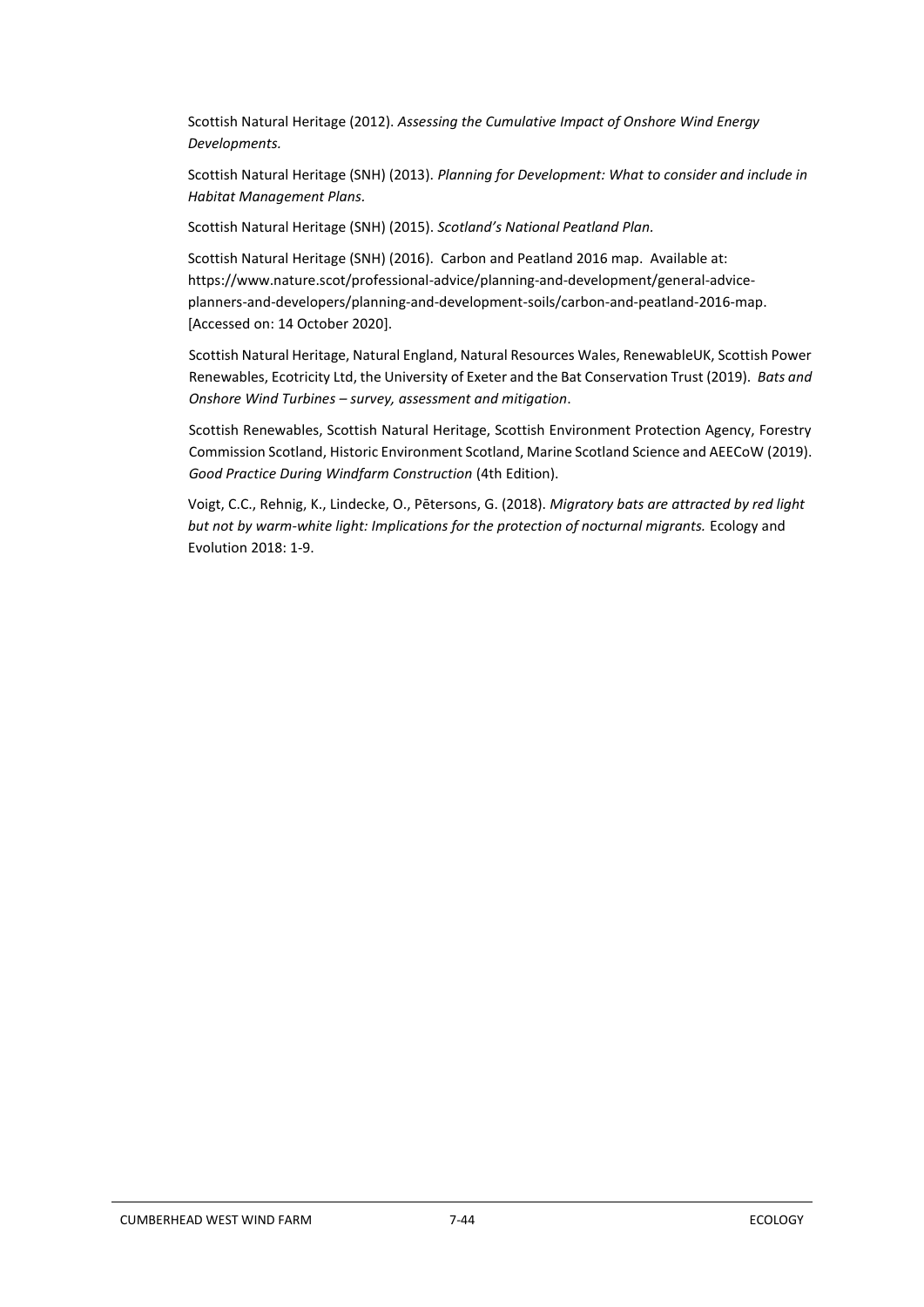Scottish Natural Heritage (2012). *Assessing the Cumulative Impact of Onshore Wind Energy Developments.*

Scottish Natural Heritage (SNH) (2013). *Planning for Development: What to consider and include in Habitat Management Plans*.

Scottish Natural Heritage (SNH) (2015). *Scotland's National Peatland Plan.*

Scottish Natural Heritage (SNH) (2016). Carbon and Peatland 2016 map. Available at: https://www.nature.scot/professional-advice/planning-and-development/general-advice-planners-and-developers/planning-and-development-soils/carbon-and-peatland-2016-map. [Accessed on: 14 October 2020].

Scottish Natural Heritage, Natural England, Natural Resources Wales, RenewableUK, Scottish Power Renewables, Ecotricity Ltd, the University of Exeter and the Bat Conservation Trust (2019). *Bats and Onshore Wind Turbines – survey, assessment and mitigation*.

Scottish Renewables, Scottish Natural Heritage, Scottish Environment Protection Agency, Forestry Commission Scotland, Historic Environment Scotland, Marine Scotland Science and AEECoW (2019). *Good Practice During Windfarm Construction* (4th Edition).

Voigt, C.C., Rehnig, K., Lindecke, O., Pētersons, G. (2018). *Migratory bats are attracted by red light but not by warm-white light: Implications for the protection of nocturnal migrants.* Ecology and Evolution 2018: 1-9.